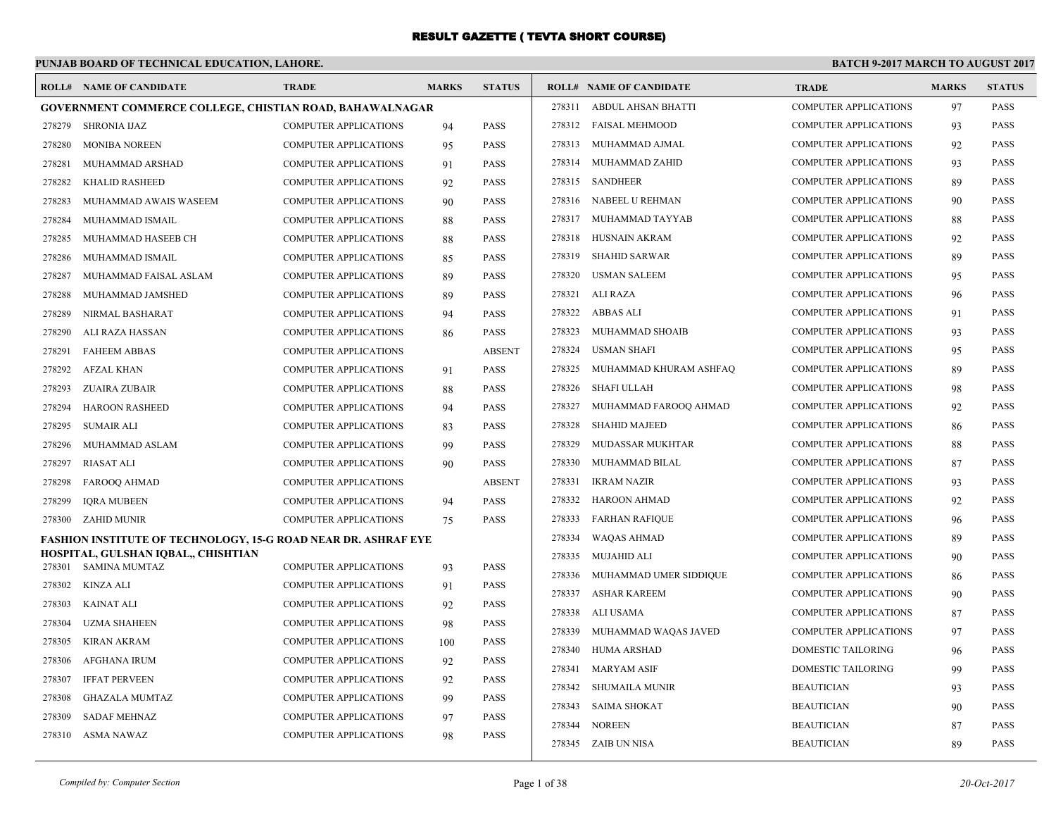# RESULT GAZETTE ( TEVTA SHORT COURSE)

## PUNJAB BOARD OF TECHNICAL EDUCATION, LAHORE.

**BATCH 9-2017 MARCH TO AUGUST 2017**

### GOVERNMENT COMMERCE COLLEGE, CHISTIAN ROAD, BAHAWALNAGAR

| ROLL# | NAME OF CANDIDATE | TRADE | MARKS | STATUS |
|---|---|---|---|---|
| 278279 | SHRONIA IJAZ | COMPUTER APPLICATIONS | 94 | PASS |
| 278280 | MONIBA NOREEN | COMPUTER APPLICATIONS | 95 | PASS |
| 278281 | MUHAMMAD ARSHAD | COMPUTER APPLICATIONS | 91 | PASS |
| 278282 | KHALID RASHEED | COMPUTER APPLICATIONS | 92 | PASS |
| 278283 | MUHAMMAD AWAIS WASEEM | COMPUTER APPLICATIONS | 90 | PASS |
| 278284 | MUHAMMAD ISMAIL | COMPUTER APPLICATIONS | 88 | PASS |
| 278285 | MUHAMMAD HASEEB CH | COMPUTER APPLICATIONS | 88 | PASS |
| 278286 | MUHAMMAD ISMAIL | COMPUTER APPLICATIONS | 85 | PASS |
| 278287 | MUHAMMAD FAISAL ASLAM | COMPUTER APPLICATIONS | 89 | PASS |
| 278288 | MUHAMMAD JAMSHED | COMPUTER APPLICATIONS | 89 | PASS |
| 278289 | NIRMAL BASHARAT | COMPUTER APPLICATIONS | 94 | PASS |
| 278290 | ALI RAZA HASSAN | COMPUTER APPLICATIONS | 86 | PASS |
| 278291 | FAHEEM ABBAS | COMPUTER APPLICATIONS | | ABSENT |
| 278292 | AFZAL KHAN | COMPUTER APPLICATIONS | 91 | PASS |
| 278293 | ZUAIRA ZUBAIR | COMPUTER APPLICATIONS | 88 | PASS |
| 278294 | HAROON RASHEED | COMPUTER APPLICATIONS | 94 | PASS |
| 278295 | SUMAIR ALI | COMPUTER APPLICATIONS | 83 | PASS |
| 278296 | MUHAMMAD ASLAM | COMPUTER APPLICATIONS | 99 | PASS |
| 278297 | RIASAT ALI | COMPUTER APPLICATIONS | 90 | PASS |
| 278298 | FAROOQ AHMAD | COMPUTER APPLICATIONS | | ABSENT |
| 278299 | IQRA MUBEEN | COMPUTER APPLICATIONS | 94 | PASS |
| 278300 | ZAHID MUNIR | COMPUTER APPLICATIONS | 75 | PASS |

### FASHION INSTITUTE OF TECHNOLOGY, 15-G ROAD NEAR DR. ASHRAF EYE HOSPITAL, GULSHAN IQBAL,, CHISHTIAN

| ROLL# | NAME OF CANDIDATE | TRADE | MARKS | STATUS |
|---|---|---|---|---|
| 278301 | SAMINA MUMTAZ | COMPUTER APPLICATIONS | 93 | PASS |
| 278302 | KINZA ALI | COMPUTER APPLICATIONS | 91 | PASS |
| 278303 | KAINAT ALI | COMPUTER APPLICATIONS | 92 | PASS |
| 278304 | UZMA SHAHEEN | COMPUTER APPLICATIONS | 98 | PASS |
| 278305 | KIRAN AKRAM | COMPUTER APPLICATIONS | 100 | PASS |
| 278306 | AFGHANA IRUM | COMPUTER APPLICATIONS | 92 | PASS |
| 278307 | IFFAT PERVEEN | COMPUTER APPLICATIONS | 92 | PASS |
| 278308 | GHAZALA MUMTAZ | COMPUTER APPLICATIONS | 99 | PASS |
| 278309 | SADAF MEHNAZ | COMPUTER APPLICATIONS | 97 | PASS |
| 278310 | ASMA NAWAZ | COMPUTER APPLICATIONS | 98 | PASS |
| 278311 | ABDUL AHSAN BHATTI | COMPUTER APPLICATIONS | 97 | PASS |
| 278312 | FAISAL MEHMOOD | COMPUTER APPLICATIONS | 93 | PASS |
| 278313 | MUHAMMAD AJMAL | COMPUTER APPLICATIONS | 92 | PASS |
| 278314 | MUHAMMAD ZAHID | COMPUTER APPLICATIONS | 93 | PASS |
| 278315 | SANDHEER | COMPUTER APPLICATIONS | 89 | PASS |
| 278316 | NABEEL U REHMAN | COMPUTER APPLICATIONS | 90 | PASS |
| 278317 | MUHAMMAD TAYYAB | COMPUTER APPLICATIONS | 88 | PASS |
| 278318 | HUSNAIN AKRAM | COMPUTER APPLICATIONS | 92 | PASS |
| 278319 | SHAHID SARWAR | COMPUTER APPLICATIONS | 89 | PASS |
| 278320 | USMAN SALEEM | COMPUTER APPLICATIONS | 95 | PASS |
| 278321 | ALI RAZA | COMPUTER APPLICATIONS | 96 | PASS |
| 278322 | ABBAS ALI | COMPUTER APPLICATIONS | 91 | PASS |
| 278323 | MUHAMMAD SHOAIB | COMPUTER APPLICATIONS | 93 | PASS |
| 278324 | USMAN SHAFI | COMPUTER APPLICATIONS | 95 | PASS |
| 278325 | MUHAMMAD KHURAM ASHFAQ | COMPUTER APPLICATIONS | 89 | PASS |
| 278326 | SHAFI ULLAH | COMPUTER APPLICATIONS | 98 | PASS |
| 278327 | MUHAMMAD FAROOQ AHMAD | COMPUTER APPLICATIONS | 92 | PASS |
| 278328 | SHAHID MAJEED | COMPUTER APPLICATIONS | 86 | PASS |
| 278329 | MUDASSAR MUKHTAR | COMPUTER APPLICATIONS | 88 | PASS |
| 278330 | MUHAMMAD BILAL | COMPUTER APPLICATIONS | 87 | PASS |
| 278331 | IKRAM NAZIR | COMPUTER APPLICATIONS | 93 | PASS |
| 278332 | HAROON AHMAD | COMPUTER APPLICATIONS | 92 | PASS |
| 278333 | FARHAN RAFIQUE | COMPUTER APPLICATIONS | 96 | PASS |
| 278334 | WAQAS AHMAD | COMPUTER APPLICATIONS | 89 | PASS |
| 278335 | MUJAHID ALI | COMPUTER APPLICATIONS | 90 | PASS |
| 278336 | MUHAMMAD UMER SIDDIQUE | COMPUTER APPLICATIONS | 86 | PASS |
| 278337 | ASHAR KAREEM | COMPUTER APPLICATIONS | 90 | PASS |
| 278338 | ALI USAMA | COMPUTER APPLICATIONS | 87 | PASS |
| 278339 | MUHAMMAD WAQAS JAVED | COMPUTER APPLICATIONS | 97 | PASS |
| 278340 | HUMA ARSHAD | DOMESTIC TAILORING | 96 | PASS |
| 278341 | MARYAM ASIF | DOMESTIC TAILORING | 99 | PASS |
| 278342 | SHUMAILA MUNIR | BEAUTICIAN | 93 | PASS |
| 278343 | SAIMA SHOKAT | BEAUTICIAN | 90 | PASS |
| 278344 | NOREEN | BEAUTICIAN | 87 | PASS |
| 278345 | ZAIB UN NISA | BEAUTICIAN | 89 | PASS |

*Compiled by: Computer Section*

*20-Oct-2017*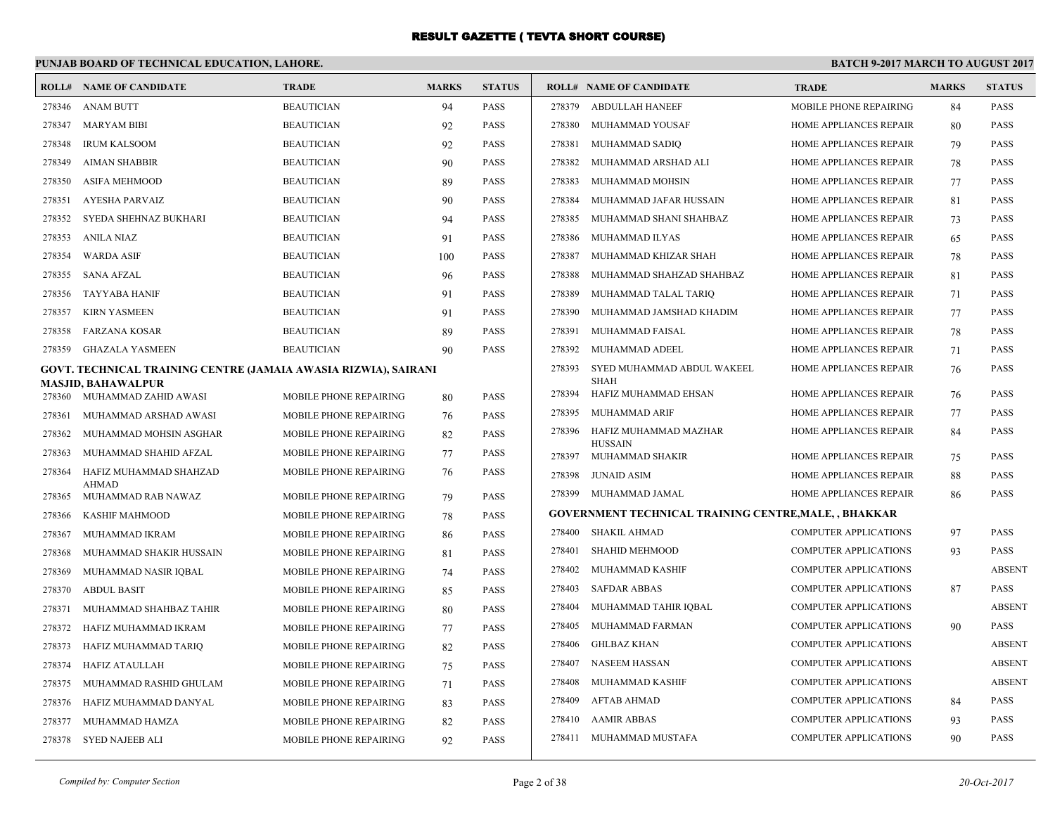# RESULT GAZETTE ( TEVTA SHORT COURSE)

**PUNJAB BOARD OF TECHNICAL EDUCATION, LAHORE.** **BATCH 9-2017 MARCH TO AUGUST 2017**

| ROLL# | NAME OF CANDIDATE | TRADE | MARKS | STATUS |
|---|---|---|---|---|
| 278346 | ANAM BUTT | BEAUTICIAN | 94 | PASS |
| 278347 | MARYAM BIBI | BEAUTICIAN | 92 | PASS |
| 278348 | IRUM KALSOOM | BEAUTICIAN | 92 | PASS |
| 278349 | AIMAN SHABBIR | BEAUTICIAN | 90 | PASS |
| 278350 | ASIFA MEHMOOD | BEAUTICIAN | 89 | PASS |
| 278351 | AYESHA PARVAIZ | BEAUTICIAN | 90 | PASS |
| 278352 | SYEDA SHEHNAZ BUKHARI | BEAUTICIAN | 94 | PASS |
| 278353 | ANILA NIAZ | BEAUTICIAN | 91 | PASS |
| 278354 | WARDA ASIF | BEAUTICIAN | 100 | PASS |
| 278355 | SANA AFZAL | BEAUTICIAN | 96 | PASS |
| 278356 | TAYYABA HANIF | BEAUTICIAN | 91 | PASS |
| 278357 | KIRN YASMEEN | BEAUTICIAN | 91 | PASS |
| 278358 | FARZANA KOSAR | BEAUTICIAN | 89 | PASS |
| 278359 | GHAZALA YASMEEN | BEAUTICIAN | 90 | PASS |

**GOVT. TECHNICAL TRAINING CENTRE (JAMAIA AWASIA RIZWIA), SAIRANI MASJID, BAHAWALPUR**

| ROLL# | NAME OF CANDIDATE | TRADE | MARKS | STATUS |
|---|---|---|---|---|
| 278360 | MUHAMMAD ZAHID AWASI | MOBILE PHONE REPAIRING | 80 | PASS |
| 278361 | MUHAMMAD ARSHAD AWASI | MOBILE PHONE REPAIRING | 76 | PASS |
| 278362 | MUHAMMAD MOHSIN ASGHAR | MOBILE PHONE REPAIRING | 82 | PASS |
| 278363 | MUHAMMAD SHAHID AFZAL | MOBILE PHONE REPAIRING | 77 | PASS |
| 278364 | HAFIZ MUHAMMAD SHAHZAD AHMAD | MOBILE PHONE REPAIRING | 76 | PASS |
| 278365 | MUHAMMAD RAB NAWAZ | MOBILE PHONE REPAIRING | 79 | PASS |
| 278366 | KASHIF MAHMOOD | MOBILE PHONE REPAIRING | 78 | PASS |
| 278367 | MUHAMMAD IKRAM | MOBILE PHONE REPAIRING | 86 | PASS |
| 278368 | MUHAMMAD SHAKIR HUSSAIN | MOBILE PHONE REPAIRING | 81 | PASS |
| 278369 | MUHAMMAD NASIR IQBAL | MOBILE PHONE REPAIRING | 74 | PASS |
| 278370 | ABDUL BASIT | MOBILE PHONE REPAIRING | 85 | PASS |
| 278371 | MUHAMMAD SHAHBAZ TAHIR | MOBILE PHONE REPAIRING | 80 | PASS |
| 278372 | HAFIZ MUHAMMAD IKRAM | MOBILE PHONE REPAIRING | 77 | PASS |
| 278373 | HAFIZ MUHAMMAD TARIQ | MOBILE PHONE REPAIRING | 82 | PASS |
| 278374 | HAFIZ ATAULLAH | MOBILE PHONE REPAIRING | 75 | PASS |
| 278375 | MUHAMMAD RASHID GHULAM | MOBILE PHONE REPAIRING | 71 | PASS |
| 278376 | HAFIZ MUHAMMAD DANYAL | MOBILE PHONE REPAIRING | 83 | PASS |
| 278377 | MUHAMMAD HAMZA | MOBILE PHONE REPAIRING | 82 | PASS |
| 278378 | SYED NAJEEB ALI | MOBILE PHONE REPAIRING | 92 | PASS |
| 278379 | ABDULLAH HANEEF | MOBILE PHONE REPAIRING | 84 | PASS |
| 278380 | MUHAMMAD YOUSAF | HOME APPLIANCES REPAIR | 80 | PASS |
| 278381 | MUHAMMAD SADIQ | HOME APPLIANCES REPAIR | 79 | PASS |
| 278382 | MUHAMMAD ARSHAD ALI | HOME APPLIANCES REPAIR | 78 | PASS |
| 278383 | MUHAMMAD MOHSIN | HOME APPLIANCES REPAIR | 77 | PASS |
| 278384 | MUHAMMAD JAFAR HUSSAIN | HOME APPLIANCES REPAIR | 81 | PASS |
| 278385 | MUHAMMAD SHANI SHAHBAZ | HOME APPLIANCES REPAIR | 73 | PASS |
| 278386 | MUHAMMAD ILYAS | HOME APPLIANCES REPAIR | 65 | PASS |
| 278387 | MUHAMMAD KHIZAR SHAH | HOME APPLIANCES REPAIR | 78 | PASS |
| 278388 | MUHAMMAD SHAHZAD SHAHBAZ | HOME APPLIANCES REPAIR | 81 | PASS |
| 278389 | MUHAMMAD TALAL TARIQ | HOME APPLIANCES REPAIR | 71 | PASS |
| 278390 | MUHAMMAD JAMSHAD KHADIM | HOME APPLIANCES REPAIR | 77 | PASS |
| 278391 | MUHAMMAD FAISAL | HOME APPLIANCES REPAIR | 78 | PASS |
| 278392 | MUHAMMAD ADEEL | HOME APPLIANCES REPAIR | 71 | PASS |
| 278393 | SYED MUHAMMAD ABDUL WAKEEL SHAH | HOME APPLIANCES REPAIR | 76 | PASS |
| 278394 | HAFIZ MUHAMMAD EHSAN | HOME APPLIANCES REPAIR | 76 | PASS |
| 278395 | MUHAMMAD ARIF | HOME APPLIANCES REPAIR | 77 | PASS |
| 278396 | HAFIZ MUHAMMAD MAZHAR HUSSAIN | HOME APPLIANCES REPAIR | 84 | PASS |
| 278397 | MUHAMMAD SHAKIR | HOME APPLIANCES REPAIR | 75 | PASS |
| 278398 | JUNAID ASIM | HOME APPLIANCES REPAIR | 88 | PASS |
| 278399 | MUHAMMAD JAMAL | HOME APPLIANCES REPAIR | 86 | PASS |

**GOVERNMENT TECHNICAL TRAINING CENTRE,MALE, , BHAKKAR**

| ROLL# | NAME OF CANDIDATE | TRADE | MARKS | STATUS |
|---|---|---|---|---|
| 278400 | SHAKIL AHMAD | COMPUTER APPLICATIONS | 97 | PASS |
| 278401 | SHAHID MEHMOOD | COMPUTER APPLICATIONS | 93 | PASS |
| 278402 | MUHAMMAD KASHIF | COMPUTER APPLICATIONS | | ABSENT |
| 278403 | SAFDAR ABBAS | COMPUTER APPLICATIONS | 87 | PASS |
| 278404 | MUHAMMAD TAHIR IQBAL | COMPUTER APPLICATIONS | | ABSENT |
| 278405 | MUHAMMAD FARMAN | COMPUTER APPLICATIONS | 90 | PASS |
| 278406 | GHLBAZ KHAN | COMPUTER APPLICATIONS | | ABSENT |
| 278407 | NASEEM HASSAN | COMPUTER APPLICATIONS | | ABSENT |
| 278408 | MUHAMMAD KASHIF | COMPUTER APPLICATIONS | | ABSENT |
| 278409 | AFTAB AHMAD | COMPUTER APPLICATIONS | 84 | PASS |
| 278410 | AAMIR ABBAS | COMPUTER APPLICATIONS | 93 | PASS |
| 278411 | MUHAMMAD MUSTAFA | COMPUTER APPLICATIONS | 90 | PASS |

*Compiled by: Computer Section* *20-Oct-2017*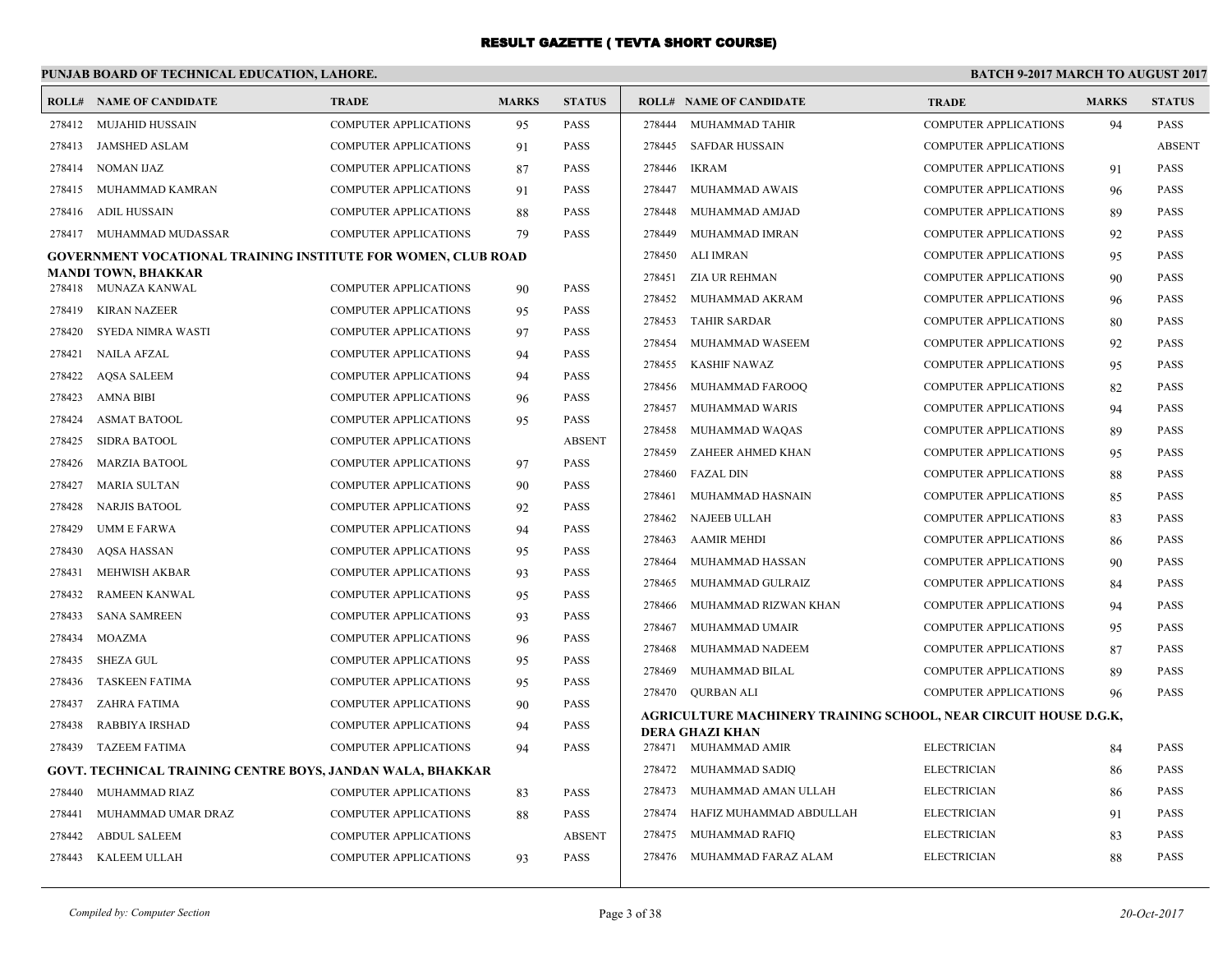# RESULT GAZETTE ( TEVTA SHORT COURSE)

**PUNJAB BOARD OF TECHNICAL EDUCATION, LAHORE.** — **BATCH 9-2017 MARCH TO AUGUST 2017**

| ROLL# | NAME OF CANDIDATE | TRADE | MARKS | STATUS |
|---|---|---|---|---|
| 278412 | MUJAHID HUSSAIN | COMPUTER APPLICATIONS | 95 | PASS |
| 278413 | JAMSHED ASLAM | COMPUTER APPLICATIONS | 91 | PASS |
| 278414 | NOMAN IJAZ | COMPUTER APPLICATIONS | 87 | PASS |
| 278415 | MUHAMMAD KAMRAN | COMPUTER APPLICATIONS | 91 | PASS |
| 278416 | ADIL HUSSAIN | COMPUTER APPLICATIONS | 88 | PASS |
| 278417 | MUHAMMAD MUDASSAR | COMPUTER APPLICATIONS | 79 | PASS |

**GOVERNMENT VOCATIONAL TRAINING INSTITUTE FOR WOMEN, CLUB ROAD MANDI TOWN, BHAKKAR**

| ROLL# | NAME OF CANDIDATE | TRADE | MARKS | STATUS |
|---|---|---|---|---|
| 278418 | MUNAZA KANWAL | COMPUTER APPLICATIONS | 90 | PASS |
| 278419 | KIRAN NAZEER | COMPUTER APPLICATIONS | 95 | PASS |
| 278420 | SYEDA NIMRA WASTI | COMPUTER APPLICATIONS | 97 | PASS |
| 278421 | NAILA AFZAL | COMPUTER APPLICATIONS | 94 | PASS |
| 278422 | AQSA SALEEM | COMPUTER APPLICATIONS | 94 | PASS |
| 278423 | AMNA BIBI | COMPUTER APPLICATIONS | 96 | PASS |
| 278424 | ASMAT BATOOL | COMPUTER APPLICATIONS | 95 | PASS |
| 278425 | SIDRA BATOOL | COMPUTER APPLICATIONS | | ABSENT |
| 278426 | MARZIA BATOOL | COMPUTER APPLICATIONS | 97 | PASS |
| 278427 | MARIA SULTAN | COMPUTER APPLICATIONS | 90 | PASS |
| 278428 | NARJIS BATOOL | COMPUTER APPLICATIONS | 92 | PASS |
| 278429 | UMM E FARWA | COMPUTER APPLICATIONS | 94 | PASS |
| 278430 | AQSA HASSAN | COMPUTER APPLICATIONS | 95 | PASS |
| 278431 | MEHWISH AKBAR | COMPUTER APPLICATIONS | 93 | PASS |
| 278432 | RAMEEN KANWAL | COMPUTER APPLICATIONS | 95 | PASS |
| 278433 | SANA SAMREEN | COMPUTER APPLICATIONS | 93 | PASS |
| 278434 | MOAZMA | COMPUTER APPLICATIONS | 96 | PASS |
| 278435 | SHEZA GUL | COMPUTER APPLICATIONS | 95 | PASS |
| 278436 | TASKEEN FATIMA | COMPUTER APPLICATIONS | 95 | PASS |
| 278437 | ZAHRA FATIMA | COMPUTER APPLICATIONS | 90 | PASS |
| 278438 | RABBIYA IRSHAD | COMPUTER APPLICATIONS | 94 | PASS |
| 278439 | TAZEEM FATIMA | COMPUTER APPLICATIONS | 94 | PASS |

**GOVT. TECHNICAL TRAINING CENTRE BOYS, JANDAN WALA, BHAKKAR**

| ROLL# | NAME OF CANDIDATE | TRADE | MARKS | STATUS |
|---|---|---|---|---|
| 278440 | MUHAMMAD RIAZ | COMPUTER APPLICATIONS | 83 | PASS |
| 278441 | MUHAMMAD UMAR DRAZ | COMPUTER APPLICATIONS | 88 | PASS |
| 278442 | ABDUL SALEEM | COMPUTER APPLICATIONS | | ABSENT |
| 278443 | KALEEM ULLAH | COMPUTER APPLICATIONS | 93 | PASS |
| 278444 | MUHAMMAD TAHIR | COMPUTER APPLICATIONS | 94 | PASS |
| 278445 | SAFDAR HUSSAIN | COMPUTER APPLICATIONS | | ABSENT |
| 278446 | IKRAM | COMPUTER APPLICATIONS | 91 | PASS |
| 278447 | MUHAMMAD AWAIS | COMPUTER APPLICATIONS | 96 | PASS |
| 278448 | MUHAMMAD AMJAD | COMPUTER APPLICATIONS | 89 | PASS |
| 278449 | MUHAMMAD IMRAN | COMPUTER APPLICATIONS | 92 | PASS |
| 278450 | ALI IMRAN | COMPUTER APPLICATIONS | 95 | PASS |
| 278451 | ZIA UR REHMAN | COMPUTER APPLICATIONS | 90 | PASS |
| 278452 | MUHAMMAD AKRAM | COMPUTER APPLICATIONS | 96 | PASS |
| 278453 | TAHIR SARDAR | COMPUTER APPLICATIONS | 80 | PASS |
| 278454 | MUHAMMAD WASEEM | COMPUTER APPLICATIONS | 92 | PASS |
| 278455 | KASHIF NAWAZ | COMPUTER APPLICATIONS | 95 | PASS |
| 278456 | MUHAMMAD FAROOQ | COMPUTER APPLICATIONS | 82 | PASS |
| 278457 | MUHAMMAD WARIS | COMPUTER APPLICATIONS | 94 | PASS |
| 278458 | MUHAMMAD WAQAS | COMPUTER APPLICATIONS | 89 | PASS |
| 278459 | ZAHEER AHMED KHAN | COMPUTER APPLICATIONS | 95 | PASS |
| 278460 | FAZAL DIN | COMPUTER APPLICATIONS | 88 | PASS |
| 278461 | MUHAMMAD HASNAIN | COMPUTER APPLICATIONS | 85 | PASS |
| 278462 | NAJEEB ULLAH | COMPUTER APPLICATIONS | 83 | PASS |
| 278463 | AAMIR MEHDI | COMPUTER APPLICATIONS | 86 | PASS |
| 278464 | MUHAMMAD HASSAN | COMPUTER APPLICATIONS | 90 | PASS |
| 278465 | MUHAMMAD GULRAIZ | COMPUTER APPLICATIONS | 84 | PASS |
| 278466 | MUHAMMAD RIZWAN KHAN | COMPUTER APPLICATIONS | 94 | PASS |
| 278467 | MUHAMMAD UMAIR | COMPUTER APPLICATIONS | 95 | PASS |
| 278468 | MUHAMMAD NADEEM | COMPUTER APPLICATIONS | 87 | PASS |
| 278469 | MUHAMMAD BILAL | COMPUTER APPLICATIONS | 89 | PASS |
| 278470 | QURBAN ALI | COMPUTER APPLICATIONS | 96 | PASS |

**AGRICULTURE MACHINERY TRAINING SCHOOL, NEAR CIRCUIT HOUSE D.G.K, DERA GHAZI KHAN**

| ROLL# | NAME OF CANDIDATE | TRADE | MARKS | STATUS |
|---|---|---|---|---|
| 278471 | MUHAMMAD AMIR | ELECTRICIAN | 84 | PASS |
| 278472 | MUHAMMAD SADIQ | ELECTRICIAN | 86 | PASS |
| 278473 | MUHAMMAD AMAN ULLAH | ELECTRICIAN | 86 | PASS |
| 278474 | HAFIZ MUHAMMAD ABDULLAH | ELECTRICIAN | 91 | PASS |
| 278475 | MUHAMMAD RAFIQ | ELECTRICIAN | 83 | PASS |
| 278476 | MUHAMMAD FARAZ ALAM | ELECTRICIAN | 88 | PASS |

*Compiled by: Computer Section* — *20-Oct-2017*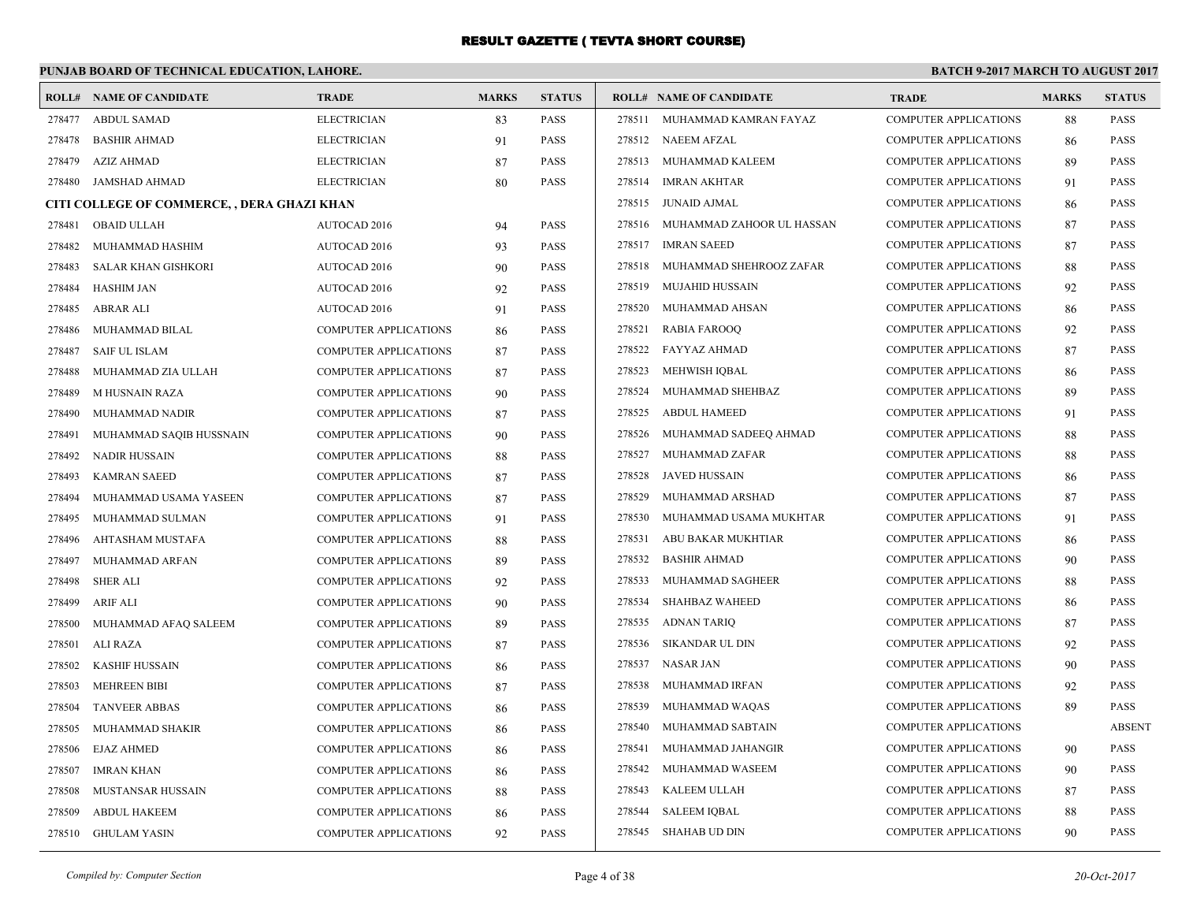# RESULT GAZETTE ( TEVTA SHORT COURSE)

**PUNJAB BOARD OF TECHNICAL EDUCATION, LAHORE.** **BATCH 9-2017 MARCH TO AUGUST 2017**

| ROLL# | NAME OF CANDIDATE | TRADE | MARKS | STATUS |
|---|---|---|---|---|
| 278477 | ABDUL SAMAD | ELECTRICIAN | 83 | PASS |
| 278478 | BASHIR AHMAD | ELECTRICIAN | 91 | PASS |
| 278479 | AZIZ AHMAD | ELECTRICIAN | 87 | PASS |
| 278480 | JAMSHAD AHMAD | ELECTRICIAN | 80 | PASS |

**CITI COLLEGE OF COMMERCE, , DERA GHAZI KHAN**

| ROLL# | NAME OF CANDIDATE | TRADE | MARKS | STATUS |
|---|---|---|---|---|
| 278481 | OBAID ULLAH | AUTOCAD 2016 | 94 | PASS |
| 278482 | MUHAMMAD HASHIM | AUTOCAD 2016 | 93 | PASS |
| 278483 | SALAR KHAN GISHKORI | AUTOCAD 2016 | 90 | PASS |
| 278484 | HASHIM JAN | AUTOCAD 2016 | 92 | PASS |
| 278485 | ABRAR ALI | AUTOCAD 2016 | 91 | PASS |
| 278486 | MUHAMMAD BILAL | COMPUTER APPLICATIONS | 86 | PASS |
| 278487 | SAIF UL ISLAM | COMPUTER APPLICATIONS | 87 | PASS |
| 278488 | MUHAMMAD ZIA ULLAH | COMPUTER APPLICATIONS | 87 | PASS |
| 278489 | M HUSNAIN RAZA | COMPUTER APPLICATIONS | 90 | PASS |
| 278490 | MUHAMMAD NADIR | COMPUTER APPLICATIONS | 87 | PASS |
| 278491 | MUHAMMAD SAQIB HUSSNAIN | COMPUTER APPLICATIONS | 90 | PASS |
| 278492 | NADIR HUSSAIN | COMPUTER APPLICATIONS | 88 | PASS |
| 278493 | KAMRAN SAEED | COMPUTER APPLICATIONS | 87 | PASS |
| 278494 | MUHAMMAD USAMA YASEEN | COMPUTER APPLICATIONS | 87 | PASS |
| 278495 | MUHAMMAD SULMAN | COMPUTER APPLICATIONS | 91 | PASS |
| 278496 | AHTASHAM MUSTAFA | COMPUTER APPLICATIONS | 88 | PASS |
| 278497 | MUHAMMAD ARFAN | COMPUTER APPLICATIONS | 89 | PASS |
| 278498 | SHER ALI | COMPUTER APPLICATIONS | 92 | PASS |
| 278499 | ARIF ALI | COMPUTER APPLICATIONS | 90 | PASS |
| 278500 | MUHAMMAD AFAQ SALEEM | COMPUTER APPLICATIONS | 89 | PASS |
| 278501 | ALI RAZA | COMPUTER APPLICATIONS | 87 | PASS |
| 278502 | KASHIF HUSSAIN | COMPUTER APPLICATIONS | 86 | PASS |
| 278503 | MEHREEN BIBI | COMPUTER APPLICATIONS | 87 | PASS |
| 278504 | TANVEER ABBAS | COMPUTER APPLICATIONS | 86 | PASS |
| 278505 | MUHAMMAD SHAKIR | COMPUTER APPLICATIONS | 86 | PASS |
| 278506 | EJAZ AHMED | COMPUTER APPLICATIONS | 86 | PASS |
| 278507 | IMRAN KHAN | COMPUTER APPLICATIONS | 86 | PASS |
| 278508 | MUSTANSAR HUSSAIN | COMPUTER APPLICATIONS | 88 | PASS |
| 278509 | ABDUL HAKEEM | COMPUTER APPLICATIONS | 86 | PASS |
| 278510 | GHULAM YASIN | COMPUTER APPLICATIONS | 92 | PASS |
| 278511 | MUHAMMAD KAMRAN FAYAZ | COMPUTER APPLICATIONS | 88 | PASS |
| 278512 | NAEEM AFZAL | COMPUTER APPLICATIONS | 86 | PASS |
| 278513 | MUHAMMAD KALEEM | COMPUTER APPLICATIONS | 89 | PASS |
| 278514 | IMRAN AKHTAR | COMPUTER APPLICATIONS | 91 | PASS |
| 278515 | JUNAID AJMAL | COMPUTER APPLICATIONS | 86 | PASS |
| 278516 | MUHAMMAD ZAHOOR UL HASSAN | COMPUTER APPLICATIONS | 87 | PASS |
| 278517 | IMRAN SAEED | COMPUTER APPLICATIONS | 87 | PASS |
| 278518 | MUHAMMAD SHEHROOZ ZAFAR | COMPUTER APPLICATIONS | 88 | PASS |
| 278519 | MUJAHID HUSSAIN | COMPUTER APPLICATIONS | 92 | PASS |
| 278520 | MUHAMMAD AHSAN | COMPUTER APPLICATIONS | 86 | PASS |
| 278521 | RABIA FAROOQ | COMPUTER APPLICATIONS | 92 | PASS |
| 278522 | FAYYAZ AHMAD | COMPUTER APPLICATIONS | 87 | PASS |
| 278523 | MEHWISH IQBAL | COMPUTER APPLICATIONS | 86 | PASS |
| 278524 | MUHAMMAD SHEHBAZ | COMPUTER APPLICATIONS | 89 | PASS |
| 278525 | ABDUL HAMEED | COMPUTER APPLICATIONS | 91 | PASS |
| 278526 | MUHAMMAD SADEEQ AHMAD | COMPUTER APPLICATIONS | 88 | PASS |
| 278527 | MUHAMMAD ZAFAR | COMPUTER APPLICATIONS | 88 | PASS |
| 278528 | JAVED HUSSAIN | COMPUTER APPLICATIONS | 86 | PASS |
| 278529 | MUHAMMAD ARSHAD | COMPUTER APPLICATIONS | 87 | PASS |
| 278530 | MUHAMMAD USAMA MUKHTAR | COMPUTER APPLICATIONS | 91 | PASS |
| 278531 | ABU BAKAR MUKHTIAR | COMPUTER APPLICATIONS | 86 | PASS |
| 278532 | BASHIR AHMAD | COMPUTER APPLICATIONS | 90 | PASS |
| 278533 | MUHAMMAD SAGHEER | COMPUTER APPLICATIONS | 88 | PASS |
| 278534 | SHAHBAZ WAHEED | COMPUTER APPLICATIONS | 86 | PASS |
| 278535 | ADNAN TARIQ | COMPUTER APPLICATIONS | 87 | PASS |
| 278536 | SIKANDAR UL DIN | COMPUTER APPLICATIONS | 92 | PASS |
| 278537 | NASAR JAN | COMPUTER APPLICATIONS | 90 | PASS |
| 278538 | MUHAMMAD IRFAN | COMPUTER APPLICATIONS | 92 | PASS |
| 278539 | MUHAMMAD WAQAS | COMPUTER APPLICATIONS | 89 | PASS |
| 278540 | MUHAMMAD SABTAIN | COMPUTER APPLICATIONS | | ABSENT |
| 278541 | MUHAMMAD JAHANGIR | COMPUTER APPLICATIONS | 90 | PASS |
| 278542 | MUHAMMAD WASEEM | COMPUTER APPLICATIONS | 90 | PASS |
| 278543 | KALEEM ULLAH | COMPUTER APPLICATIONS | 87 | PASS |
| 278544 | SALEEM IQBAL | COMPUTER APPLICATIONS | 88 | PASS |
| 278545 | SHAHAB UD DIN | COMPUTER APPLICATIONS | 90 | PASS |

*Compiled by: Computer Section* *20-Oct-2017*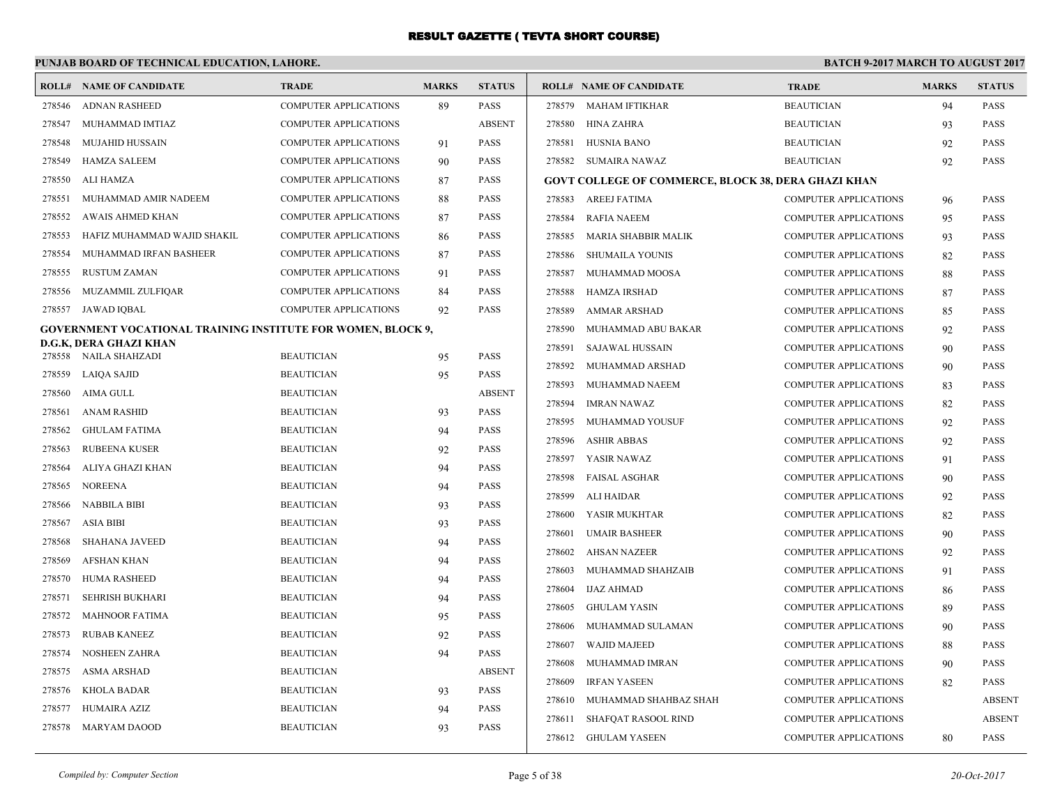# RESULT GAZETTE ( TEVTA SHORT COURSE)

**PUNJAB BOARD OF TECHNICAL EDUCATION, LAHORE.** — **BATCH 9-2017 MARCH TO AUGUST 2017**

| ROLL# | NAME OF CANDIDATE | TRADE | MARKS | STATUS |
|---|---|---|---|---|
| 278546 | ADNAN RASHEED | COMPUTER APPLICATIONS | 89 | PASS |
| 278547 | MUHAMMAD IMTIAZ | COMPUTER APPLICATIONS | | ABSENT |
| 278548 | MUJAHID HUSSAIN | COMPUTER APPLICATIONS | 91 | PASS |
| 278549 | HAMZA SALEEM | COMPUTER APPLICATIONS | 90 | PASS |
| 278550 | ALI HAMZA | COMPUTER APPLICATIONS | 87 | PASS |
| 278551 | MUHAMMAD AMIR NADEEM | COMPUTER APPLICATIONS | 88 | PASS |
| 278552 | AWAIS AHMED KHAN | COMPUTER APPLICATIONS | 87 | PASS |
| 278553 | HAFIZ MUHAMMAD WAJID SHAKIL | COMPUTER APPLICATIONS | 86 | PASS |
| 278554 | MUHAMMAD IRFAN BASHEER | COMPUTER APPLICATIONS | 87 | PASS |
| 278555 | RUSTUM ZAMAN | COMPUTER APPLICATIONS | 91 | PASS |
| 278556 | MUZAMMIL ZULFIQAR | COMPUTER APPLICATIONS | 84 | PASS |
| 278557 | JAWAD IQBAL | COMPUTER APPLICATIONS | 92 | PASS |

**GOVERNMENT VOCATIONAL TRAINING INSTITUTE FOR WOMEN, BLOCK 9, D.G.K, DERA GHAZI KHAN**

| ROLL# | NAME OF CANDIDATE | TRADE | MARKS | STATUS |
|---|---|---|---|---|
| 278558 | NAILA SHAHZADI | BEAUTICIAN | 95 | PASS |
| 278559 | LAIQA SAJID | BEAUTICIAN | 95 | PASS |
| 278560 | AIMA GULL | BEAUTICIAN | | ABSENT |
| 278561 | ANAM RASHID | BEAUTICIAN | 93 | PASS |
| 278562 | GHULAM FATIMA | BEAUTICIAN | 94 | PASS |
| 278563 | RUBEENA KUSER | BEAUTICIAN | 92 | PASS |
| 278564 | ALIYA GHAZI KHAN | BEAUTICIAN | 94 | PASS |
| 278565 | NOREENA | BEAUTICIAN | 94 | PASS |
| 278566 | NABBILA BIBI | BEAUTICIAN | 93 | PASS |
| 278567 | ASIA BIBI | BEAUTICIAN | 93 | PASS |
| 278568 | SHAHANA JAVEED | BEAUTICIAN | 94 | PASS |
| 278569 | AFSHAN KHAN | BEAUTICIAN | 94 | PASS |
| 278570 | HUMA RASHEED | BEAUTICIAN | 94 | PASS |
| 278571 | SEHRISH BUKHARI | BEAUTICIAN | 94 | PASS |
| 278572 | MAHNOOR FATIMA | BEAUTICIAN | 95 | PASS |
| 278573 | RUBAB KANEEZ | BEAUTICIAN | 92 | PASS |
| 278574 | NOSHEEN ZAHRA | BEAUTICIAN | 94 | PASS |
| 278575 | ASMA ARSHAD | BEAUTICIAN | | ABSENT |
| 278576 | KHOLA BADAR | BEAUTICIAN | 93 | PASS |
| 278577 | HUMAIRA AZIZ | BEAUTICIAN | 94 | PASS |
| 278578 | MARYAM DAOOD | BEAUTICIAN | 93 | PASS |
| 278579 | MAHAM IFTIKHAR | BEAUTICIAN | 94 | PASS |
| 278580 | HINA ZAHRA | BEAUTICIAN | 93 | PASS |
| 278581 | HUSNIA BANO | BEAUTICIAN | 92 | PASS |
| 278582 | SUMAIRA NAWAZ | BEAUTICIAN | 92 | PASS |

**GOVT COLLEGE OF COMMERCE, BLOCK 38, DERA GHAZI KHAN**

| ROLL# | NAME OF CANDIDATE | TRADE | MARKS | STATUS |
|---|---|---|---|---|
| 278583 | AREEJ FATIMA | COMPUTER APPLICATIONS | 96 | PASS |
| 278584 | RAFIA NAEEM | COMPUTER APPLICATIONS | 95 | PASS |
| 278585 | MARIA SHABBIR MALIK | COMPUTER APPLICATIONS | 93 | PASS |
| 278586 | SHUMAILA YOUNIS | COMPUTER APPLICATIONS | 82 | PASS |
| 278587 | MUHAMMAD MOOSA | COMPUTER APPLICATIONS | 88 | PASS |
| 278588 | HAMZA IRSHAD | COMPUTER APPLICATIONS | 87 | PASS |
| 278589 | AMMAR ARSHAD | COMPUTER APPLICATIONS | 85 | PASS |
| 278590 | MUHAMMAD ABU BAKAR | COMPUTER APPLICATIONS | 92 | PASS |
| 278591 | SAJAWAL HUSSAIN | COMPUTER APPLICATIONS | 90 | PASS |
| 278592 | MUHAMMAD ARSHAD | COMPUTER APPLICATIONS | 90 | PASS |
| 278593 | MUHAMMAD NAEEM | COMPUTER APPLICATIONS | 83 | PASS |
| 278594 | IMRAN NAWAZ | COMPUTER APPLICATIONS | 82 | PASS |
| 278595 | MUHAMMAD YOUSUF | COMPUTER APPLICATIONS | 92 | PASS |
| 278596 | ASHIR ABBAS | COMPUTER APPLICATIONS | 92 | PASS |
| 278597 | YASIR NAWAZ | COMPUTER APPLICATIONS | 91 | PASS |
| 278598 | FAISAL ASGHAR | COMPUTER APPLICATIONS | 90 | PASS |
| 278599 | ALI HAIDAR | COMPUTER APPLICATIONS | 92 | PASS |
| 278600 | YASIR MUKHTAR | COMPUTER APPLICATIONS | 82 | PASS |
| 278601 | UMAIR BASHEER | COMPUTER APPLICATIONS | 90 | PASS |
| 278602 | AHSAN NAZEER | COMPUTER APPLICATIONS | 92 | PASS |
| 278603 | MUHAMMAD SHAHZAIB | COMPUTER APPLICATIONS | 91 | PASS |
| 278604 | IJAZ AHMAD | COMPUTER APPLICATIONS | 86 | PASS |
| 278605 | GHULAM YASIN | COMPUTER APPLICATIONS | 89 | PASS |
| 278606 | MUHAMMAD SULAMAN | COMPUTER APPLICATIONS | 90 | PASS |
| 278607 | WAJID MAJEED | COMPUTER APPLICATIONS | 88 | PASS |
| 278608 | MUHAMMAD IMRAN | COMPUTER APPLICATIONS | 90 | PASS |
| 278609 | IRFAN YASEEN | COMPUTER APPLICATIONS | 82 | PASS |
| 278610 | MUHAMMAD SHAHBAZ SHAH | COMPUTER APPLICATIONS | | ABSENT |
| 278611 | SHAFQAT RASOOL RIND | COMPUTER APPLICATIONS | | ABSENT |
| 278612 | GHULAM YASEEN | COMPUTER APPLICATIONS | 80 | PASS |

*Compiled by: Computer Section* — *20-Oct-2017*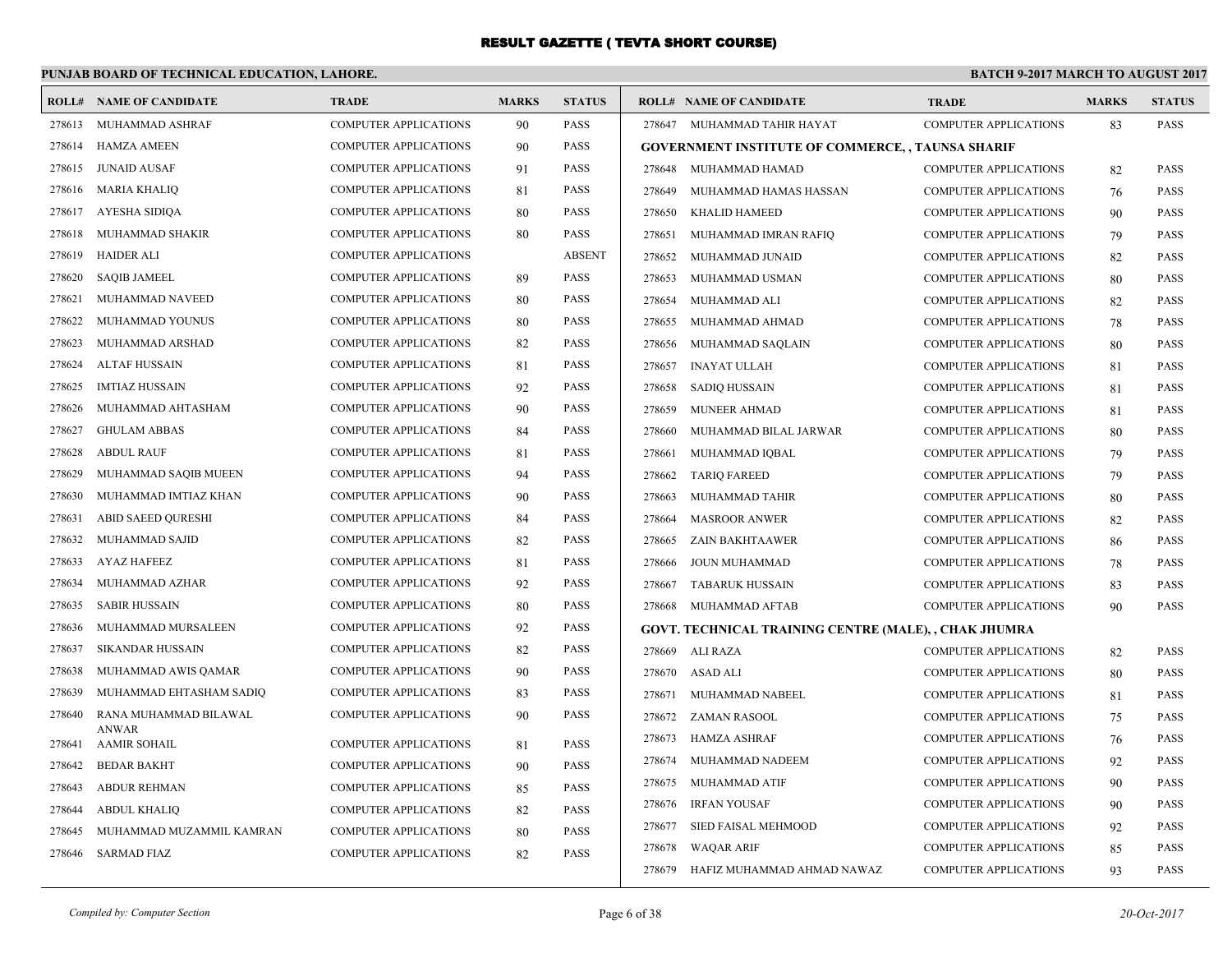# RESULT GAZETTE ( TEVTA SHORT COURSE)

**PUNJAB BOARD OF TECHNICAL EDUCATION, LAHORE.** **BATCH 9-2017 MARCH TO AUGUST 2017**

| ROLL# | NAME OF CANDIDATE | TRADE | MARKS | STATUS |
|---|---|---|---|---|
| 278613 | MUHAMMAD ASHRAF | COMPUTER APPLICATIONS | 90 | PASS |
| 278614 | HAMZA AMEEN | COMPUTER APPLICATIONS | 90 | PASS |
| 278615 | JUNAID AUSAF | COMPUTER APPLICATIONS | 91 | PASS |
| 278616 | MARIA KHALIQ | COMPUTER APPLICATIONS | 81 | PASS |
| 278617 | AYESHA SIDIQA | COMPUTER APPLICATIONS | 80 | PASS |
| 278618 | MUHAMMAD SHAKIR | COMPUTER APPLICATIONS | 80 | PASS |
| 278619 | HAIDER ALI | COMPUTER APPLICATIONS | | ABSENT |
| 278620 | SAQIB JAMEEL | COMPUTER APPLICATIONS | 89 | PASS |
| 278621 | MUHAMMAD NAVEED | COMPUTER APPLICATIONS | 80 | PASS |
| 278622 | MUHAMMAD YOUNUS | COMPUTER APPLICATIONS | 80 | PASS |
| 278623 | MUHAMMAD ARSHAD | COMPUTER APPLICATIONS | 82 | PASS |
| 278624 | ALTAF HUSSAIN | COMPUTER APPLICATIONS | 81 | PASS |
| 278625 | IMTIAZ HUSSAIN | COMPUTER APPLICATIONS | 92 | PASS |
| 278626 | MUHAMMAD AHTASHAM | COMPUTER APPLICATIONS | 90 | PASS |
| 278627 | GHULAM ABBAS | COMPUTER APPLICATIONS | 84 | PASS |
| 278628 | ABDUL RAUF | COMPUTER APPLICATIONS | 81 | PASS |
| 278629 | MUHAMMAD SAQIB MUEEN | COMPUTER APPLICATIONS | 94 | PASS |
| 278630 | MUHAMMAD IMTIAZ KHAN | COMPUTER APPLICATIONS | 90 | PASS |
| 278631 | ABID SAEED QURESHI | COMPUTER APPLICATIONS | 84 | PASS |
| 278632 | MUHAMMAD SAJID | COMPUTER APPLICATIONS | 82 | PASS |
| 278633 | AYAZ HAFEEZ | COMPUTER APPLICATIONS | 81 | PASS |
| 278634 | MUHAMMAD AZHAR | COMPUTER APPLICATIONS | 92 | PASS |
| 278635 | SABIR HUSSAIN | COMPUTER APPLICATIONS | 80 | PASS |
| 278636 | MUHAMMAD MURSALEEN | COMPUTER APPLICATIONS | 92 | PASS |
| 278637 | SIKANDAR HUSSAIN | COMPUTER APPLICATIONS | 82 | PASS |
| 278638 | MUHAMMAD AWIS QAMAR | COMPUTER APPLICATIONS | 90 | PASS |
| 278639 | MUHAMMAD EHTASHAM SADIQ | COMPUTER APPLICATIONS | 83 | PASS |
| 278640 | RANA MUHAMMAD BILAWAL ANWAR | COMPUTER APPLICATIONS | 90 | PASS |
| 278641 | AAMIR SOHAIL | COMPUTER APPLICATIONS | 81 | PASS |
| 278642 | BEDAR BAKHT | COMPUTER APPLICATIONS | 90 | PASS |
| 278643 | ABDUR REHMAN | COMPUTER APPLICATIONS | 85 | PASS |
| 278644 | ABDUL KHALIQ | COMPUTER APPLICATIONS | 82 | PASS |
| 278645 | MUHAMMAD MUZAMMIL KAMRAN | COMPUTER APPLICATIONS | 80 | PASS |
| 278646 | SARMAD FIAZ | COMPUTER APPLICATIONS | 82 | PASS |
| 278647 | MUHAMMAD TAHIR HAYAT | COMPUTER APPLICATIONS | 83 | PASS |

**GOVERNMENT INSTITUTE OF COMMERCE, , TAUNSA SHARIF**

| ROLL# | NAME OF CANDIDATE | TRADE | MARKS | STATUS |
|---|---|---|---|---|
| 278648 | MUHAMMAD HAMAD | COMPUTER APPLICATIONS | 82 | PASS |
| 278649 | MUHAMMAD HAMAS HASSAN | COMPUTER APPLICATIONS | 76 | PASS |
| 278650 | KHALID HAMEED | COMPUTER APPLICATIONS | 90 | PASS |
| 278651 | MUHAMMAD IMRAN RAFIQ | COMPUTER APPLICATIONS | 79 | PASS |
| 278652 | MUHAMMAD JUNAID | COMPUTER APPLICATIONS | 82 | PASS |
| 278653 | MUHAMMAD USMAN | COMPUTER APPLICATIONS | 80 | PASS |
| 278654 | MUHAMMAD ALI | COMPUTER APPLICATIONS | 82 | PASS |
| 278655 | MUHAMMAD AHMAD | COMPUTER APPLICATIONS | 78 | PASS |
| 278656 | MUHAMMAD SAQLAIN | COMPUTER APPLICATIONS | 80 | PASS |
| 278657 | INAYAT ULLAH | COMPUTER APPLICATIONS | 81 | PASS |
| 278658 | SADIQ HUSSAIN | COMPUTER APPLICATIONS | 81 | PASS |
| 278659 | MUNEER AHMAD | COMPUTER APPLICATIONS | 81 | PASS |
| 278660 | MUHAMMAD BILAL JARWAR | COMPUTER APPLICATIONS | 80 | PASS |
| 278661 | MUHAMMAD IQBAL | COMPUTER APPLICATIONS | 79 | PASS |
| 278662 | TARIQ FAREED | COMPUTER APPLICATIONS | 79 | PASS |
| 278663 | MUHAMMAD TAHIR | COMPUTER APPLICATIONS | 80 | PASS |
| 278664 | MASROOR ANWER | COMPUTER APPLICATIONS | 82 | PASS |
| 278665 | ZAIN BAKHTAAWER | COMPUTER APPLICATIONS | 86 | PASS |
| 278666 | JOUN MUHAMMAD | COMPUTER APPLICATIONS | 78 | PASS |
| 278667 | TABARUK HUSSAIN | COMPUTER APPLICATIONS | 83 | PASS |
| 278668 | MUHAMMAD AFTAB | COMPUTER APPLICATIONS | 90 | PASS |

**GOVT. TECHNICAL TRAINING CENTRE (MALE), , CHAK JHUMRA**

| ROLL# | NAME OF CANDIDATE | TRADE | MARKS | STATUS |
|---|---|---|---|---|
| 278669 | ALI RAZA | COMPUTER APPLICATIONS | 82 | PASS |
| 278670 | ASAD ALI | COMPUTER APPLICATIONS | 80 | PASS |
| 278671 | MUHAMMAD NABEEL | COMPUTER APPLICATIONS | 81 | PASS |
| 278672 | ZAMAN RASOOL | COMPUTER APPLICATIONS | 75 | PASS |
| 278673 | HAMZA ASHRAF | COMPUTER APPLICATIONS | 76 | PASS |
| 278674 | MUHAMMAD NADEEM | COMPUTER APPLICATIONS | 92 | PASS |
| 278675 | MUHAMMAD ATIF | COMPUTER APPLICATIONS | 90 | PASS |
| 278676 | IRFAN YOUSAF | COMPUTER APPLICATIONS | 90 | PASS |
| 278677 | SIED FAISAL MEHMOOD | COMPUTER APPLICATIONS | 92 | PASS |
| 278678 | WAQAR ARIF | COMPUTER APPLICATIONS | 85 | PASS |
| 278679 | HAFIZ MUHAMMAD AHMAD NAWAZ | COMPUTER APPLICATIONS | 93 | PASS |

*Compiled by: Computer Section* *20-Oct-2017*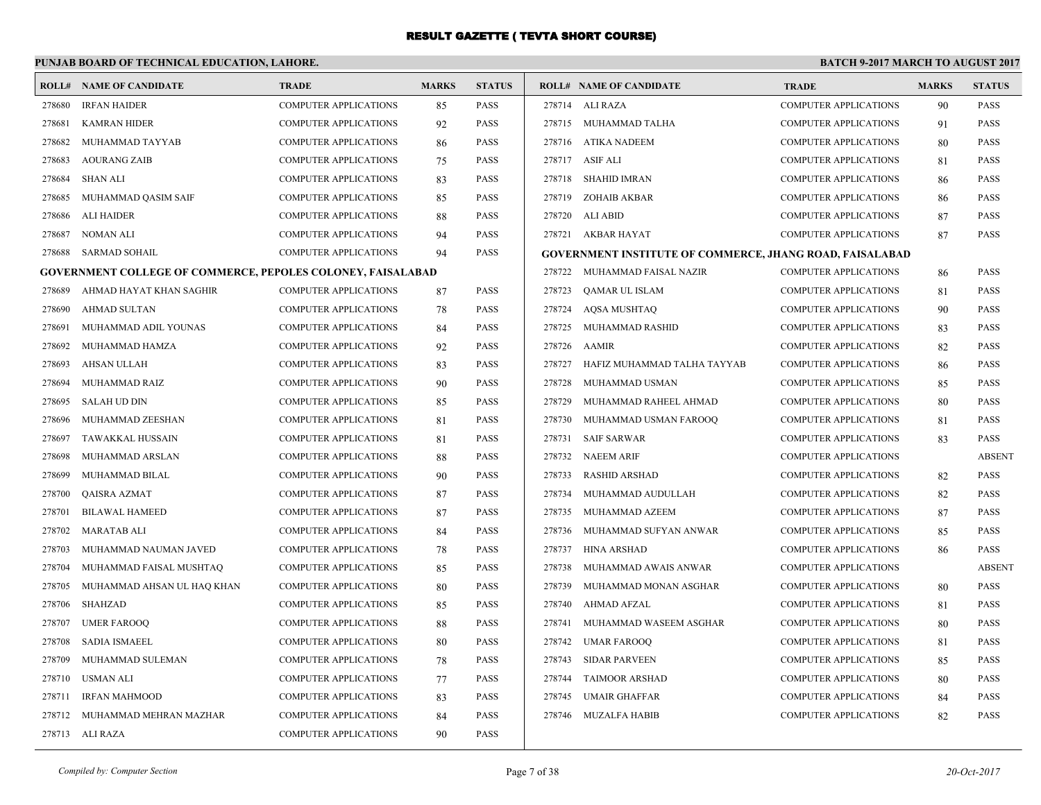# RESULT GAZETTE ( TEVTA SHORT COURSE)

## PUNJAB BOARD OF TECHNICAL EDUCATION, LAHORE.

**BATCH 9-2017 MARCH TO AUGUST 2017**

| ROLL# | NAME OF CANDIDATE | TRADE | MARKS | STATUS |
|---|---|---|---|---|
| 278680 | IRFAN HAIDER | COMPUTER APPLICATIONS | 85 | PASS |
| 278681 | KAMRAN HIDER | COMPUTER APPLICATIONS | 92 | PASS |
| 278682 | MUHAMMAD TAYYAB | COMPUTER APPLICATIONS | 86 | PASS |
| 278683 | AOURANG ZAIB | COMPUTER APPLICATIONS | 75 | PASS |
| 278684 | SHAN ALI | COMPUTER APPLICATIONS | 83 | PASS |
| 278685 | MUHAMMAD QASIM SAIF | COMPUTER APPLICATIONS | 85 | PASS |
| 278686 | ALI HAIDER | COMPUTER APPLICATIONS | 88 | PASS |
| 278687 | NOMAN ALI | COMPUTER APPLICATIONS | 94 | PASS |
| 278688 | SARMAD SOHAIL | COMPUTER APPLICATIONS | 94 | PASS |

**GOVERNMENT COLLEGE OF COMMERCE, PEPOLES COLONEY, FAISALABAD**

| ROLL# | NAME OF CANDIDATE | TRADE | MARKS | STATUS |
|---|---|---|---|---|
| 278689 | AHMAD HAYAT KHAN SAGHIR | COMPUTER APPLICATIONS | 87 | PASS |
| 278690 | AHMAD SULTAN | COMPUTER APPLICATIONS | 78 | PASS |
| 278691 | MUHAMMAD ADIL YOUNAS | COMPUTER APPLICATIONS | 84 | PASS |
| 278692 | MUHAMMAD HAMZA | COMPUTER APPLICATIONS | 92 | PASS |
| 278693 | AHSAN ULLAH | COMPUTER APPLICATIONS | 83 | PASS |
| 278694 | MUHAMMAD RAIZ | COMPUTER APPLICATIONS | 90 | PASS |
| 278695 | SALAH UD DIN | COMPUTER APPLICATIONS | 85 | PASS |
| 278696 | MUHAMMAD ZEESHAN | COMPUTER APPLICATIONS | 81 | PASS |
| 278697 | TAWAKKAL HUSSAIN | COMPUTER APPLICATIONS | 81 | PASS |
| 278698 | MUHAMMAD ARSLAN | COMPUTER APPLICATIONS | 88 | PASS |
| 278699 | MUHAMMAD BILAL | COMPUTER APPLICATIONS | 90 | PASS |
| 278700 | QAISRA AZMAT | COMPUTER APPLICATIONS | 87 | PASS |
| 278701 | BILAWAL HAMEED | COMPUTER APPLICATIONS | 87 | PASS |
| 278702 | MARATAB ALI | COMPUTER APPLICATIONS | 84 | PASS |
| 278703 | MUHAMMAD NAUMAN JAVED | COMPUTER APPLICATIONS | 78 | PASS |
| 278704 | MUHAMMAD FAISAL MUSHTAQ | COMPUTER APPLICATIONS | 85 | PASS |
| 278705 | MUHAMMAD AHSAN UL HAQ KHAN | COMPUTER APPLICATIONS | 80 | PASS |
| 278706 | SHAHZAD | COMPUTER APPLICATIONS | 85 | PASS |
| 278707 | UMER FAROOQ | COMPUTER APPLICATIONS | 88 | PASS |
| 278708 | SADIA ISMAEEL | COMPUTER APPLICATIONS | 80 | PASS |
| 278709 | MUHAMMAD SULEMAN | COMPUTER APPLICATIONS | 78 | PASS |
| 278710 | USMAN ALI | COMPUTER APPLICATIONS | 77 | PASS |
| 278711 | IRFAN MAHMOOD | COMPUTER APPLICATIONS | 83 | PASS |
| 278712 | MUHAMMAD MEHRAN MAZHAR | COMPUTER APPLICATIONS | 84 | PASS |
| 278713 | ALI RAZA | COMPUTER APPLICATIONS | 90 | PASS |
| 278714 | ALI RAZA | COMPUTER APPLICATIONS | 90 | PASS |
| 278715 | MUHAMMAD TALHA | COMPUTER APPLICATIONS | 91 | PASS |
| 278716 | ATIKA NADEEM | COMPUTER APPLICATIONS | 80 | PASS |
| 278717 | ASIF ALI | COMPUTER APPLICATIONS | 81 | PASS |
| 278718 | SHAHID IMRAN | COMPUTER APPLICATIONS | 86 | PASS |
| 278719 | ZOHAIB AKBAR | COMPUTER APPLICATIONS | 86 | PASS |
| 278720 | ALI ABID | COMPUTER APPLICATIONS | 87 | PASS |
| 278721 | AKBAR HAYAT | COMPUTER APPLICATIONS | 87 | PASS |

**GOVERNMENT INSTITUTE OF COMMERCE, JHANG ROAD, FAISALABAD**

| ROLL# | NAME OF CANDIDATE | TRADE | MARKS | STATUS |
|---|---|---|---|---|
| 278722 | MUHAMMAD FAISAL NAZIR | COMPUTER APPLICATIONS | 86 | PASS |
| 278723 | QAMAR UL ISLAM | COMPUTER APPLICATIONS | 81 | PASS |
| 278724 | AQSA MUSHTAQ | COMPUTER APPLICATIONS | 90 | PASS |
| 278725 | MUHAMMAD RASHID | COMPUTER APPLICATIONS | 83 | PASS |
| 278726 | AAMIR | COMPUTER APPLICATIONS | 82 | PASS |
| 278727 | HAFIZ MUHAMMAD TALHA TAYYAB | COMPUTER APPLICATIONS | 86 | PASS |
| 278728 | MUHAMMAD USMAN | COMPUTER APPLICATIONS | 85 | PASS |
| 278729 | MUHAMMAD RAHEEL AHMAD | COMPUTER APPLICATIONS | 80 | PASS |
| 278730 | MUHAMMAD USMAN FAROOQ | COMPUTER APPLICATIONS | 81 | PASS |
| 278731 | SAIF SARWAR | COMPUTER APPLICATIONS | 83 | PASS |
| 278732 | NAEEM ARIF | COMPUTER APPLICATIONS | | ABSENT |
| 278733 | RASHID ARSHAD | COMPUTER APPLICATIONS | 82 | PASS |
| 278734 | MUHAMMAD AUDULLAH | COMPUTER APPLICATIONS | 82 | PASS |
| 278735 | MUHAMMAD AZEEM | COMPUTER APPLICATIONS | 87 | PASS |
| 278736 | MUHAMMAD SUFYAN ANWAR | COMPUTER APPLICATIONS | 85 | PASS |
| 278737 | HINA ARSHAD | COMPUTER APPLICATIONS | 86 | PASS |
| 278738 | MUHAMMAD AWAIS ANWAR | COMPUTER APPLICATIONS | | ABSENT |
| 278739 | MUHAMMAD MONAN ASGHAR | COMPUTER APPLICATIONS | 80 | PASS |
| 278740 | AHMAD AFZAL | COMPUTER APPLICATIONS | 81 | PASS |
| 278741 | MUHAMMAD WASEEM ASGHAR | COMPUTER APPLICATIONS | 80 | PASS |
| 278742 | UMAR FAROOQ | COMPUTER APPLICATIONS | 81 | PASS |
| 278743 | SIDAR PARVEEN | COMPUTER APPLICATIONS | 85 | PASS |
| 278744 | TAIMOOR ARSHAD | COMPUTER APPLICATIONS | 80 | PASS |
| 278745 | UMAIR GHAFFAR | COMPUTER APPLICATIONS | 84 | PASS |
| 278746 | MUZALFA HABIB | COMPUTER APPLICATIONS | 82 | PASS |

*Compiled by: Computer Section* — *20-Oct-2017*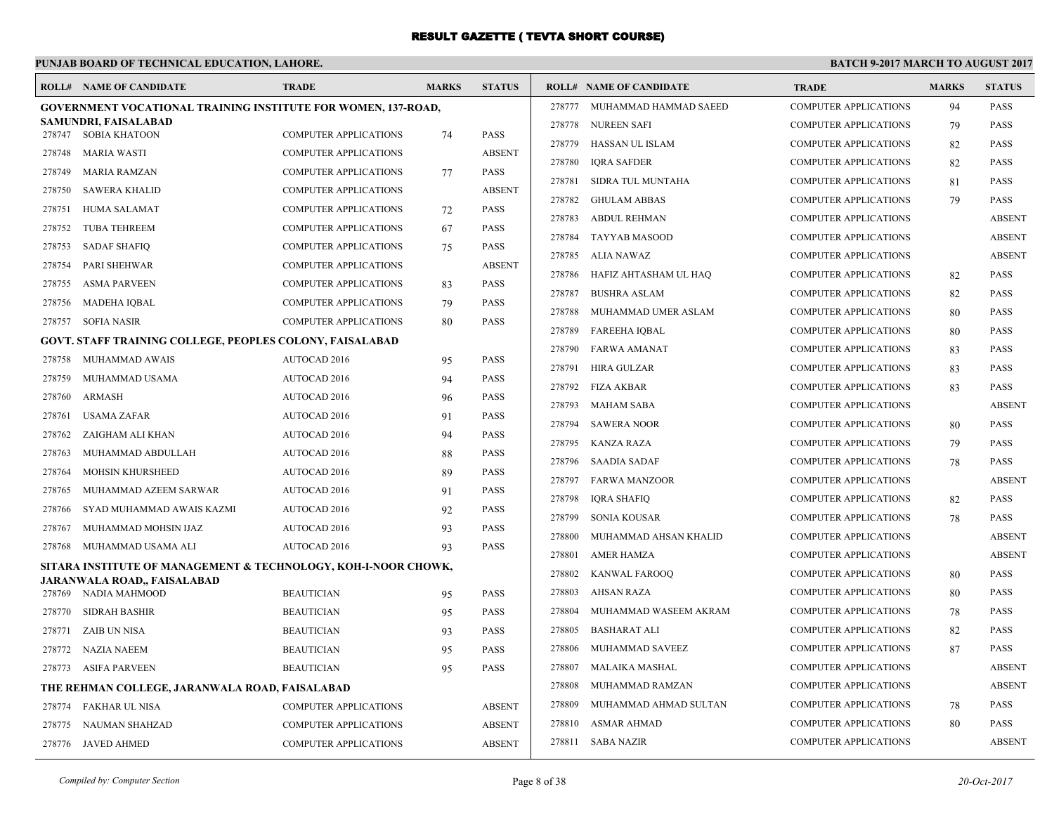# RESULT GAZETTE ( TEVTA SHORT COURSE)

**PUNJAB BOARD OF TECHNICAL EDUCATION, LAHORE.** **BATCH 9-2017 MARCH TO AUGUST 2017**

| ROLL# | NAME OF CANDIDATE | TRADE | MARKS | STATUS |
|---|---|---|---|---|
| **GOVERNMENT VOCATIONAL TRAINING INSTITUTE FOR WOMEN, 137-ROAD, SAMUNDRI, FAISALABAD** | | | | |
| 278747 | SOBIA KHATOON | COMPUTER APPLICATIONS | 74 | PASS |
| 278748 | MARIA WASTI | COMPUTER APPLICATIONS | | ABSENT |
| 278749 | MARIA RAMZAN | COMPUTER APPLICATIONS | 77 | PASS |
| 278750 | SAWERA KHALID | COMPUTER APPLICATIONS | | ABSENT |
| 278751 | HUMA SALAMAT | COMPUTER APPLICATIONS | 72 | PASS |
| 278752 | TUBA TEHREEM | COMPUTER APPLICATIONS | 67 | PASS |
| 278753 | SADAF SHAFIQ | COMPUTER APPLICATIONS | 75 | PASS |
| 278754 | PARI SHEHWAR | COMPUTER APPLICATIONS | | ABSENT |
| 278755 | ASMA PARVEEN | COMPUTER APPLICATIONS | 83 | PASS |
| 278756 | MADEHA IQBAL | COMPUTER APPLICATIONS | 79 | PASS |
| 278757 | SOFIA NASIR | COMPUTER APPLICATIONS | 80 | PASS |
| **GOVT. STAFF TRAINING COLLEGE, PEOPLES COLONY, FAISALABAD** | | | | |
| 278758 | MUHAMMAD AWAIS | AUTOCAD 2016 | 95 | PASS |
| 278759 | MUHAMMAD USAMA | AUTOCAD 2016 | 94 | PASS |
| 278760 | ARMASH | AUTOCAD 2016 | 96 | PASS |
| 278761 | USAMA ZAFAR | AUTOCAD 2016 | 91 | PASS |
| 278762 | ZAIGHAM ALI KHAN | AUTOCAD 2016 | 94 | PASS |
| 278763 | MUHAMMAD ABDULLAH | AUTOCAD 2016 | 88 | PASS |
| 278764 | MOHSIN KHURSHEED | AUTOCAD 2016 | 89 | PASS |
| 278765 | MUHAMMAD AZEEM SARWAR | AUTOCAD 2016 | 91 | PASS |
| 278766 | SYAD MUHAMMAD AWAIS KAZMI | AUTOCAD 2016 | 92 | PASS |
| 278767 | MUHAMMAD MOHSIN IJAZ | AUTOCAD 2016 | 93 | PASS |
| 278768 | MUHAMMAD USAMA ALI | AUTOCAD 2016 | 93 | PASS |
| **SITARA INSTITUTE OF MANAGEMENT & TECHNOLOGY, KOH-I-NOOR CHOWK, JARANWALA ROAD,, FAISALABAD** | | | | |
| 278769 | NADIA MAHMOOD | BEAUTICIAN | 95 | PASS |
| 278770 | SIDRAH BASHIR | BEAUTICIAN | 95 | PASS |
| 278771 | ZAIB UN NISA | BEAUTICIAN | 93 | PASS |
| 278772 | NAZIA NAEEM | BEAUTICIAN | 95 | PASS |
| 278773 | ASIFA PARVEEN | BEAUTICIAN | 95 | PASS |
| **THE REHMAN COLLEGE, JARANWALA ROAD, FAISALABAD** | | | | |
| 278774 | FAKHAR UL NISA | COMPUTER APPLICATIONS | | ABSENT |
| 278775 | NAUMAN SHAHZAD | COMPUTER APPLICATIONS | | ABSENT |
| 278776 | JAVED AHMED | COMPUTER APPLICATIONS | | ABSENT |
| 278777 | MUHAMMAD HAMMAD SAEED | COMPUTER APPLICATIONS | 94 | PASS |
| 278778 | NUREEN SAFI | COMPUTER APPLICATIONS | 79 | PASS |
| 278779 | HASSAN UL ISLAM | COMPUTER APPLICATIONS | 82 | PASS |
| 278780 | IQRA SAFDER | COMPUTER APPLICATIONS | 82 | PASS |
| 278781 | SIDRA TUL MUNTAHA | COMPUTER APPLICATIONS | 81 | PASS |
| 278782 | GHULAM ABBAS | COMPUTER APPLICATIONS | 79 | PASS |
| 278783 | ABDUL REHMAN | COMPUTER APPLICATIONS | | ABSENT |
| 278784 | TAYYAB MASOOD | COMPUTER APPLICATIONS | | ABSENT |
| 278785 | ALIA NAWAZ | COMPUTER APPLICATIONS | | ABSENT |
| 278786 | HAFIZ AHTASHAM UL HAQ | COMPUTER APPLICATIONS | 82 | PASS |
| 278787 | BUSHRA ASLAM | COMPUTER APPLICATIONS | 82 | PASS |
| 278788 | MUHAMMAD UMER ASLAM | COMPUTER APPLICATIONS | 80 | PASS |
| 278789 | FAREEHA IQBAL | COMPUTER APPLICATIONS | 80 | PASS |
| 278790 | FARWA AMANAT | COMPUTER APPLICATIONS | 83 | PASS |
| 278791 | HIRA GULZAR | COMPUTER APPLICATIONS | 83 | PASS |
| 278792 | FIZA AKBAR | COMPUTER APPLICATIONS | 83 | PASS |
| 278793 | MAHAM SABA | COMPUTER APPLICATIONS | | ABSENT |
| 278794 | SAWERA NOOR | COMPUTER APPLICATIONS | 80 | PASS |
| 278795 | KANZA RAZA | COMPUTER APPLICATIONS | 79 | PASS |
| 278796 | SAADIA SADAF | COMPUTER APPLICATIONS | 78 | PASS |
| 278797 | FARWA MANZOOR | COMPUTER APPLICATIONS | | ABSENT |
| 278798 | IQRA SHAFIQ | COMPUTER APPLICATIONS | 82 | PASS |
| 278799 | SONIA KOUSAR | COMPUTER APPLICATIONS | 78 | PASS |
| 278800 | MUHAMMAD AHSAN KHALID | COMPUTER APPLICATIONS | | ABSENT |
| 278801 | AMER HAMZA | COMPUTER APPLICATIONS | | ABSENT |
| 278802 | KANWAL FAROOQ | COMPUTER APPLICATIONS | 80 | PASS |
| 278803 | AHSAN RAZA | COMPUTER APPLICATIONS | 80 | PASS |
| 278804 | MUHAMMAD WASEEM AKRAM | COMPUTER APPLICATIONS | 78 | PASS |
| 278805 | BASHARAT ALI | COMPUTER APPLICATIONS | 82 | PASS |
| 278806 | MUHAMMAD SAVEEZ | COMPUTER APPLICATIONS | 87 | PASS |
| 278807 | MALAIKA MASHAL | COMPUTER APPLICATIONS | | ABSENT |
| 278808 | MUHAMMAD RAMZAN | COMPUTER APPLICATIONS | | ABSENT |
| 278809 | MUHAMMAD AHMAD SULTAN | COMPUTER APPLICATIONS | 78 | PASS |
| 278810 | ASMAR AHMAD | COMPUTER APPLICATIONS | 80 | PASS |
| 278811 | SABA NAZIR | COMPUTER APPLICATIONS | | ABSENT |

*Compiled by: Computer Section* *20-Oct-2017*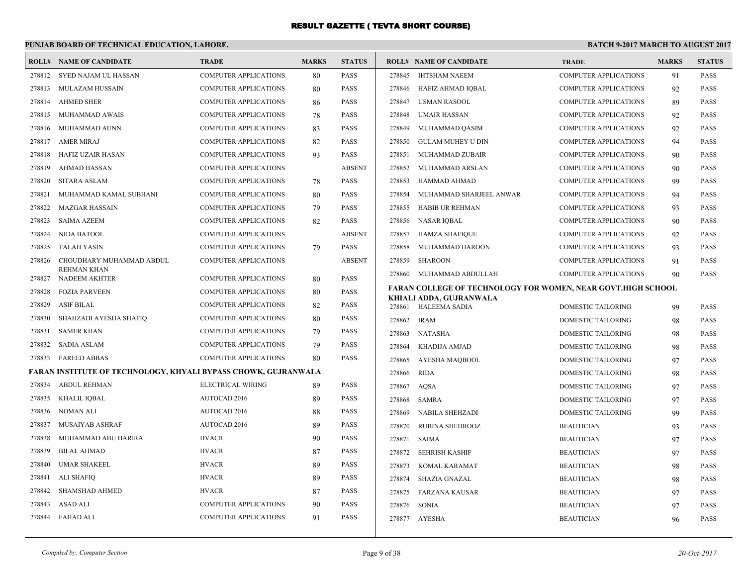# RESULT GAZETTE ( TEVTA SHORT COURSE)

## PUNJAB BOARD OF TECHNICAL EDUCATION, LAHORE.

**BATCH 9-2017 MARCH TO AUGUST 2017**

| ROLL# | NAME OF CANDIDATE | TRADE | MARKS | STATUS |
|---|---|---|---|---|
| 278812 | SYED NAJAM UL HASSAN | COMPUTER APPLICATIONS | 80 | PASS |
| 278813 | MULAZAM HUSSAIN | COMPUTER APPLICATIONS | 80 | PASS |
| 278814 | AHMED SHER | COMPUTER APPLICATIONS | 86 | PASS |
| 278815 | MUHAMMAD AWAIS | COMPUTER APPLICATIONS | 78 | PASS |
| 278816 | MUHAMMAD AUNN | COMPUTER APPLICATIONS | 83 | PASS |
| 278817 | AMER MIRAJ | COMPUTER APPLICATIONS | 82 | PASS |
| 278818 | HAFIZ UZAIR HASAN | COMPUTER APPLICATIONS | 93 | PASS |
| 278819 | AHMAD HASSAN | COMPUTER APPLICATIONS | | ABSENT |
| 278820 | SITARA ASLAM | COMPUTER APPLICATIONS | 78 | PASS |
| 278821 | MUHAMMAD KAMAL SUBHANI | COMPUTER APPLICATIONS | 80 | PASS |
| 278822 | MAZGAR HASSAIN | COMPUTER APPLICATIONS | 79 | PASS |
| 278823 | SAIMA AZEEM | COMPUTER APPLICATIONS | 82 | PASS |
| 278824 | NIDA BATOOL | COMPUTER APPLICATIONS | | ABSENT |
| 278825 | TALAH YASIN | COMPUTER APPLICATIONS | 79 | PASS |
| 278826 | CHOUDHARY MUHAMMAD ABDUL REHMAN KHAN | COMPUTER APPLICATIONS | | ABSENT |
| 278827 | NADEEM AKHTER | COMPUTER APPLICATIONS | 80 | PASS |
| 278828 | FOZIA PARVEEN | COMPUTER APPLICATIONS | 80 | PASS |
| 278829 | ASIF BILAL | COMPUTER APPLICATIONS | 82 | PASS |
| 278830 | SHAHZADI AYESHA SHAFIQ | COMPUTER APPLICATIONS | 80 | PASS |
| 278831 | SAMER KHAN | COMPUTER APPLICATIONS | 79 | PASS |
| 278832 | SADIA ASLAM | COMPUTER APPLICATIONS | 79 | PASS |
| 278833 | FAREED ABBAS | COMPUTER APPLICATIONS | 80 | PASS |

**FARAN INSTITUTE OF TECHNOLOGY, KHYALI BYPASS CHOWK, GUJRANWALA**

| ROLL# | NAME OF CANDIDATE | TRADE | MARKS | STATUS |
|---|---|---|---|---|
| 278834 | ABDUL REHMAN | ELECTRICAL WIRING | 89 | PASS |
| 278835 | KHALIL IQBAL | AUTOCAD 2016 | 89 | PASS |
| 278836 | NOMAN ALI | AUTOCAD 2016 | 88 | PASS |
| 278837 | MUSAIYAB ASHRAF | AUTOCAD 2016 | 89 | PASS |
| 278838 | MUHAMMAD ABU HARIRA | HVACR | 90 | PASS |
| 278839 | BILAL AHMAD | HVACR | 87 | PASS |
| 278840 | UMAR SHAKEEL | HVACR | 89 | PASS |
| 278841 | ALI SHAFIQ | HVACR | 89 | PASS |
| 278842 | SHAMSHAD AHMED | HVACR | 87 | PASS |
| 278843 | ASAD ALI | COMPUTER APPLICATIONS | 90 | PASS |
| 278844 | FAHAD ALI | COMPUTER APPLICATIONS | 91 | PASS |
| 278845 | IHTSHAM NAEEM | COMPUTER APPLICATIONS | 91 | PASS |
| 278846 | HAFIZ AHMAD IQBAL | COMPUTER APPLICATIONS | 92 | PASS |
| 278847 | USMAN RASOOL | COMPUTER APPLICATIONS | 89 | PASS |
| 278848 | UMAIR HASSAN | COMPUTER APPLICATIONS | 92 | PASS |
| 278849 | MUHAMMAD QASIM | COMPUTER APPLICATIONS | 92 | PASS |
| 278850 | GULAM MUHEY U DIN | COMPUTER APPLICATIONS | 94 | PASS |
| 278851 | MUHAMMAD ZUBAIR | COMPUTER APPLICATIONS | 90 | PASS |
| 278852 | MUHAMMAD ARSLAN | COMPUTER APPLICATIONS | 90 | PASS |
| 278853 | HAMMAD AHMAD | COMPUTER APPLICATIONS | 99 | PASS |
| 278854 | MUHAMMAD SHARJEEL ANWAR | COMPUTER APPLICATIONS | 94 | PASS |
| 278855 | HABIB UR REHMAN | COMPUTER APPLICATIONS | 93 | PASS |
| 278856 | NASAR IQBAL | COMPUTER APPLICATIONS | 90 | PASS |
| 278857 | HAMZA SHAFIQUE | COMPUTER APPLICATIONS | 92 | PASS |
| 278858 | MUHAMMAD HAROON | COMPUTER APPLICATIONS | 93 | PASS |
| 278859 | SHAROON | COMPUTER APPLICATIONS | 91 | PASS |
| 278860 | MUHAMMAD ABDULLAH | COMPUTER APPLICATIONS | 90 | PASS |

**FARAN COLLEGE OF TECHNOLOGY FOR WOMEN, NEAR GOVT.HIGH SCHOOL KHIALI ADDA, GUJRANWALA**

| ROLL# | NAME OF CANDIDATE | TRADE | MARKS | STATUS |
|---|---|---|---|---|
| 278861 | HALEEMA SADIA | DOMESTIC TAILORING | 99 | PASS |
| 278862 | IRAM | DOMESTIC TAILORING | 98 | PASS |
| 278863 | NATASHA | DOMESTIC TAILORING | 98 | PASS |
| 278864 | KHADIJA AMJAD | DOMESTIC TAILORING | 98 | PASS |
| 278865 | AYESHA MAQBOOL | DOMESTIC TAILORING | 97 | PASS |
| 278866 | RIDA | DOMESTIC TAILORING | 98 | PASS |
| 278867 | AQSA | DOMESTIC TAILORING | 97 | PASS |
| 278868 | SAMRA | DOMESTIC TAILORING | 97 | PASS |
| 278869 | NABILA SHEHZADI | DOMESTIC TAILORING | 99 | PASS |
| 278870 | RUBINA SHEHROOZ | BEAUTICIAN | 93 | PASS |
| 278871 | SAIMA | BEAUTICIAN | 97 | PASS |
| 278872 | SEHRISH KASHIF | BEAUTICIAN | 97 | PASS |
| 278873 | KOMAL KARAMAT | BEAUTICIAN | 98 | PASS |
| 278874 | SHAZIA GNAZAL | BEAUTICIAN | 98 | PASS |
| 278875 | FARZANA KAUSAR | BEAUTICIAN | 97 | PASS |
| 278876 | SONIA | BEAUTICIAN | 97 | PASS |
| 278877 | AYESHA | BEAUTICIAN | 96 | PASS |

*Compiled by: Computer Section*

*20-Oct-2017*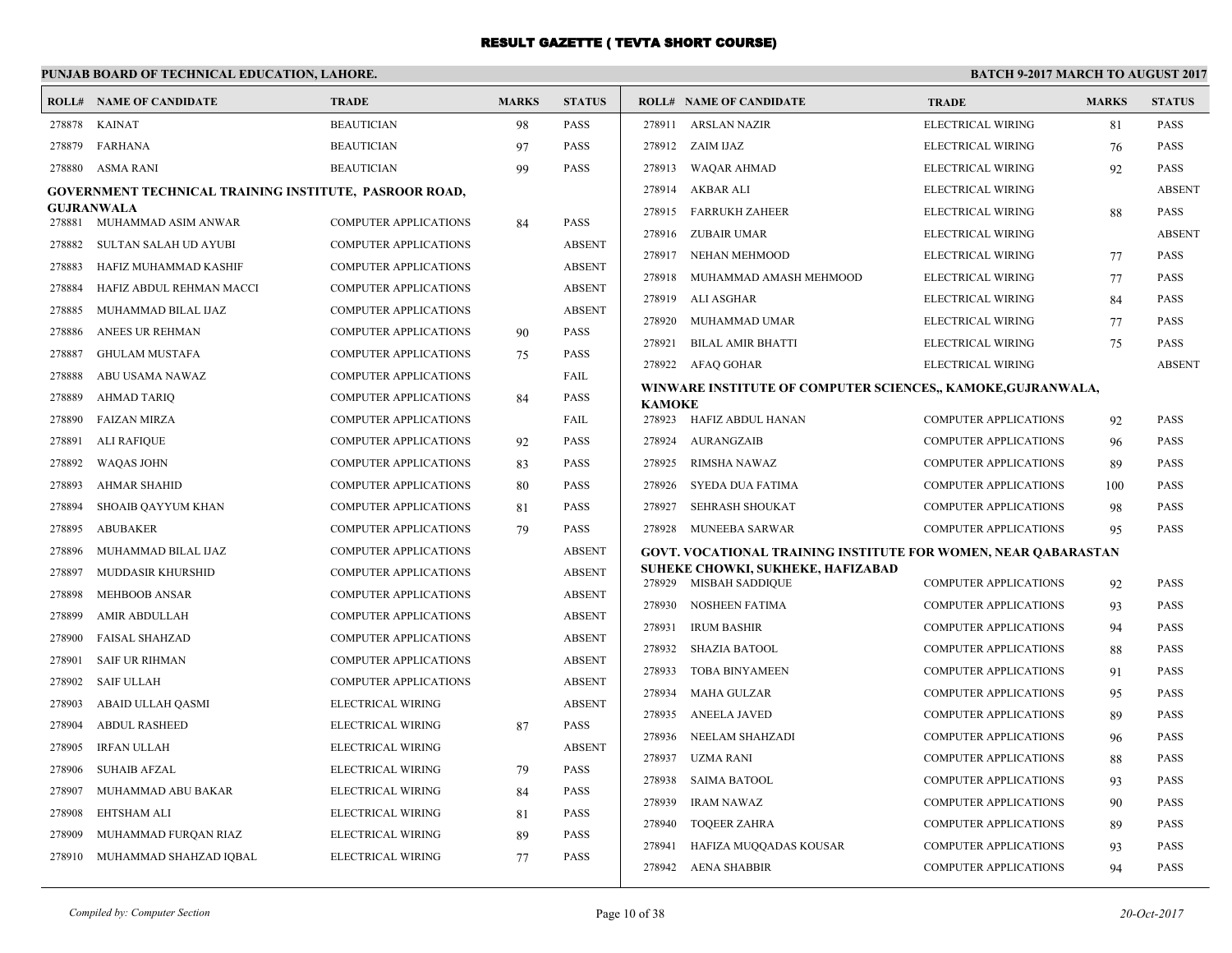# RESULT GAZETTE ( TEVTA SHORT COURSE)

**PUNJAB BOARD OF TECHNICAL EDUCATION, LAHORE.** **BATCH 9-2017 MARCH TO AUGUST 2017**

| ROLL# | NAME OF CANDIDATE | TRADE | MARKS | STATUS |
|---|---|---|---|---|
| 278878 | KAINAT | BEAUTICIAN | 98 | PASS |
| 278879 | FARHANA | BEAUTICIAN | 97 | PASS |
| 278880 | ASMA RANI | BEAUTICIAN | 99 | PASS |

**GOVERNMENT TECHNICAL TRAINING INSTITUTE, PASROOR ROAD, GUJRANWALA**

| ROLL# | NAME OF CANDIDATE | TRADE | MARKS | STATUS |
|---|---|---|---|---|
| 278881 | MUHAMMAD ASIM ANWAR | COMPUTER APPLICATIONS | 84 | PASS |
| 278882 | SULTAN SALAH UD AYUBI | COMPUTER APPLICATIONS | | ABSENT |
| 278883 | HAFIZ MUHAMMAD KASHIF | COMPUTER APPLICATIONS | | ABSENT |
| 278884 | HAFIZ ABDUL REHMAN MACCI | COMPUTER APPLICATIONS | | ABSENT |
| 278885 | MUHAMMAD BILAL IJAZ | COMPUTER APPLICATIONS | | ABSENT |
| 278886 | ANEES UR REHMAN | COMPUTER APPLICATIONS | 90 | PASS |
| 278887 | GHULAM MUSTAFA | COMPUTER APPLICATIONS | 75 | PASS |
| 278888 | ABU USAMA NAWAZ | COMPUTER APPLICATIONS | | FAIL |
| 278889 | AHMAD TARIQ | COMPUTER APPLICATIONS | 84 | PASS |
| 278890 | FAIZAN MIRZA | COMPUTER APPLICATIONS | | FAIL |
| 278891 | ALI RAFIQUE | COMPUTER APPLICATIONS | 92 | PASS |
| 278892 | WAQAS JOHN | COMPUTER APPLICATIONS | 83 | PASS |
| 278893 | AHMAR SHAHID | COMPUTER APPLICATIONS | 80 | PASS |
| 278894 | SHOAIB QAYYUM KHAN | COMPUTER APPLICATIONS | 81 | PASS |
| 278895 | ABUBAKER | COMPUTER APPLICATIONS | 79 | PASS |
| 278896 | MUHAMMAD BILAL IJAZ | COMPUTER APPLICATIONS | | ABSENT |
| 278897 | MUDDASIR KHURSHID | COMPUTER APPLICATIONS | | ABSENT |
| 278898 | MEHBOOB ANSAR | COMPUTER APPLICATIONS | | ABSENT |
| 278899 | AMIR ABDULLAH | COMPUTER APPLICATIONS | | ABSENT |
| 278900 | FAISAL SHAHZAD | COMPUTER APPLICATIONS | | ABSENT |
| 278901 | SAIF UR RIHMAN | COMPUTER APPLICATIONS | | ABSENT |
| 278902 | SAIF ULLAH | COMPUTER APPLICATIONS | | ABSENT |
| 278903 | ABAID ULLAH QASMI | ELECTRICAL WIRING | | ABSENT |
| 278904 | ABDUL RASHEED | ELECTRICAL WIRING | 87 | PASS |
| 278905 | IRFAN ULLAH | ELECTRICAL WIRING | | ABSENT |
| 278906 | SUHAIB AFZAL | ELECTRICAL WIRING | 79 | PASS |
| 278907 | MUHAMMAD ABU BAKAR | ELECTRICAL WIRING | 84 | PASS |
| 278908 | EHTSHAM ALI | ELECTRICAL WIRING | 81 | PASS |
| 278909 | MUHAMMAD FURQAN RIAZ | ELECTRICAL WIRING | 89 | PASS |
| 278910 | MUHAMMAD SHAHZAD IQBAL | ELECTRICAL WIRING | 77 | PASS |
| 278911 | ARSLAN NAZIR | ELECTRICAL WIRING | 81 | PASS |
| 278912 | ZAIM IJAZ | ELECTRICAL WIRING | 76 | PASS |
| 278913 | WAQAR AHMAD | ELECTRICAL WIRING | 92 | PASS |
| 278914 | AKBAR ALI | ELECTRICAL WIRING | | ABSENT |
| 278915 | FARRUKH ZAHEER | ELECTRICAL WIRING | 88 | PASS |
| 278916 | ZUBAIR UMAR | ELECTRICAL WIRING | | ABSENT |
| 278917 | NEHAN MEHMOOD | ELECTRICAL WIRING | 77 | PASS |
| 278918 | MUHAMMAD AMASH MEHMOOD | ELECTRICAL WIRING | 77 | PASS |
| 278919 | ALI ASGHAR | ELECTRICAL WIRING | 84 | PASS |
| 278920 | MUHAMMAD UMAR | ELECTRICAL WIRING | 77 | PASS |
| 278921 | BILAL AMIR BHATTI | ELECTRICAL WIRING | 75 | PASS |
| 278922 | AFAQ GOHAR | ELECTRICAL WIRING | | ABSENT |

**WINWARE INSTITUTE OF COMPUTER SCIENCES,, KAMOKE,GUJRANWALA, KAMOKE**

| ROLL# | NAME OF CANDIDATE | TRADE | MARKS | STATUS |
|---|---|---|---|---|
| 278923 | HAFIZ ABDUL HANAN | COMPUTER APPLICATIONS | 92 | PASS |
| 278924 | AURANGZAIB | COMPUTER APPLICATIONS | 96 | PASS |
| 278925 | RIMSHA NAWAZ | COMPUTER APPLICATIONS | 89 | PASS |
| 278926 | SYEDA DUA FATIMA | COMPUTER APPLICATIONS | 100 | PASS |
| 278927 | SEHRASH SHOUKAT | COMPUTER APPLICATIONS | 98 | PASS |
| 278928 | MUNEEBA SARWAR | COMPUTER APPLICATIONS | 95 | PASS |

**GOVT. VOCATIONAL TRAINING INSTITUTE FOR WOMEN, NEAR QABARASTAN SUHEKE CHOWKI, SUKHEKE, HAFIZABAD**

| ROLL# | NAME OF CANDIDATE | TRADE | MARKS | STATUS |
|---|---|---|---|---|
| 278929 | MISBAH SADDIQUE | COMPUTER APPLICATIONS | 92 | PASS |
| 278930 | NOSHEEN FATIMA | COMPUTER APPLICATIONS | 93 | PASS |
| 278931 | IRUM BASHIR | COMPUTER APPLICATIONS | 94 | PASS |
| 278932 | SHAZIA BATOOL | COMPUTER APPLICATIONS | 88 | PASS |
| 278933 | TOBA BINYAMEEN | COMPUTER APPLICATIONS | 91 | PASS |
| 278934 | MAHA GULZAR | COMPUTER APPLICATIONS | 95 | PASS |
| 278935 | ANEELA JAVED | COMPUTER APPLICATIONS | 89 | PASS |
| 278936 | NEELAM SHAHZADI | COMPUTER APPLICATIONS | 96 | PASS |
| 278937 | UZMA RANI | COMPUTER APPLICATIONS | 88 | PASS |
| 278938 | SAIMA BATOOL | COMPUTER APPLICATIONS | 93 | PASS |
| 278939 | IRAM NAWAZ | COMPUTER APPLICATIONS | 90 | PASS |
| 278940 | TOQEER ZAHRA | COMPUTER APPLICATIONS | 89 | PASS |
| 278941 | HAFIZA MUQQADAS KOUSAR | COMPUTER APPLICATIONS | 93 | PASS |
| 278942 | AENA SHABBIR | COMPUTER APPLICATIONS | 94 | PASS |

*Compiled by: Computer Section* *20-Oct-2017*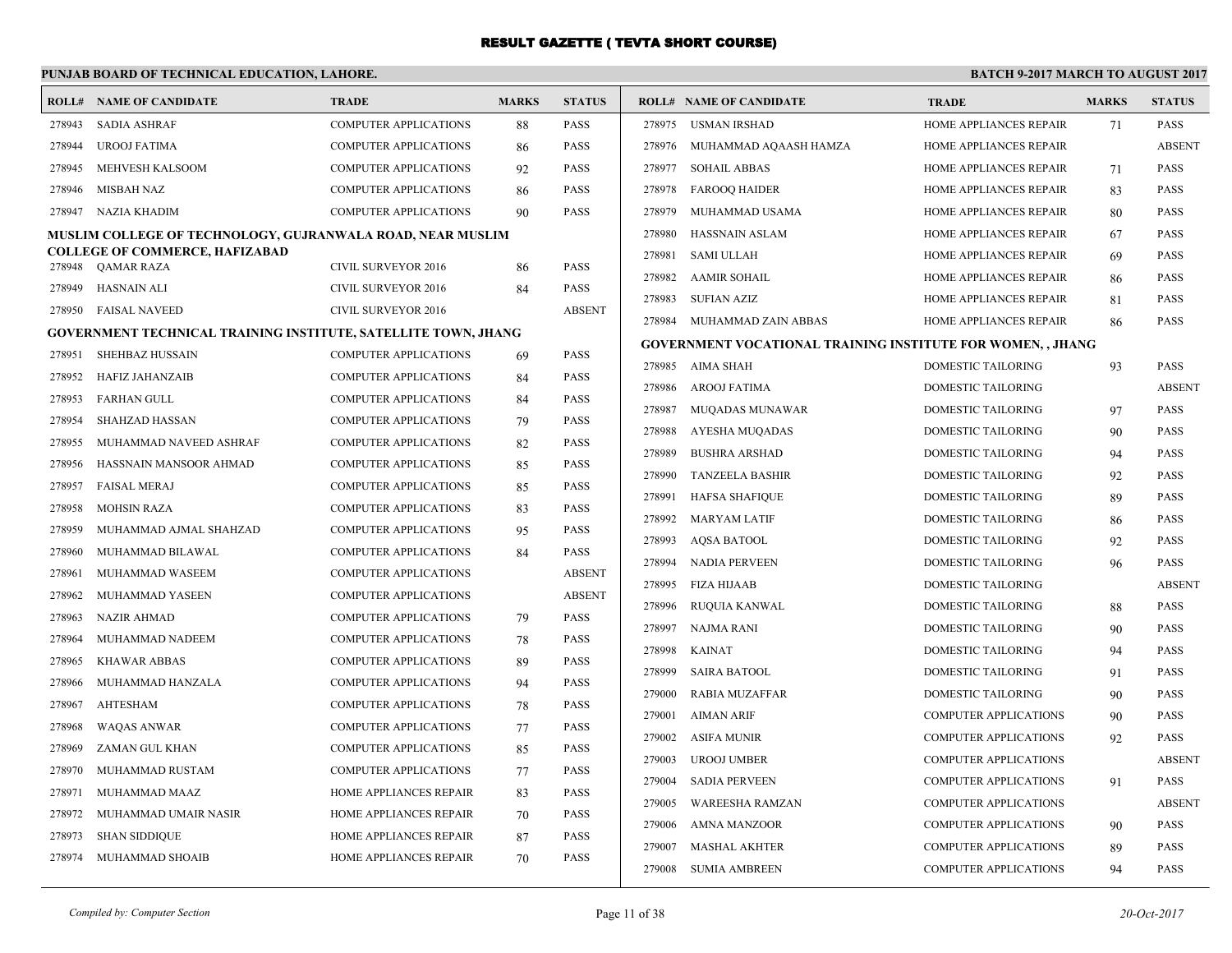# RESULT GAZETTE ( TEVTA SHORT COURSE)

**PUNJAB BOARD OF TECHNICAL EDUCATION, LAHORE.** — **BATCH 9-2017 MARCH TO AUGUST 2017**

| ROLL# | NAME OF CANDIDATE | TRADE | MARKS | STATUS |
|---|---|---|---|---|
| 278943 | SADIA ASHRAF | COMPUTER APPLICATIONS | 88 | PASS |
| 278944 | UROOJ FATIMA | COMPUTER APPLICATIONS | 86 | PASS |
| 278945 | MEHVESH KALSOOM | COMPUTER APPLICATIONS | 92 | PASS |
| 278946 | MISBAH NAZ | COMPUTER APPLICATIONS | 86 | PASS |
| 278947 | NAZIA KHADIM | COMPUTER APPLICATIONS | 90 | PASS |

**MUSLIM COLLEGE OF TECHNOLOGY, GUJRANWALA ROAD, NEAR MUSLIM COLLEGE OF COMMERCE, HAFIZABAD**

| ROLL# | NAME OF CANDIDATE | TRADE | MARKS | STATUS |
|---|---|---|---|---|
| 278948 | QAMAR RAZA | CIVIL SURVEYOR 2016 | 86 | PASS |
| 278949 | HASNAIN ALI | CIVIL SURVEYOR 2016 | 84 | PASS |
| 278950 | FAISAL NAVEED | CIVIL SURVEYOR 2016 | | ABSENT |

**GOVERNMENT TECHNICAL TRAINING INSTITUTE, SATELLITE TOWN, JHANG**

| ROLL# | NAME OF CANDIDATE | TRADE | MARKS | STATUS |
|---|---|---|---|---|
| 278951 | SHEHBAZ HUSSAIN | COMPUTER APPLICATIONS | 69 | PASS |
| 278952 | HAFIZ JAHANZAIB | COMPUTER APPLICATIONS | 84 | PASS |
| 278953 | FARHAN GULL | COMPUTER APPLICATIONS | 84 | PASS |
| 278954 | SHAHZAD HASSAN | COMPUTER APPLICATIONS | 79 | PASS |
| 278955 | MUHAMMAD NAVEED ASHRAF | COMPUTER APPLICATIONS | 82 | PASS |
| 278956 | HASSNAIN MANSOOR AHMAD | COMPUTER APPLICATIONS | 85 | PASS |
| 278957 | FAISAL MERAJ | COMPUTER APPLICATIONS | 85 | PASS |
| 278958 | MOHSIN RAZA | COMPUTER APPLICATIONS | 83 | PASS |
| 278959 | MUHAMMAD AJMAL SHAHZAD | COMPUTER APPLICATIONS | 95 | PASS |
| 278960 | MUHAMMAD BILAWAL | COMPUTER APPLICATIONS | 84 | PASS |
| 278961 | MUHAMMAD WASEEM | COMPUTER APPLICATIONS | | ABSENT |
| 278962 | MUHAMMAD YASEEN | COMPUTER APPLICATIONS | | ABSENT |
| 278963 | NAZIR AHMAD | COMPUTER APPLICATIONS | 79 | PASS |
| 278964 | MUHAMMAD NADEEM | COMPUTER APPLICATIONS | 78 | PASS |
| 278965 | KHAWAR ABBAS | COMPUTER APPLICATIONS | 89 | PASS |
| 278966 | MUHAMMAD HANZALA | COMPUTER APPLICATIONS | 94 | PASS |
| 278967 | AHTESHAM | COMPUTER APPLICATIONS | 78 | PASS |
| 278968 | WAQAS ANWAR | COMPUTER APPLICATIONS | 77 | PASS |
| 278969 | ZAMAN GUL KHAN | COMPUTER APPLICATIONS | 85 | PASS |
| 278970 | MUHAMMAD RUSTAM | COMPUTER APPLICATIONS | 77 | PASS |
| 278971 | MUHAMMAD MAAZ | HOME APPLIANCES REPAIR | 83 | PASS |
| 278972 | MUHAMMAD UMAIR NASIR | HOME APPLIANCES REPAIR | 70 | PASS |
| 278973 | SHAN SIDDIQUE | HOME APPLIANCES REPAIR | 87 | PASS |
| 278974 | MUHAMMAD SHOAIB | HOME APPLIANCES REPAIR | 70 | PASS |
| 278975 | USMAN IRSHAD | HOME APPLIANCES REPAIR | 71 | PASS |
| 278976 | MUHAMMAD AQAASH HAMZA | HOME APPLIANCES REPAIR | | ABSENT |
| 278977 | SOHAIL ABBAS | HOME APPLIANCES REPAIR | 71 | PASS |
| 278978 | FAROOQ HAIDER | HOME APPLIANCES REPAIR | 83 | PASS |
| 278979 | MUHAMMAD USAMA | HOME APPLIANCES REPAIR | 80 | PASS |
| 278980 | HASSNAIN ASLAM | HOME APPLIANCES REPAIR | 67 | PASS |
| 278981 | SAMI ULLAH | HOME APPLIANCES REPAIR | 69 | PASS |
| 278982 | AAMIR SOHAIL | HOME APPLIANCES REPAIR | 86 | PASS |
| 278983 | SUFIAN AZIZ | HOME APPLIANCES REPAIR | 81 | PASS |
| 278984 | MUHAMMAD ZAIN ABBAS | HOME APPLIANCES REPAIR | 86 | PASS |

**GOVERNMENT VOCATIONAL TRAINING INSTITUTE FOR WOMEN, , JHANG**

| ROLL# | NAME OF CANDIDATE | TRADE | MARKS | STATUS |
|---|---|---|---|---|
| 278985 | AIMA SHAH | DOMESTIC TAILORING | 93 | PASS |
| 278986 | AROOJ FATIMA | DOMESTIC TAILORING | | ABSENT |
| 278987 | MUQADAS MUNAWAR | DOMESTIC TAILORING | 97 | PASS |
| 278988 | AYESHA MUQADAS | DOMESTIC TAILORING | 90 | PASS |
| 278989 | BUSHRA ARSHAD | DOMESTIC TAILORING | 94 | PASS |
| 278990 | TANZEELA BASHIR | DOMESTIC TAILORING | 92 | PASS |
| 278991 | HAFSA SHAFIQUE | DOMESTIC TAILORING | 89 | PASS |
| 278992 | MARYAM LATIF | DOMESTIC TAILORING | 86 | PASS |
| 278993 | AQSA BATOOL | DOMESTIC TAILORING | 92 | PASS |
| 278994 | NADIA PERVEEN | DOMESTIC TAILORING | 96 | PASS |
| 278995 | FIZA HIJAAB | DOMESTIC TAILORING | | ABSENT |
| 278996 | RUQUIA KANWAL | DOMESTIC TAILORING | 88 | PASS |
| 278997 | NAJMA RANI | DOMESTIC TAILORING | 90 | PASS |
| 278998 | KAINAT | DOMESTIC TAILORING | 94 | PASS |
| 278999 | SAIRA BATOOL | DOMESTIC TAILORING | 91 | PASS |
| 279000 | RABIA MUZAFFAR | DOMESTIC TAILORING | 90 | PASS |
| 279001 | AIMAN ARIF | COMPUTER APPLICATIONS | 90 | PASS |
| 279002 | ASIFA MUNIR | COMPUTER APPLICATIONS | 92 | PASS |
| 279003 | UROOJ UMBER | COMPUTER APPLICATIONS | | ABSENT |
| 279004 | SADIA PERVEEN | COMPUTER APPLICATIONS | 91 | PASS |
| 279005 | WAREESHA RAMZAN | COMPUTER APPLICATIONS | | ABSENT |
| 279006 | AMNA MANZOOR | COMPUTER APPLICATIONS | 90 | PASS |
| 279007 | MASHAL AKHTER | COMPUTER APPLICATIONS | 89 | PASS |
| 279008 | SUMIA AMBREEN | COMPUTER APPLICATIONS | 94 | PASS |

*Compiled by: Computer Section* — *20-Oct-2017*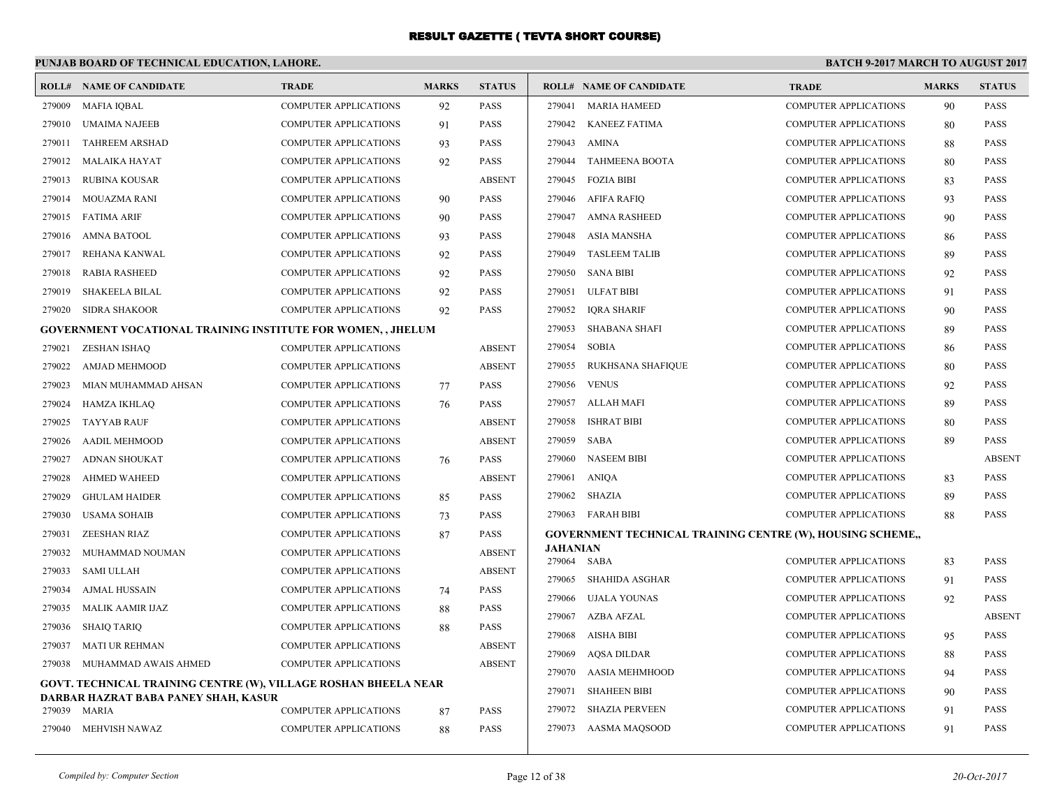# RESULT GAZETTE ( TEVTA SHORT COURSE)

**PUNJAB BOARD OF TECHNICAL EDUCATION, LAHORE.** **BATCH 9-2017 MARCH TO AUGUST 2017**

| ROLL# | NAME OF CANDIDATE | TRADE | MARKS | STATUS |
|---|---|---|---|---|
| 279009 | MAFIA IQBAL | COMPUTER APPLICATIONS | 92 | PASS |
| 279010 | UMAIMA NAJEEB | COMPUTER APPLICATIONS | 91 | PASS |
| 279011 | TAHREEM ARSHAD | COMPUTER APPLICATIONS | 93 | PASS |
| 279012 | MALAIKA HAYAT | COMPUTER APPLICATIONS | 92 | PASS |
| 279013 | RUBINA KOUSAR | COMPUTER APPLICATIONS | | ABSENT |
| 279014 | MOUAZMA RANI | COMPUTER APPLICATIONS | 90 | PASS |
| 279015 | FATIMA ARIF | COMPUTER APPLICATIONS | 90 | PASS |
| 279016 | AMNA BATOOL | COMPUTER APPLICATIONS | 93 | PASS |
| 279017 | REHANA KANWAL | COMPUTER APPLICATIONS | 92 | PASS |
| 279018 | RABIA RASHEED | COMPUTER APPLICATIONS | 92 | PASS |
| 279019 | SHAKEELA BILAL | COMPUTER APPLICATIONS | 92 | PASS |
| 279020 | SIDRA SHAKOOR | COMPUTER APPLICATIONS | 92 | PASS |

**GOVERNMENT VOCATIONAL TRAINING INSTITUTE FOR WOMEN, , JHELUM**

| ROLL# | NAME OF CANDIDATE | TRADE | MARKS | STATUS |
|---|---|---|---|---|
| 279021 | ZESHAN ISHAQ | COMPUTER APPLICATIONS | | ABSENT |
| 279022 | AMJAD MEHMOOD | COMPUTER APPLICATIONS | | ABSENT |
| 279023 | MIAN MUHAMMAD AHSAN | COMPUTER APPLICATIONS | 77 | PASS |
| 279024 | HAMZA IKHLAQ | COMPUTER APPLICATIONS | 76 | PASS |
| 279025 | TAYYAB RAUF | COMPUTER APPLICATIONS | | ABSENT |
| 279026 | AADIL MEHMOOD | COMPUTER APPLICATIONS | | ABSENT |
| 279027 | ADNAN SHOUKAT | COMPUTER APPLICATIONS | 76 | PASS |
| 279028 | AHMED WAHEED | COMPUTER APPLICATIONS | | ABSENT |
| 279029 | GHULAM HAIDER | COMPUTER APPLICATIONS | 85 | PASS |
| 279030 | USAMA SOHAIB | COMPUTER APPLICATIONS | 73 | PASS |
| 279031 | ZEESHAN RIAZ | COMPUTER APPLICATIONS | 87 | PASS |
| 279032 | MUHAMMAD NOUMAN | COMPUTER APPLICATIONS | | ABSENT |
| 279033 | SAMI ULLAH | COMPUTER APPLICATIONS | | ABSENT |
| 279034 | AJMAL HUSSAIN | COMPUTER APPLICATIONS | 74 | PASS |
| 279035 | MALIK AAMIR IJAZ | COMPUTER APPLICATIONS | 88 | PASS |
| 279036 | SHAIQ TARIQ | COMPUTER APPLICATIONS | 88 | PASS |
| 279037 | MATI UR REHMAN | COMPUTER APPLICATIONS | | ABSENT |
| 279038 | MUHAMMAD AWAIS AHMED | COMPUTER APPLICATIONS | | ABSENT |

**GOVT. TECHNICAL TRAINING CENTRE (W), VILLAGE ROSHAN BHEELA NEAR DARBAR HAZRAT BABA PANEY SHAH, KASUR**

| ROLL# | NAME OF CANDIDATE | TRADE | MARKS | STATUS |
|---|---|---|---|---|
| 279039 | MARIA | COMPUTER APPLICATIONS | 87 | PASS |
| 279040 | MEHVISH NAWAZ | COMPUTER APPLICATIONS | 88 | PASS |
| 279041 | MARIA HAMEED | COMPUTER APPLICATIONS | 90 | PASS |
| 279042 | KANEEZ FATIMA | COMPUTER APPLICATIONS | 80 | PASS |
| 279043 | AMINA | COMPUTER APPLICATIONS | 88 | PASS |
| 279044 | TAHMEENA BOOTA | COMPUTER APPLICATIONS | 80 | PASS |
| 279045 | FOZIA BIBI | COMPUTER APPLICATIONS | 83 | PASS |
| 279046 | AFIFA RAFIQ | COMPUTER APPLICATIONS | 93 | PASS |
| 279047 | AMNA RASHEED | COMPUTER APPLICATIONS | 90 | PASS |
| 279048 | ASIA MANSHA | COMPUTER APPLICATIONS | 86 | PASS |
| 279049 | TASLEEM TALIB | COMPUTER APPLICATIONS | 89 | PASS |
| 279050 | SANA BIBI | COMPUTER APPLICATIONS | 92 | PASS |
| 279051 | ULFAT BIBI | COMPUTER APPLICATIONS | 91 | PASS |
| 279052 | IQRA SHARIF | COMPUTER APPLICATIONS | 90 | PASS |
| 279053 | SHABANA SHAFI | COMPUTER APPLICATIONS | 89 | PASS |
| 279054 | SOBIA | COMPUTER APPLICATIONS | 86 | PASS |
| 279055 | RUKHSANA SHAFIQUE | COMPUTER APPLICATIONS | 80 | PASS |
| 279056 | VENUS | COMPUTER APPLICATIONS | 92 | PASS |
| 279057 | ALLAH MAFI | COMPUTER APPLICATIONS | 89 | PASS |
| 279058 | ISHRAT BIBI | COMPUTER APPLICATIONS | 80 | PASS |
| 279059 | SABA | COMPUTER APPLICATIONS | 89 | PASS |
| 279060 | NASEEM BIBI | COMPUTER APPLICATIONS | | ABSENT |
| 279061 | ANIQA | COMPUTER APPLICATIONS | 83 | PASS |
| 279062 | SHAZIA | COMPUTER APPLICATIONS | 89 | PASS |
| 279063 | FARAH BIBI | COMPUTER APPLICATIONS | 88 | PASS |

**GOVERNMENT TECHNICAL TRAINING CENTRE (W), HOUSING SCHEME,, JAHANIAN**

| ROLL# | NAME OF CANDIDATE | TRADE | MARKS | STATUS |
|---|---|---|---|---|
| 279064 | SABA | COMPUTER APPLICATIONS | 83 | PASS |
| 279065 | SHAHIDA ASGHAR | COMPUTER APPLICATIONS | 91 | PASS |
| 279066 | UJALA YOUNAS | COMPUTER APPLICATIONS | 92 | PASS |
| 279067 | AZBA AFZAL | COMPUTER APPLICATIONS | | ABSENT |
| 279068 | AISHA BIBI | COMPUTER APPLICATIONS | 95 | PASS |
| 279069 | AQSA DILDAR | COMPUTER APPLICATIONS | 88 | PASS |
| 279070 | AASIA MEHMHOOD | COMPUTER APPLICATIONS | 94 | PASS |
| 279071 | SHAHEEN BIBI | COMPUTER APPLICATIONS | 90 | PASS |
| 279072 | SHAZIA PERVEEN | COMPUTER APPLICATIONS | 91 | PASS |
| 279073 | AASMA MAQSOOD | COMPUTER APPLICATIONS | 91 | PASS |

*Compiled by: Computer Section* *20-Oct-2017*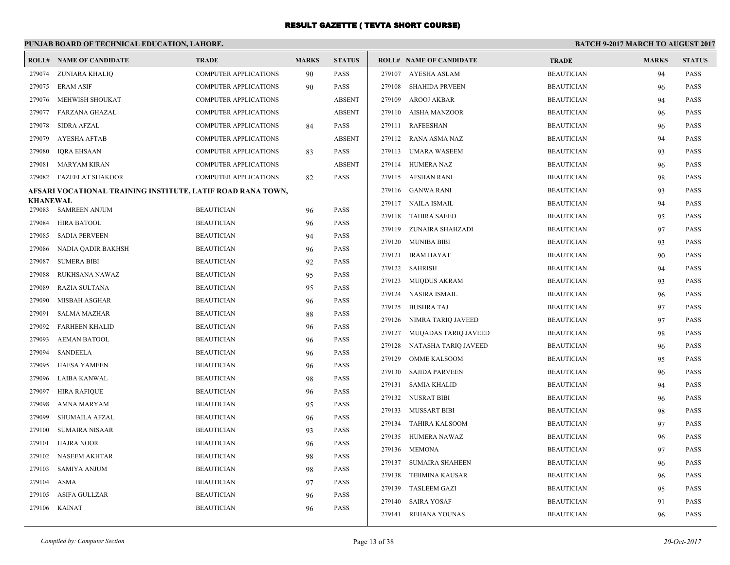# RESULT GAZETTE ( TEVTA SHORT COURSE)

## PUNJAB BOARD OF TECHNICAL EDUCATION, LAHORE.

**BATCH 9-2017 MARCH TO AUGUST 2017**

| ROLL# | NAME OF CANDIDATE | TRADE | MARKS | STATUS |
|---|---|---|---|---|
| 279074 | ZUNIARA KHALIQ | COMPUTER APPLICATIONS | 90 | PASS |
| 279075 | ERAM ASIF | COMPUTER APPLICATIONS | 90 | PASS |
| 279076 | MEHWISH SHOUKAT | COMPUTER APPLICATIONS | | ABSENT |
| 279077 | FARZANA GHAZAL | COMPUTER APPLICATIONS | | ABSENT |
| 279078 | SIDRA AFZAL | COMPUTER APPLICATIONS | 84 | PASS |
| 279079 | AYESHA AFTAB | COMPUTER APPLICATIONS | | ABSENT |
| 279080 | IQRA EHSAAN | COMPUTER APPLICATIONS | 83 | PASS |
| 279081 | MARYAM KIRAN | COMPUTER APPLICATIONS | | ABSENT |
| 279082 | FAZEELAT SHAKOOR | COMPUTER APPLICATIONS | 82 | PASS |

**AFSARI VOCATIONAL TRAINING INSTITUTE, LATIF ROAD RANA TOWN, KHANEWAL**

| ROLL# | NAME OF CANDIDATE | TRADE | MARKS | STATUS |
|---|---|---|---|---|
| 279083 | SAMREEN ANJUM | BEAUTICIAN | 96 | PASS |
| 279084 | HIRA BATOOL | BEAUTICIAN | 96 | PASS |
| 279085 | SADIA PERVEEN | BEAUTICIAN | 94 | PASS |
| 279086 | NADIA QADIR BAKHSH | BEAUTICIAN | 96 | PASS |
| 279087 | SUMERA BIBI | BEAUTICIAN | 92 | PASS |
| 279088 | RUKHSANA NAWAZ | BEAUTICIAN | 95 | PASS |
| 279089 | RAZIA SULTANA | BEAUTICIAN | 95 | PASS |
| 279090 | MISBAH ASGHAR | BEAUTICIAN | 96 | PASS |
| 279091 | SALMA MAZHAR | BEAUTICIAN | 88 | PASS |
| 279092 | FARHEEN KHALID | BEAUTICIAN | 96 | PASS |
| 279093 | AEMAN BATOOL | BEAUTICIAN | 96 | PASS |
| 279094 | SANDEELA | BEAUTICIAN | 96 | PASS |
| 279095 | HAFSA YAMEEN | BEAUTICIAN | 96 | PASS |
| 279096 | LAIBA KANWAL | BEAUTICIAN | 98 | PASS |
| 279097 | HIRA RAFIQUE | BEAUTICIAN | 96 | PASS |
| 279098 | AMNA MARYAM | BEAUTICIAN | 95 | PASS |
| 279099 | SHUMAILA AFZAL | BEAUTICIAN | 96 | PASS |
| 279100 | SUMAIRA NISAAR | BEAUTICIAN | 93 | PASS |
| 279101 | HAJRA NOOR | BEAUTICIAN | 96 | PASS |
| 279102 | NASEEM AKHTAR | BEAUTICIAN | 98 | PASS |
| 279103 | SAMIYA ANJUM | BEAUTICIAN | 98 | PASS |
| 279104 | ASMA | BEAUTICIAN | 97 | PASS |
| 279105 | ASIFA GULLZAR | BEAUTICIAN | 96 | PASS |
| 279106 | KAINAT | BEAUTICIAN | 96 | PASS |
| 279107 | AYESHA ASLAM | BEAUTICIAN | 94 | PASS |
| 279108 | SHAHIDA PRVEEN | BEAUTICIAN | 96 | PASS |
| 279109 | AROOJ AKBAR | BEAUTICIAN | 94 | PASS |
| 279110 | AISHA MANZOOR | BEAUTICIAN | 96 | PASS |
| 279111 | RAFEESHAN | BEAUTICIAN | 96 | PASS |
| 279112 | RANA ASMA NAZ | BEAUTICIAN | 94 | PASS |
| 279113 | UMARA WASEEM | BEAUTICIAN | 93 | PASS |
| 279114 | HUMERA NAZ | BEAUTICIAN | 96 | PASS |
| 279115 | AFSHAN RANI | BEAUTICIAN | 98 | PASS |
| 279116 | GANWA RANI | BEAUTICIAN | 93 | PASS |
| 279117 | NAILA ISMAIL | BEAUTICIAN | 94 | PASS |
| 279118 | TAHIRA SAEED | BEAUTICIAN | 95 | PASS |
| 279119 | ZUNAIRA SHAHZADI | BEAUTICIAN | 97 | PASS |
| 279120 | MUNIBA BIBI | BEAUTICIAN | 93 | PASS |
| 279121 | IRAM HAYAT | BEAUTICIAN | 90 | PASS |
| 279122 | SAHRISH | BEAUTICIAN | 94 | PASS |
| 279123 | MUQDUS AKRAM | BEAUTICIAN | 93 | PASS |
| 279124 | NASIRA ISMAIL | BEAUTICIAN | 96 | PASS |
| 279125 | BUSHRA TAJ | BEAUTICIAN | 97 | PASS |
| 279126 | NIMRA TARIQ JAVEED | BEAUTICIAN | 97 | PASS |
| 279127 | MUQADAS TARIQ JAVEED | BEAUTICIAN | 98 | PASS |
| 279128 | NATASHA TARIQ JAVEED | BEAUTICIAN | 96 | PASS |
| 279129 | OMME KALSOOM | BEAUTICIAN | 95 | PASS |
| 279130 | SAJIDA PARVEEN | BEAUTICIAN | 96 | PASS |
| 279131 | SAMIA KHALID | BEAUTICIAN | 94 | PASS |
| 279132 | NUSRAT BIBI | BEAUTICIAN | 96 | PASS |
| 279133 | MUSSART BIBI | BEAUTICIAN | 98 | PASS |
| 279134 | TAHIRA KALSOOM | BEAUTICIAN | 97 | PASS |
| 279135 | HUMERA NAWAZ | BEAUTICIAN | 96 | PASS |
| 279136 | MEMONA | BEAUTICIAN | 97 | PASS |
| 279137 | SUMAIRA SHAHEEN | BEAUTICIAN | 96 | PASS |
| 279138 | TEHMINA KAUSAR | BEAUTICIAN | 96 | PASS |
| 279139 | TASLEEM GAZI | BEAUTICIAN | 95 | PASS |
| 279140 | SAIRA YOSAF | BEAUTICIAN | 91 | PASS |
| 279141 | REHANA YOUNAS | BEAUTICIAN | 96 | PASS |

*Compiled by: Computer Section*

*20-Oct-2017*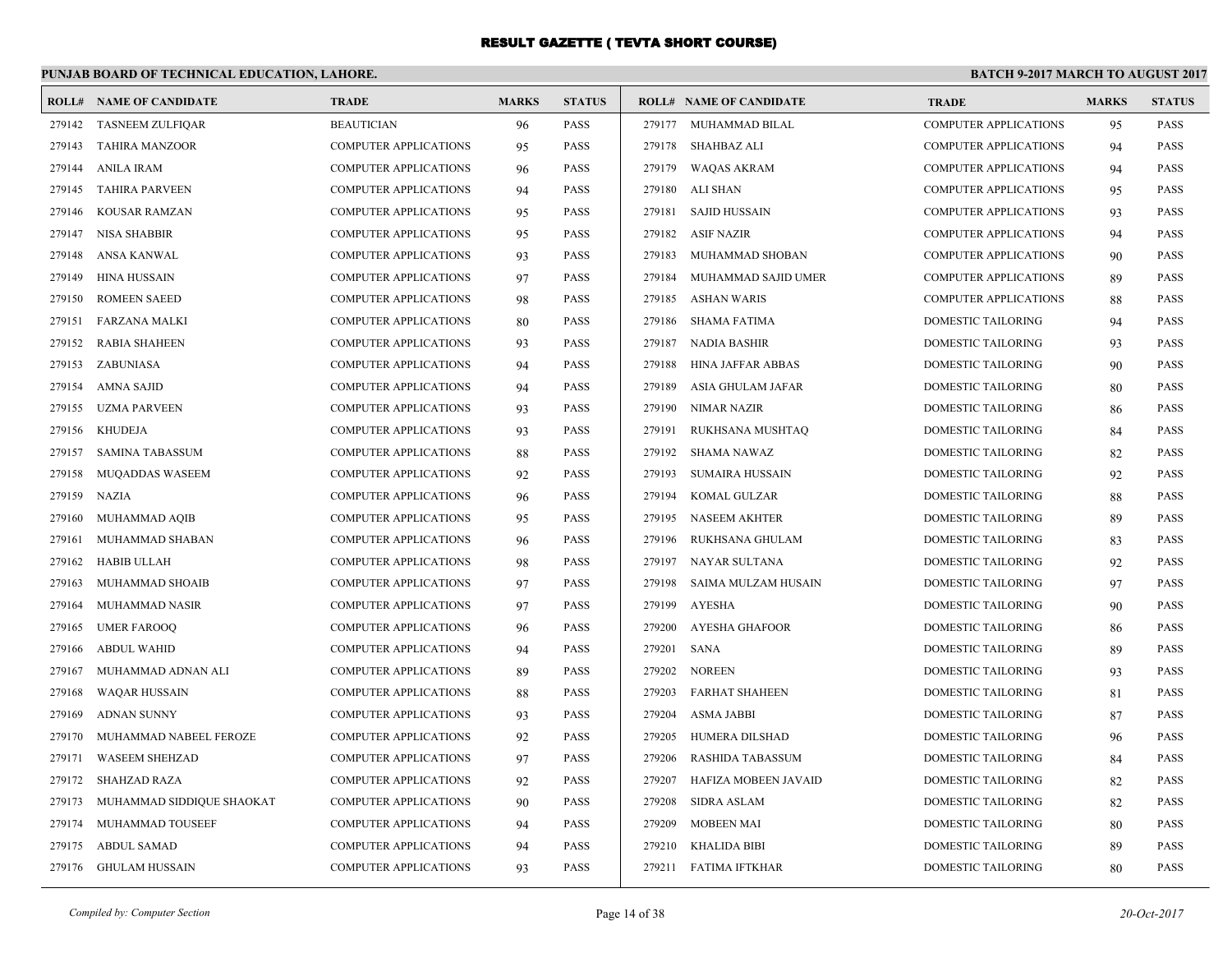**RESULT GAZETTE ( TEVTA SHORT COURSE)**

**PUNJAB BOARD OF TECHNICAL EDUCATION, LAHORE.** **BATCH 9-2017 MARCH TO AUGUST 2017**

| ROLL# | NAME OF CANDIDATE | TRADE | MARKS | STATUS |
|---|---|---|---|---|
| 279142 | TASNEEM ZULFIQAR | BEAUTICIAN | 96 | PASS |
| 279143 | TAHIRA MANZOOR | COMPUTER APPLICATIONS | 95 | PASS |
| 279144 | ANILA IRAM | COMPUTER APPLICATIONS | 96 | PASS |
| 279145 | TAHIRA PARVEEN | COMPUTER APPLICATIONS | 94 | PASS |
| 279146 | KOUSAR RAMZAN | COMPUTER APPLICATIONS | 95 | PASS |
| 279147 | NISA SHABBIR | COMPUTER APPLICATIONS | 95 | PASS |
| 279148 | ANSA KANWAL | COMPUTER APPLICATIONS | 93 | PASS |
| 279149 | HINA HUSSAIN | COMPUTER APPLICATIONS | 97 | PASS |
| 279150 | ROMEEN SAEED | COMPUTER APPLICATIONS | 98 | PASS |
| 279151 | FARZANA MALKI | COMPUTER APPLICATIONS | 80 | PASS |
| 279152 | RABIA SHAHEEN | COMPUTER APPLICATIONS | 93 | PASS |
| 279153 | ZABUNIASA | COMPUTER APPLICATIONS | 94 | PASS |
| 279154 | AMNA SAJID | COMPUTER APPLICATIONS | 94 | PASS |
| 279155 | UZMA PARVEEN | COMPUTER APPLICATIONS | 93 | PASS |
| 279156 | KHUDEJA | COMPUTER APPLICATIONS | 93 | PASS |
| 279157 | SAMINA TABASSUM | COMPUTER APPLICATIONS | 88 | PASS |
| 279158 | MUQADDAS WASEEM | COMPUTER APPLICATIONS | 92 | PASS |
| 279159 | NAZIA | COMPUTER APPLICATIONS | 96 | PASS |
| 279160 | MUHAMMAD AQIB | COMPUTER APPLICATIONS | 95 | PASS |
| 279161 | MUHAMMAD SHABAN | COMPUTER APPLICATIONS | 96 | PASS |
| 279162 | HABIB ULLAH | COMPUTER APPLICATIONS | 98 | PASS |
| 279163 | MUHAMMAD SHOAIB | COMPUTER APPLICATIONS | 97 | PASS |
| 279164 | MUHAMMAD NASIR | COMPUTER APPLICATIONS | 97 | PASS |
| 279165 | UMER FAROOQ | COMPUTER APPLICATIONS | 96 | PASS |
| 279166 | ABDUL WAHID | COMPUTER APPLICATIONS | 94 | PASS |
| 279167 | MUHAMMAD ADNAN ALI | COMPUTER APPLICATIONS | 89 | PASS |
| 279168 | WAQAR HUSSAIN | COMPUTER APPLICATIONS | 88 | PASS |
| 279169 | ADNAN SUNNY | COMPUTER APPLICATIONS | 93 | PASS |
| 279170 | MUHAMMAD NABEEL FEROZE | COMPUTER APPLICATIONS | 92 | PASS |
| 279171 | WASEEM SHEHZAD | COMPUTER APPLICATIONS | 97 | PASS |
| 279172 | SHAHZAD RAZA | COMPUTER APPLICATIONS | 92 | PASS |
| 279173 | MUHAMMAD SIDDIQUE SHAOKAT | COMPUTER APPLICATIONS | 90 | PASS |
| 279174 | MUHAMMAD TOUSEEF | COMPUTER APPLICATIONS | 94 | PASS |
| 279175 | ABDUL SAMAD | COMPUTER APPLICATIONS | 94 | PASS |
| 279176 | GHULAM HUSSAIN | COMPUTER APPLICATIONS | 93 | PASS |
| 279177 | MUHAMMAD BILAL | COMPUTER APPLICATIONS | 95 | PASS |
| 279178 | SHAHBAZ ALI | COMPUTER APPLICATIONS | 94 | PASS |
| 279179 | WAQAS AKRAM | COMPUTER APPLICATIONS | 94 | PASS |
| 279180 | ALI SHAN | COMPUTER APPLICATIONS | 95 | PASS |
| 279181 | SAJID HUSSAIN | COMPUTER APPLICATIONS | 93 | PASS |
| 279182 | ASIF NAZIR | COMPUTER APPLICATIONS | 94 | PASS |
| 279183 | MUHAMMAD SHOBAN | COMPUTER APPLICATIONS | 90 | PASS |
| 279184 | MUHAMMAD SAJID UMER | COMPUTER APPLICATIONS | 89 | PASS |
| 279185 | ASHAN WARIS | COMPUTER APPLICATIONS | 88 | PASS |
| 279186 | SHAMA FATIMA | DOMESTIC TAILORING | 94 | PASS |
| 279187 | NADIA BASHIR | DOMESTIC TAILORING | 93 | PASS |
| 279188 | HINA JAFFAR ABBAS | DOMESTIC TAILORING | 90 | PASS |
| 279189 | ASIA GHULAM JAFAR | DOMESTIC TAILORING | 80 | PASS |
| 279190 | NIMAR NAZIR | DOMESTIC TAILORING | 86 | PASS |
| 279191 | RUKHSANA MUSHTAQ | DOMESTIC TAILORING | 84 | PASS |
| 279192 | SHAMA NAWAZ | DOMESTIC TAILORING | 82 | PASS |
| 279193 | SUMAIRA HUSSAIN | DOMESTIC TAILORING | 92 | PASS |
| 279194 | KOMAL GULZAR | DOMESTIC TAILORING | 88 | PASS |
| 279195 | NASEEM AKHTER | DOMESTIC TAILORING | 89 | PASS |
| 279196 | RUKHSANA GHULAM | DOMESTIC TAILORING | 83 | PASS |
| 279197 | NAYAR SULTANA | DOMESTIC TAILORING | 92 | PASS |
| 279198 | SAIMA MULZAM HUSAIN | DOMESTIC TAILORING | 97 | PASS |
| 279199 | AYESHA | DOMESTIC TAILORING | 90 | PASS |
| 279200 | AYESHA GHAFOOR | DOMESTIC TAILORING | 86 | PASS |
| 279201 | SANA | DOMESTIC TAILORING | 89 | PASS |
| 279202 | NOREEN | DOMESTIC TAILORING | 93 | PASS |
| 279203 | FARHAT SHAHEEN | DOMESTIC TAILORING | 81 | PASS |
| 279204 | ASMA JABBI | DOMESTIC TAILORING | 87 | PASS |
| 279205 | HUMERA DILSHAD | DOMESTIC TAILORING | 96 | PASS |
| 279206 | RASHIDA TABASSUM | DOMESTIC TAILORING | 84 | PASS |
| 279207 | HAFIZA MOBEEN JAVAID | DOMESTIC TAILORING | 82 | PASS |
| 279208 | SIDRA ASLAM | DOMESTIC TAILORING | 82 | PASS |
| 279209 | MOBEEN MAI | DOMESTIC TAILORING | 80 | PASS |
| 279210 | KHALIDA BIBI | DOMESTIC TAILORING | 89 | PASS |
| 279211 | FATIMA IFTKHAR | DOMESTIC TAILORING | 80 | PASS |

*Compiled by: Computer Section* *20-Oct-2017*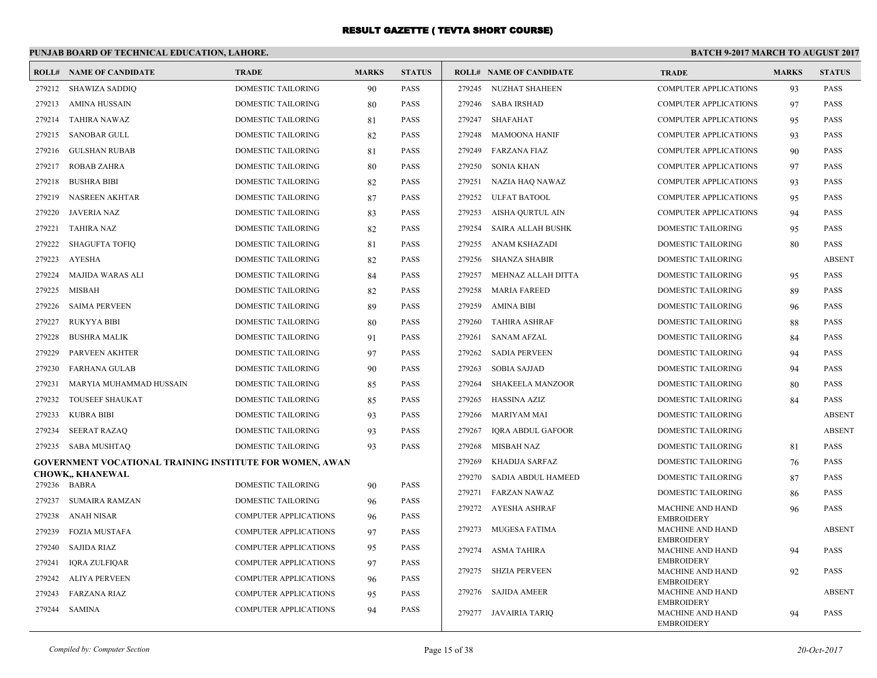# RESULT GAZETTE ( TEVTA SHORT COURSE)

**PUNJAB BOARD OF TECHNICAL EDUCATION, LAHORE.** **BATCH 9-2017 MARCH TO AUGUST 2017**

| ROLL# | NAME OF CANDIDATE | TRADE | MARKS | STATUS |
|---|---|---|---|---|
| 279212 | SHAWIZA SADDIQ | DOMESTIC TAILORING | 90 | PASS |
| 279213 | AMINA HUSSAIN | DOMESTIC TAILORING | 80 | PASS |
| 279214 | TAHIRA NAWAZ | DOMESTIC TAILORING | 81 | PASS |
| 279215 | SANOBAR GULL | DOMESTIC TAILORING | 82 | PASS |
| 279216 | GULSHAN RUBAB | DOMESTIC TAILORING | 81 | PASS |
| 279217 | ROBAB ZAHRA | DOMESTIC TAILORING | 80 | PASS |
| 279218 | BUSHRA BIBI | DOMESTIC TAILORING | 82 | PASS |
| 279219 | NASREEN AKHTAR | DOMESTIC TAILORING | 87 | PASS |
| 279220 | JAVERIA NAZ | DOMESTIC TAILORING | 83 | PASS |
| 279221 | TAHIRA NAZ | DOMESTIC TAILORING | 82 | PASS |
| 279222 | SHAGUFTA TOFIQ | DOMESTIC TAILORING | 81 | PASS |
| 279223 | AYESHA | DOMESTIC TAILORING | 82 | PASS |
| 279224 | MAJIDA WARAS ALI | DOMESTIC TAILORING | 84 | PASS |
| 279225 | MISBAH | DOMESTIC TAILORING | 82 | PASS |
| 279226 | SAIMA PERVEEN | DOMESTIC TAILORING | 89 | PASS |
| 279227 | RUKYYA BIBI | DOMESTIC TAILORING | 80 | PASS |
| 279228 | BUSHRA MALIK | DOMESTIC TAILORING | 91 | PASS |
| 279229 | PARVEEN AKHTER | DOMESTIC TAILORING | 97 | PASS |
| 279230 | FARHANA GULAB | DOMESTIC TAILORING | 90 | PASS |
| 279231 | MARYIA MUHAMMAD HUSSAIN | DOMESTIC TAILORING | 85 | PASS |
| 279232 | TOUSEEF SHAUKAT | DOMESTIC TAILORING | 85 | PASS |
| 279233 | KUBRA BIBI | DOMESTIC TAILORING | 93 | PASS |
| 279234 | SEERAT RAZAQ | DOMESTIC TAILORING | 93 | PASS |
| 279235 | SABA MUSHTAQ | DOMESTIC TAILORING | 93 | PASS |

**GOVERNMENT VOCATIONAL TRAINING INSTITUTE FOR WOMEN, AWAN CHOWK,, KHANEWAL**

| ROLL# | NAME OF CANDIDATE | TRADE | MARKS | STATUS |
|---|---|---|---|---|
| 279236 | BABRA | DOMESTIC TAILORING | 90 | PASS |
| 279237 | SUMAIRA RAMZAN | DOMESTIC TAILORING | 96 | PASS |
| 279238 | ANAH NISAR | COMPUTER APPLICATIONS | 96 | PASS |
| 279239 | FOZIA MUSTAFA | COMPUTER APPLICATIONS | 97 | PASS |
| 279240 | SAJIDA RIAZ | COMPUTER APPLICATIONS | 95 | PASS |
| 279241 | IQRA ZULFIQAR | COMPUTER APPLICATIONS | 97 | PASS |
| 279242 | ALIYA PERVEEN | COMPUTER APPLICATIONS | 96 | PASS |
| 279243 | FARZANA RIAZ | COMPUTER APPLICATIONS | 95 | PASS |
| 279244 | SAMINA | COMPUTER APPLICATIONS | 94 | PASS |
| 279245 | NUZHAT SHAHEEN | COMPUTER APPLICATIONS | 93 | PASS |
| 279246 | SABA IRSHAD | COMPUTER APPLICATIONS | 97 | PASS |
| 279247 | SHAFAHAT | COMPUTER APPLICATIONS | 95 | PASS |
| 279248 | MAMOONA HANIF | COMPUTER APPLICATIONS | 93 | PASS |
| 279249 | FARZANA FIAZ | COMPUTER APPLICATIONS | 90 | PASS |
| 279250 | SONIA KHAN | COMPUTER APPLICATIONS | 97 | PASS |
| 279251 | NAZIA HAQ NAWAZ | COMPUTER APPLICATIONS | 93 | PASS |
| 279252 | ULFAT BATOOL | COMPUTER APPLICATIONS | 95 | PASS |
| 279253 | AISHA QURTUL AIN | COMPUTER APPLICATIONS | 94 | PASS |
| 279254 | SAIRA ALLAH BUSHK | DOMESTIC TAILORING | 95 | PASS |
| 279255 | ANAM KSHAZADI | DOMESTIC TAILORING | 80 | PASS |
| 279256 | SHANZA SHABIR | DOMESTIC TAILORING | | ABSENT |
| 279257 | MEHNAZ ALLAH DITTA | DOMESTIC TAILORING | 95 | PASS |
| 279258 | MARIA FAREED | DOMESTIC TAILORING | 89 | PASS |
| 279259 | AMINA BIBI | DOMESTIC TAILORING | 96 | PASS |
| 279260 | TAHIRA ASHRAF | DOMESTIC TAILORING | 88 | PASS |
| 279261 | SANAM AFZAL | DOMESTIC TAILORING | 84 | PASS |
| 279262 | SADIA PERVEEN | DOMESTIC TAILORING | 94 | PASS |
| 279263 | SOBIA SAJJAD | DOMESTIC TAILORING | 94 | PASS |
| 279264 | SHAKEELA MANZOOR | DOMESTIC TAILORING | 80 | PASS |
| 279265 | HASSINA AZIZ | DOMESTIC TAILORING | 84 | PASS |
| 279266 | MARIYAM MAI | DOMESTIC TAILORING | | ABSENT |
| 279267 | IQRA ABDUL GAFOOR | DOMESTIC TAILORING | | ABSENT |
| 279268 | MISBAH NAZ | DOMESTIC TAILORING | 81 | PASS |
| 279269 | KHADIJA SARFAZ | DOMESTIC TAILORING | 76 | PASS |
| 279270 | SADIA ABDUL HAMEED | DOMESTIC TAILORING | 87 | PASS |
| 279271 | FARZAN NAWAZ | DOMESTIC TAILORING | 86 | PASS |
| 279272 | AYESHA ASHRAF | MACHINE AND HAND EMBROIDERY | 96 | PASS |
| 279273 | MUGESA FATIMA | MACHINE AND HAND EMBROIDERY | | ABSENT |
| 279274 | ASMA TAHIRA | MACHINE AND HAND EMBROIDERY | 94 | PASS |
| 279275 | SHZIA PERVEEN | MACHINE AND HAND EMBROIDERY | 92 | PASS |
| 279276 | SAJIDA AMEER | MACHINE AND HAND EMBROIDERY | | ABSENT |
| 279277 | JAVAIRIA TARIQ | MACHINE AND HAND EMBROIDERY | 94 | PASS |

*Compiled by: Computer Section* *20-Oct-2017*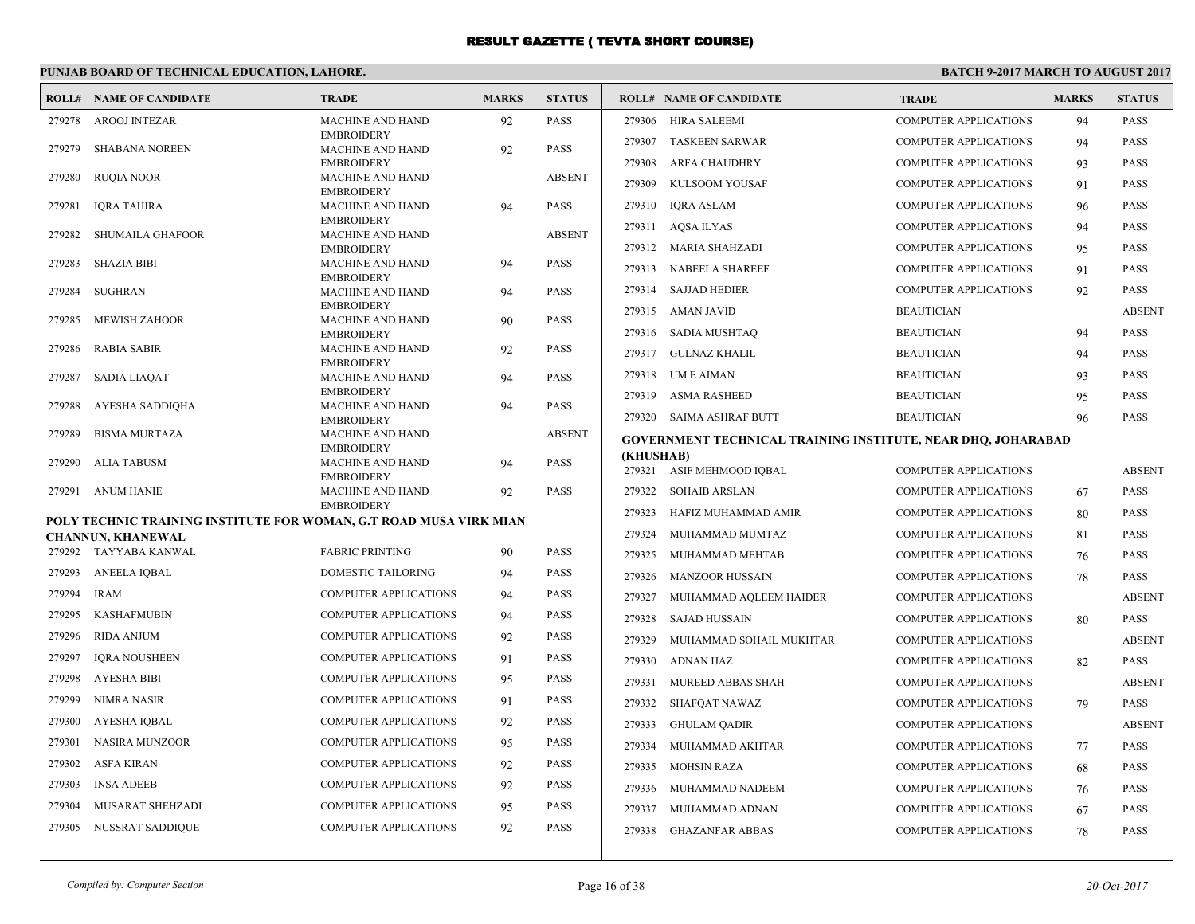# RESULT GAZETTE ( TEVTA SHORT COURSE)

**PUNJAB BOARD OF TECHNICAL EDUCATION, LAHORE.** **BATCH 9-2017 MARCH TO AUGUST 2017**

| ROLL# | NAME OF CANDIDATE | TRADE | MARKS | STATUS |
|---|---|---|---|---|
| 279278 | AROOJ INTEZAR | MACHINE AND HAND EMBROIDERY | 92 | PASS |
| 279279 | SHABANA NOREEN | MACHINE AND HAND EMBROIDERY | 92 | PASS |
| 279280 | RUQIA NOOR | MACHINE AND HAND EMBROIDERY | | ABSENT |
| 279281 | IQRA TAHIRA | MACHINE AND HAND EMBROIDERY | 94 | PASS |
| 279282 | SHUMAILA GHAFOOR | MACHINE AND HAND EMBROIDERY | | ABSENT |
| 279283 | SHAZIA BIBI | MACHINE AND HAND EMBROIDERY | 94 | PASS |
| 279284 | SUGHRAN | MACHINE AND HAND EMBROIDERY | 94 | PASS |
| 279285 | MEWISH ZAHOOR | MACHINE AND HAND EMBROIDERY | 90 | PASS |
| 279286 | RABIA SABIR | MACHINE AND HAND EMBROIDERY | 92 | PASS |
| 279287 | SADIA LIAQAT | MACHINE AND HAND EMBROIDERY | 94 | PASS |
| 279288 | AYESHA SADDIQHA | MACHINE AND HAND EMBROIDERY | 94 | PASS |
| 279289 | BISMA MURTAZA | MACHINE AND HAND EMBROIDERY | | ABSENT |
| 279290 | ALIA TABUSM | MACHINE AND HAND EMBROIDERY | 94 | PASS |
| 279291 | ANUM HANIE | MACHINE AND HAND EMBROIDERY | 92 | PASS |

**POLY TECHNIC TRAINING INSTITUTE FOR WOMAN, G.T ROAD MUSA VIRK MIAN CHANNUN, KHANEWAL**

| ROLL# | NAME OF CANDIDATE | TRADE | MARKS | STATUS |
|---|---|---|---|---|
| 279292 | TAYYABA KANWAL | FABRIC PRINTING | 90 | PASS |
| 279293 | ANEELA IQBAL | DOMESTIC TAILORING | 94 | PASS |
| 279294 | IRAM | COMPUTER APPLICATIONS | 94 | PASS |
| 279295 | KASHAFMUBIN | COMPUTER APPLICATIONS | 94 | PASS |
| 279296 | RIDA ANJUM | COMPUTER APPLICATIONS | 92 | PASS |
| 279297 | IQRA NOUSHEEN | COMPUTER APPLICATIONS | 91 | PASS |
| 279298 | AYESHA BIBI | COMPUTER APPLICATIONS | 95 | PASS |
| 279299 | NIMRA NASIR | COMPUTER APPLICATIONS | 91 | PASS |
| 279300 | AYESHA IQBAL | COMPUTER APPLICATIONS | 92 | PASS |
| 279301 | NASIRA MUNZOOR | COMPUTER APPLICATIONS | 95 | PASS |
| 279302 | ASFA KIRAN | COMPUTER APPLICATIONS | 92 | PASS |
| 279303 | INSA ADEEB | COMPUTER APPLICATIONS | 92 | PASS |
| 279304 | MUSARAT SHEHZADI | COMPUTER APPLICATIONS | 95 | PASS |
| 279305 | NUSSRAT SADDIQUE | COMPUTER APPLICATIONS | 92 | PASS |
| 279306 | HIRA SALEEMI | COMPUTER APPLICATIONS | 94 | PASS |
| 279307 | TASKEEN SARWAR | COMPUTER APPLICATIONS | 94 | PASS |
| 279308 | ARFA CHAUDHRY | COMPUTER APPLICATIONS | 93 | PASS |
| 279309 | KULSOOM YOUSAF | COMPUTER APPLICATIONS | 91 | PASS |
| 279310 | IQRA ASLAM | COMPUTER APPLICATIONS | 96 | PASS |
| 279311 | AQSA ILYAS | COMPUTER APPLICATIONS | 94 | PASS |
| 279312 | MARIA SHAHZADI | COMPUTER APPLICATIONS | 95 | PASS |
| 279313 | NABEELA SHAREEF | COMPUTER APPLICATIONS | 91 | PASS |
| 279314 | SAJJAD HEDIER | COMPUTER APPLICATIONS | 92 | PASS |
| 279315 | AMAN JAVID | BEAUTICIAN | | ABSENT |
| 279316 | SADIA MUSHTAQ | BEAUTICIAN | 94 | PASS |
| 279317 | GULNAZ KHALIL | BEAUTICIAN | 94 | PASS |
| 279318 | UM E AIMAN | BEAUTICIAN | 93 | PASS |
| 279319 | ASMA RASHEED | BEAUTICIAN | 95 | PASS |
| 279320 | SAIMA ASHRAF BUTT | BEAUTICIAN | 96 | PASS |

**GOVERNMENT TECHNICAL TRAINING INSTITUTE, NEAR DHQ, JOHARABAD (KHUSHAB)**

| ROLL# | NAME OF CANDIDATE | TRADE | MARKS | STATUS |
|---|---|---|---|---|
| 279321 | ASIF MEHMOOD IQBAL | COMPUTER APPLICATIONS | | ABSENT |
| 279322 | SOHAIB ARSLAN | COMPUTER APPLICATIONS | 67 | PASS |
| 279323 | HAFIZ MUHAMMAD AMIR | COMPUTER APPLICATIONS | 80 | PASS |
| 279324 | MUHAMMAD MUMTAZ | COMPUTER APPLICATIONS | 81 | PASS |
| 279325 | MUHAMMAD MEHTAB | COMPUTER APPLICATIONS | 76 | PASS |
| 279326 | MANZOOR HUSSAIN | COMPUTER APPLICATIONS | 78 | PASS |
| 279327 | MUHAMMAD AQLEEM HAIDER | COMPUTER APPLICATIONS | | ABSENT |
| 279328 | SAJAD HUSSAIN | COMPUTER APPLICATIONS | 80 | PASS |
| 279329 | MUHAMMAD SOHAIL MUKHTAR | COMPUTER APPLICATIONS | | ABSENT |
| 279330 | ADNAN IJAZ | COMPUTER APPLICATIONS | 82 | PASS |
| 279331 | MUREED ABBAS SHAH | COMPUTER APPLICATIONS | | ABSENT |
| 279332 | SHAFQAT NAWAZ | COMPUTER APPLICATIONS | 79 | PASS |
| 279333 | GHULAM QADIR | COMPUTER APPLICATIONS | | ABSENT |
| 279334 | MUHAMMAD AKHTAR | COMPUTER APPLICATIONS | 77 | PASS |
| 279335 | MOHSIN RAZA | COMPUTER APPLICATIONS | 68 | PASS |
| 279336 | MUHAMMAD NADEEM | COMPUTER APPLICATIONS | 76 | PASS |
| 279337 | MUHAMMAD ADNAN | COMPUTER APPLICATIONS | 67 | PASS |
| 279338 | GHAZANFAR ABBAS | COMPUTER APPLICATIONS | 78 | PASS |

*Compiled by: Computer Section* *20-Oct-2017*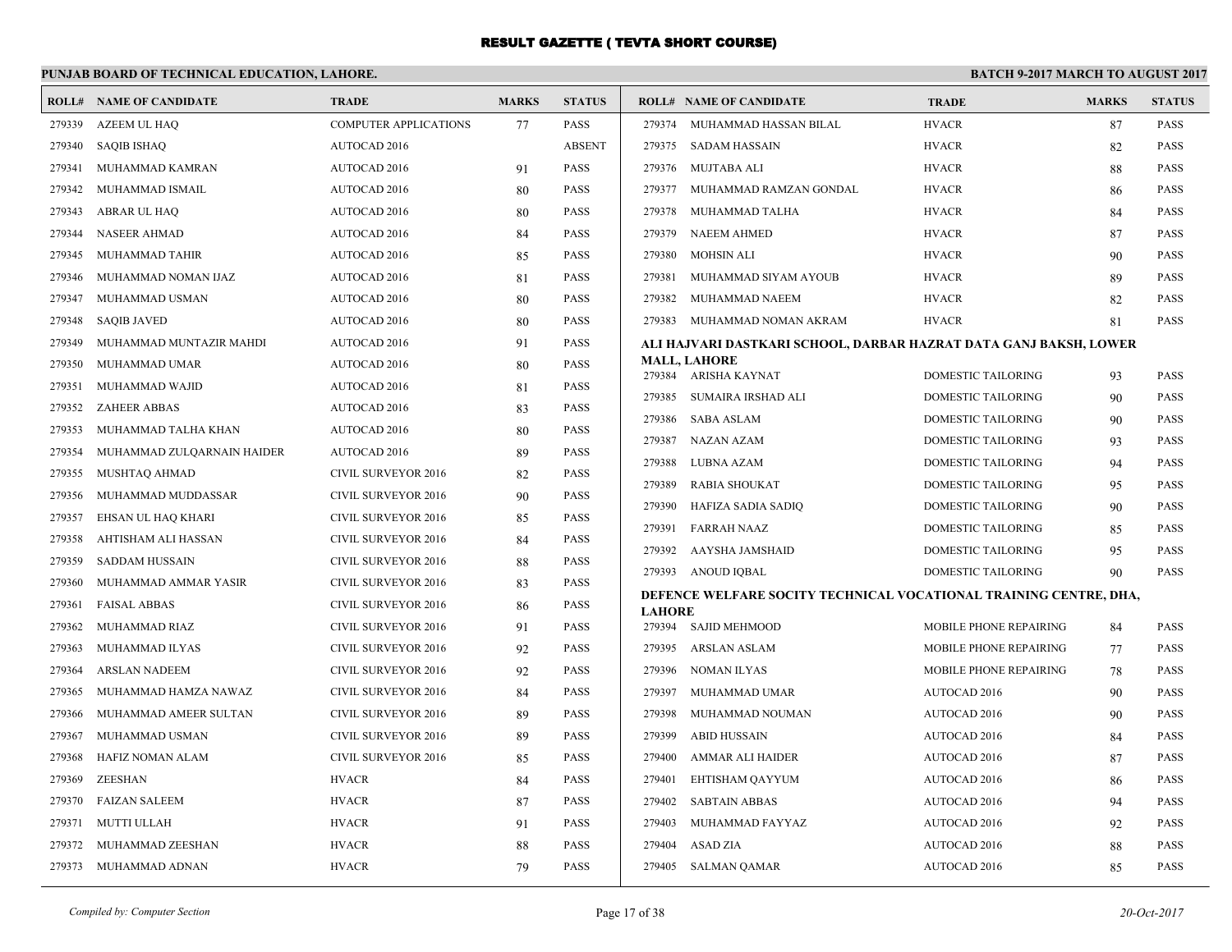# RESULT GAZETTE ( TEVTA SHORT COURSE)

## PUNJAB BOARD OF TECHNICAL EDUCATION, LAHORE.

**BATCH 9-2017 MARCH TO AUGUST 2017**

| ROLL# | NAME OF CANDIDATE | TRADE | MARKS | STATUS |
|---|---|---|---|---|
| 279339 | AZEEM UL HAQ | COMPUTER APPLICATIONS | 77 | PASS |
| 279340 | SAQIB ISHAQ | AUTOCAD 2016 | | ABSENT |
| 279341 | MUHAMMAD KAMRAN | AUTOCAD 2016 | 91 | PASS |
| 279342 | MUHAMMAD ISMAIL | AUTOCAD 2016 | 80 | PASS |
| 279343 | ABRAR UL HAQ | AUTOCAD 2016 | 80 | PASS |
| 279344 | NASEER AHMAD | AUTOCAD 2016 | 84 | PASS |
| 279345 | MUHAMMAD TAHIR | AUTOCAD 2016 | 85 | PASS |
| 279346 | MUHAMMAD NOMAN IJAZ | AUTOCAD 2016 | 81 | PASS |
| 279347 | MUHAMMAD USMAN | AUTOCAD 2016 | 80 | PASS |
| 279348 | SAQIB JAVED | AUTOCAD 2016 | 80 | PASS |
| 279349 | MUHAMMAD MUNTAZIR MAHDI | AUTOCAD 2016 | 91 | PASS |
| 279350 | MUHAMMAD UMAR | AUTOCAD 2016 | 80 | PASS |
| 279351 | MUHAMMAD WAJID | AUTOCAD 2016 | 81 | PASS |
| 279352 | ZAHEER ABBAS | AUTOCAD 2016 | 83 | PASS |
| 279353 | MUHAMMAD TALHA KHAN | AUTOCAD 2016 | 80 | PASS |
| 279354 | MUHAMMAD ZULQARNAIN HAIDER | AUTOCAD 2016 | 89 | PASS |
| 279355 | MUSHTAQ AHMAD | CIVIL SURVEYOR 2016 | 82 | PASS |
| 279356 | MUHAMMAD MUDDASSAR | CIVIL SURVEYOR 2016 | 90 | PASS |
| 279357 | EHSAN UL HAQ KHARI | CIVIL SURVEYOR 2016 | 85 | PASS |
| 279358 | AHTISHAM ALI HASSAN | CIVIL SURVEYOR 2016 | 84 | PASS |
| 279359 | SADDAM HUSSAIN | CIVIL SURVEYOR 2016 | 88 | PASS |
| 279360 | MUHAMMAD AMMAR YASIR | CIVIL SURVEYOR 2016 | 83 | PASS |
| 279361 | FAISAL ABBAS | CIVIL SURVEYOR 2016 | 86 | PASS |
| 279362 | MUHAMMAD RIAZ | CIVIL SURVEYOR 2016 | 91 | PASS |
| 279363 | MUHAMMAD ILYAS | CIVIL SURVEYOR 2016 | 92 | PASS |
| 279364 | ARSLAN NADEEM | CIVIL SURVEYOR 2016 | 92 | PASS |
| 279365 | MUHAMMAD HAMZA NAWAZ | CIVIL SURVEYOR 2016 | 84 | PASS |
| 279366 | MUHAMMAD AMEER SULTAN | CIVIL SURVEYOR 2016 | 89 | PASS |
| 279367 | MUHAMMAD USMAN | CIVIL SURVEYOR 2016 | 89 | PASS |
| 279368 | HAFIZ NOMAN ALAM | CIVIL SURVEYOR 2016 | 85 | PASS |
| 279369 | ZEESHAN | HVACR | 84 | PASS |
| 279370 | FAIZAN SALEEM | HVACR | 87 | PASS |
| 279371 | MUTTI ULLAH | HVACR | 91 | PASS |
| 279372 | MUHAMMAD ZEESHAN | HVACR | 88 | PASS |
| 279373 | MUHAMMAD ADNAN | HVACR | 79 | PASS |
| 279374 | MUHAMMAD HASSAN BILAL | HVACR | 87 | PASS |
| 279375 | SADAM HASSAIN | HVACR | 82 | PASS |
| 279376 | MUJTABA ALI | HVACR | 88 | PASS |
| 279377 | MUHAMMAD RAMZAN GONDAL | HVACR | 86 | PASS |
| 279378 | MUHAMMAD TALHA | HVACR | 84 | PASS |
| 279379 | NAEEM AHMED | HVACR | 87 | PASS |
| 279380 | MOHSIN ALI | HVACR | 90 | PASS |
| 279381 | MUHAMMAD SIYAM AYOUB | HVACR | 89 | PASS |
| 279382 | MUHAMMAD NAEEM | HVACR | 82 | PASS |
| 279383 | MUHAMMAD NOMAN AKRAM | HVACR | 81 | PASS |

### ALI HAJVARI DASTKARI SCHOOL, DARBAR HAZRAT DATA GANJ BAKSH, LOWER MALL, LAHORE

| ROLL# | NAME OF CANDIDATE | TRADE | MARKS | STATUS |
|---|---|---|---|---|
| 279384 | ARISHA KAYNAT | DOMESTIC TAILORING | 93 | PASS |
| 279385 | SUMAIRA IRSHAD ALI | DOMESTIC TAILORING | 90 | PASS |
| 279386 | SABA ASLAM | DOMESTIC TAILORING | 90 | PASS |
| 279387 | NAZAN AZAM | DOMESTIC TAILORING | 93 | PASS |
| 279388 | LUBNA AZAM | DOMESTIC TAILORING | 94 | PASS |
| 279389 | RABIA SHOUKAT | DOMESTIC TAILORING | 95 | PASS |
| 279390 | HAFIZA SADIA SADIQ | DOMESTIC TAILORING | 90 | PASS |
| 279391 | FARRAH NAAZ | DOMESTIC TAILORING | 85 | PASS |
| 279392 | AAYSHA JAMSHAID | DOMESTIC TAILORING | 95 | PASS |
| 279393 | ANOUD IQBAL | DOMESTIC TAILORING | 90 | PASS |

### DEFENCE WELFARE SOCITY TECHNICAL VOCATIONAL TRAINING CENTRE, DHA, LAHORE

| ROLL# | NAME OF CANDIDATE | TRADE | MARKS | STATUS |
|---|---|---|---|---|
| 279394 | SAJID MEHMOOD | MOBILE PHONE REPAIRING | 84 | PASS |
| 279395 | ARSLAN ASLAM | MOBILE PHONE REPAIRING | 77 | PASS |
| 279396 | NOMAN ILYAS | MOBILE PHONE REPAIRING | 78 | PASS |
| 279397 | MUHAMMAD UMAR | AUTOCAD 2016 | 90 | PASS |
| 279398 | MUHAMMAD NOUMAN | AUTOCAD 2016 | 90 | PASS |
| 279399 | ABID HUSSAIN | AUTOCAD 2016 | 84 | PASS |
| 279400 | AMMAR ALI HAIDER | AUTOCAD 2016 | 87 | PASS |
| 279401 | EHTISHAM QAYYUM | AUTOCAD 2016 | 86 | PASS |
| 279402 | SABTAIN ABBAS | AUTOCAD 2016 | 94 | PASS |
| 279403 | MUHAMMAD FAYYAZ | AUTOCAD 2016 | 92 | PASS |
| 279404 | ASAD ZIA | AUTOCAD 2016 | 88 | PASS |
| 279405 | SALMAN QAMAR | AUTOCAD 2016 | 85 | PASS |

*Compiled by: Computer Section* | *20-Oct-2017*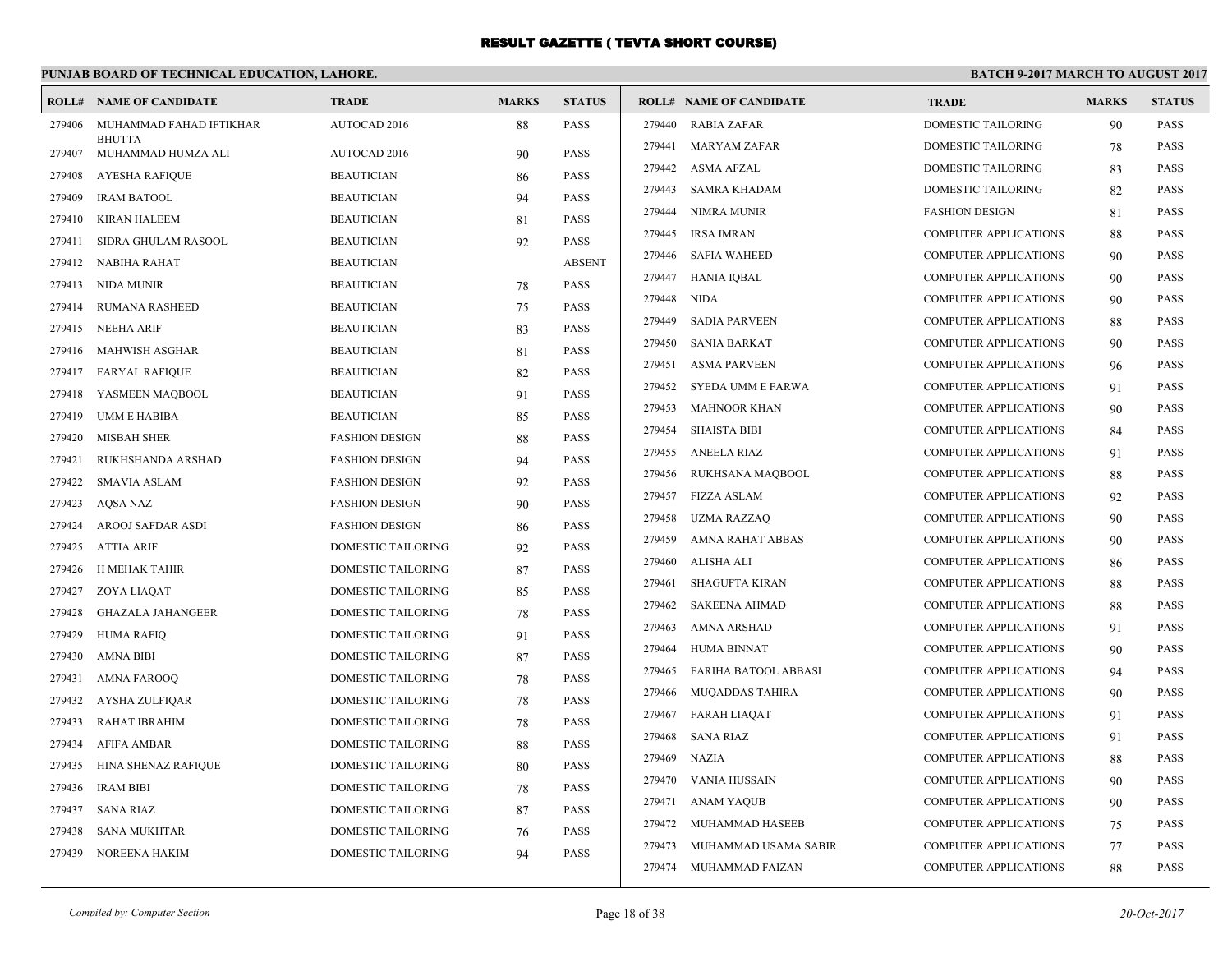# RESULT GAZETTE ( TEVTA SHORT COURSE)

## PUNJAB BOARD OF TECHNICAL EDUCATION, LAHORE.

**BATCH 9-2017 MARCH TO AUGUST 2017**

| ROLL# | NAME OF CANDIDATE | TRADE | MARKS | STATUS |
|---|---|---|---|---|
| 279406 | MUHAMMAD FAHAD IFTIKHAR BHUTTA | AUTOCAD 2016 | 88 | PASS |
| 279407 | MUHAMMAD HUMZA ALI | AUTOCAD 2016 | 90 | PASS |
| 279408 | AYESHA RAFIQUE | BEAUTICIAN | 86 | PASS |
| 279409 | IRAM BATOOL | BEAUTICIAN | 94 | PASS |
| 279410 | KIRAN HALEEM | BEAUTICIAN | 81 | PASS |
| 279411 | SIDRA GHULAM RASOOL | BEAUTICIAN | 92 | PASS |
| 279412 | NABIHA RAHAT | BEAUTICIAN | | ABSENT |
| 279413 | NIDA MUNIR | BEAUTICIAN | 78 | PASS |
| 279414 | RUMANA RASHEED | BEAUTICIAN | 75 | PASS |
| 279415 | NEEHA ARIF | BEAUTICIAN | 83 | PASS |
| 279416 | MAHWISH ASGHAR | BEAUTICIAN | 81 | PASS |
| 279417 | FARYAL RAFIQUE | BEAUTICIAN | 82 | PASS |
| 279418 | YASMEEN MAQBOOL | BEAUTICIAN | 91 | PASS |
| 279419 | UMM E HABIBA | BEAUTICIAN | 85 | PASS |
| 279420 | MISBAH SHER | FASHION DESIGN | 88 | PASS |
| 279421 | RUKHSHANDA ARSHAD | FASHION DESIGN | 94 | PASS |
| 279422 | SMAVIA ASLAM | FASHION DESIGN | 92 | PASS |
| 279423 | AQSA NAZ | FASHION DESIGN | 90 | PASS |
| 279424 | AROOJ SAFDAR ASDI | FASHION DESIGN | 86 | PASS |
| 279425 | ATTIA ARIF | DOMESTIC TAILORING | 92 | PASS |
| 279426 | H MEHAK TAHIR | DOMESTIC TAILORING | 87 | PASS |
| 279427 | ZOYA LIAQAT | DOMESTIC TAILORING | 85 | PASS |
| 279428 | GHAZALA JAHANGEER | DOMESTIC TAILORING | 78 | PASS |
| 279429 | HUMA RAFIQ | DOMESTIC TAILORING | 91 | PASS |
| 279430 | AMNA BIBI | DOMESTIC TAILORING | 87 | PASS |
| 279431 | AMNA FAROOQ | DOMESTIC TAILORING | 78 | PASS |
| 279432 | AYSHA ZULFIQAR | DOMESTIC TAILORING | 78 | PASS |
| 279433 | RAHAT IBRAHIM | DOMESTIC TAILORING | 78 | PASS |
| 279434 | AFIFA AMBAR | DOMESTIC TAILORING | 88 | PASS |
| 279435 | HINA SHENAZ RAFIQUE | DOMESTIC TAILORING | 80 | PASS |
| 279436 | IRAM BIBI | DOMESTIC TAILORING | 78 | PASS |
| 279437 | SANA RIAZ | DOMESTIC TAILORING | 87 | PASS |
| 279438 | SANA MUKHTAR | DOMESTIC TAILORING | 76 | PASS |
| 279439 | NOREENA HAKIM | DOMESTIC TAILORING | 94 | PASS |
| 279440 | RABIA ZAFAR | DOMESTIC TAILORING | 90 | PASS |
| 279441 | MARYAM ZAFAR | DOMESTIC TAILORING | 78 | PASS |
| 279442 | ASMA AFZAL | DOMESTIC TAILORING | 83 | PASS |
| 279443 | SAMRA KHADAM | DOMESTIC TAILORING | 82 | PASS |
| 279444 | NIMRA MUNIR | FASHION DESIGN | 81 | PASS |
| 279445 | IRSA IMRAN | COMPUTER APPLICATIONS | 88 | PASS |
| 279446 | SAFIA WAHEED | COMPUTER APPLICATIONS | 90 | PASS |
| 279447 | HANIA IQBAL | COMPUTER APPLICATIONS | 90 | PASS |
| 279448 | NIDA | COMPUTER APPLICATIONS | 90 | PASS |
| 279449 | SADIA PARVEEN | COMPUTER APPLICATIONS | 88 | PASS |
| 279450 | SANIA BARKAT | COMPUTER APPLICATIONS | 90 | PASS |
| 279451 | ASMA PARVEEN | COMPUTER APPLICATIONS | 96 | PASS |
| 279452 | SYEDA UMM E FARWA | COMPUTER APPLICATIONS | 91 | PASS |
| 279453 | MAHNOOR KHAN | COMPUTER APPLICATIONS | 90 | PASS |
| 279454 | SHAISTA BIBI | COMPUTER APPLICATIONS | 84 | PASS |
| 279455 | ANEELA RIAZ | COMPUTER APPLICATIONS | 91 | PASS |
| 279456 | RUKHSANA MAQBOOL | COMPUTER APPLICATIONS | 88 | PASS |
| 279457 | FIZZA ASLAM | COMPUTER APPLICATIONS | 92 | PASS |
| 279458 | UZMA RAZZAQ | COMPUTER APPLICATIONS | 90 | PASS |
| 279459 | AMNA RAHAT ABBAS | COMPUTER APPLICATIONS | 90 | PASS |
| 279460 | ALISHA ALI | COMPUTER APPLICATIONS | 86 | PASS |
| 279461 | SHAGUFTA KIRAN | COMPUTER APPLICATIONS | 88 | PASS |
| 279462 | SAKEENA AHMAD | COMPUTER APPLICATIONS | 88 | PASS |
| 279463 | AMNA ARSHAD | COMPUTER APPLICATIONS | 91 | PASS |
| 279464 | HUMA BINNAT | COMPUTER APPLICATIONS | 90 | PASS |
| 279465 | FARIHA BATOOL ABBASI | COMPUTER APPLICATIONS | 94 | PASS |
| 279466 | MUQADDAS TAHIRA | COMPUTER APPLICATIONS | 90 | PASS |
| 279467 | FARAH LIAQAT | COMPUTER APPLICATIONS | 91 | PASS |
| 279468 | SANA RIAZ | COMPUTER APPLICATIONS | 91 | PASS |
| 279469 | NAZIA | COMPUTER APPLICATIONS | 88 | PASS |
| 279470 | VANIA HUSSAIN | COMPUTER APPLICATIONS | 90 | PASS |
| 279471 | ANAM YAQUB | COMPUTER APPLICATIONS | 90 | PASS |
| 279472 | MUHAMMAD HASEEB | COMPUTER APPLICATIONS | 75 | PASS |
| 279473 | MUHAMMAD USAMA SABIR | COMPUTER APPLICATIONS | 77 | PASS |
| 279474 | MUHAMMAD FAIZAN | COMPUTER APPLICATIONS | 88 | PASS |

*Compiled by: Computer Section*

*20-Oct-2017*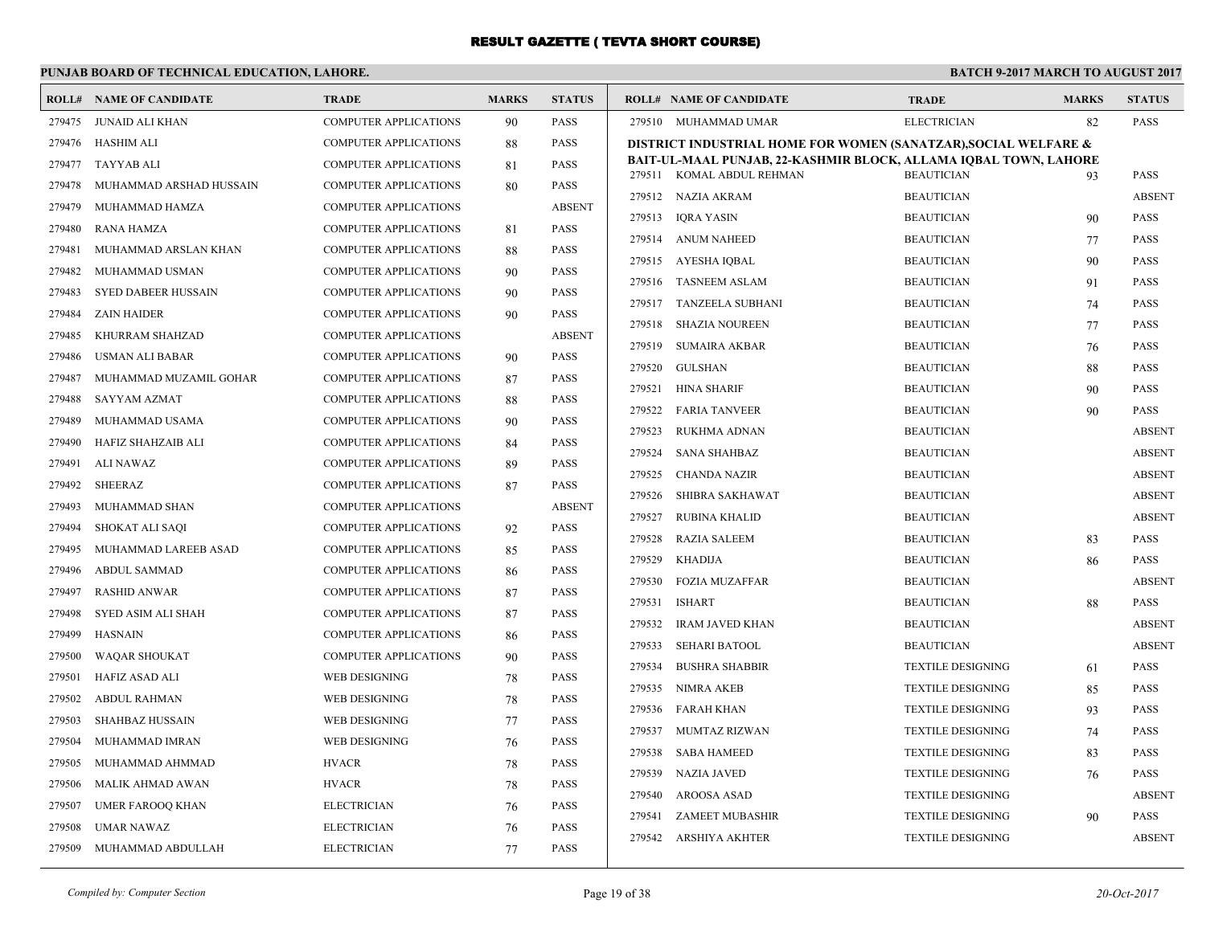# RESULT GAZETTE ( TEVTA SHORT COURSE)

**PUNJAB BOARD OF TECHNICAL EDUCATION, LAHORE.** **BATCH 9-2017 MARCH TO AUGUST 2017**

| ROLL# | NAME OF CANDIDATE | TRADE | MARKS | STATUS |
|---|---|---|---|---|
| 279475 | JUNAID ALI KHAN | COMPUTER APPLICATIONS | 90 | PASS |
| 279476 | HASHIM ALI | COMPUTER APPLICATIONS | 88 | PASS |
| 279477 | TAYYAB ALI | COMPUTER APPLICATIONS | 81 | PASS |
| 279478 | MUHAMMAD ARSHAD HUSSAIN | COMPUTER APPLICATIONS | 80 | PASS |
| 279479 | MUHAMMAD HAMZA | COMPUTER APPLICATIONS | | ABSENT |
| 279480 | RANA HAMZA | COMPUTER APPLICATIONS | 81 | PASS |
| 279481 | MUHAMMAD ARSLAN KHAN | COMPUTER APPLICATIONS | 88 | PASS |
| 279482 | MUHAMMAD USMAN | COMPUTER APPLICATIONS | 90 | PASS |
| 279483 | SYED DABEER HUSSAIN | COMPUTER APPLICATIONS | 90 | PASS |
| 279484 | ZAIN HAIDER | COMPUTER APPLICATIONS | 90 | PASS |
| 279485 | KHURRAM SHAHZAD | COMPUTER APPLICATIONS | | ABSENT |
| 279486 | USMAN ALI BABAR | COMPUTER APPLICATIONS | 90 | PASS |
| 279487 | MUHAMMAD MUZAMIL GOHAR | COMPUTER APPLICATIONS | 87 | PASS |
| 279488 | SAYYAM AZMAT | COMPUTER APPLICATIONS | 88 | PASS |
| 279489 | MUHAMMAD USAMA | COMPUTER APPLICATIONS | 90 | PASS |
| 279490 | HAFIZ SHAHZAIB ALI | COMPUTER APPLICATIONS | 84 | PASS |
| 279491 | ALI NAWAZ | COMPUTER APPLICATIONS | 89 | PASS |
| 279492 | SHEERAZ | COMPUTER APPLICATIONS | 87 | PASS |
| 279493 | MUHAMMAD SHAN | COMPUTER APPLICATIONS | | ABSENT |
| 279494 | SHOKAT ALI SAQI | COMPUTER APPLICATIONS | 92 | PASS |
| 279495 | MUHAMMAD LAREEB ASAD | COMPUTER APPLICATIONS | 85 | PASS |
| 279496 | ABDUL SAMMAD | COMPUTER APPLICATIONS | 86 | PASS |
| 279497 | RASHID ANWAR | COMPUTER APPLICATIONS | 87 | PASS |
| 279498 | SYED ASIM ALI SHAH | COMPUTER APPLICATIONS | 87 | PASS |
| 279499 | HASNAIN | COMPUTER APPLICATIONS | 86 | PASS |
| 279500 | WAQAR SHOUKAT | COMPUTER APPLICATIONS | 90 | PASS |
| 279501 | HAFIZ ASAD ALI | WEB DESIGNING | 78 | PASS |
| 279502 | ABDUL RAHMAN | WEB DESIGNING | 78 | PASS |
| 279503 | SHAHBAZ HUSSAIN | WEB DESIGNING | 77 | PASS |
| 279504 | MUHAMMAD IMRAN | WEB DESIGNING | 76 | PASS |
| 279505 | MUHAMMAD AHMMAD | HVACR | 78 | PASS |
| 279506 | MALIK AHMAD AWAN | HVACR | 78 | PASS |
| 279507 | UMER FAROOQ KHAN | ELECTRICIAN | 76 | PASS |
| 279508 | UMAR NAWAZ | ELECTRICIAN | 76 | PASS |
| 279509 | MUHAMMAD ABDULLAH | ELECTRICIAN | 77 | PASS |
| 279510 | MUHAMMAD UMAR | ELECTRICIAN | 82 | PASS |

**DISTRICT INDUSTRIAL HOME FOR WOMEN (SANATZAR),SOCIAL WELFARE & BAIT-UL-MAAL PUNJAB, 22-KASHMIR BLOCK, ALLAMA IQBAL TOWN, LAHORE**

| ROLL# | NAME OF CANDIDATE | TRADE | MARKS | STATUS |
|---|---|---|---|---|
| 279511 | KOMAL ABDUL REHMAN | BEAUTICIAN | 93 | PASS |
| 279512 | NAZIA AKRAM | BEAUTICIAN | | ABSENT |
| 279513 | IQRA YASIN | BEAUTICIAN | 90 | PASS |
| 279514 | ANUM NAHEED | BEAUTICIAN | 77 | PASS |
| 279515 | AYESHA IQBAL | BEAUTICIAN | 90 | PASS |
| 279516 | TASNEEM ASLAM | BEAUTICIAN | 91 | PASS |
| 279517 | TANZEELA SUBHANI | BEAUTICIAN | 74 | PASS |
| 279518 | SHAZIA NOUREEN | BEAUTICIAN | 77 | PASS |
| 279519 | SUMAIRA AKBAR | BEAUTICIAN | 76 | PASS |
| 279520 | GULSHAN | BEAUTICIAN | 88 | PASS |
| 279521 | HINA SHARIF | BEAUTICIAN | 90 | PASS |
| 279522 | FARIA TANVEER | BEAUTICIAN | 90 | PASS |
| 279523 | RUKHMA ADNAN | BEAUTICIAN | | ABSENT |
| 279524 | SANA SHAHBAZ | BEAUTICIAN | | ABSENT |
| 279525 | CHANDA NAZIR | BEAUTICIAN | | ABSENT |
| 279526 | SHIBRA SAKHAWAT | BEAUTICIAN | | ABSENT |
| 279527 | RUBINA KHALID | BEAUTICIAN | | ABSENT |
| 279528 | RAZIA SALEEM | BEAUTICIAN | 83 | PASS |
| 279529 | KHADIJA | BEAUTICIAN | 86 | PASS |
| 279530 | FOZIA MUZAFFAR | BEAUTICIAN | | ABSENT |
| 279531 | ISHART | BEAUTICIAN | 88 | PASS |
| 279532 | IRAM JAVED KHAN | BEAUTICIAN | | ABSENT |
| 279533 | SEHARI BATOOL | BEAUTICIAN | | ABSENT |
| 279534 | BUSHRA SHABBIR | TEXTILE DESIGNING | 61 | PASS |
| 279535 | NIMRA AKEB | TEXTILE DESIGNING | 85 | PASS |
| 279536 | FARAH KHAN | TEXTILE DESIGNING | 93 | PASS |
| 279537 | MUMTAZ RIZWAN | TEXTILE DESIGNING | 74 | PASS |
| 279538 | SABA HAMEED | TEXTILE DESIGNING | 83 | PASS |
| 279539 | NAZIA JAVED | TEXTILE DESIGNING | 76 | PASS |
| 279540 | AROOSA ASAD | TEXTILE DESIGNING | | ABSENT |
| 279541 | ZAMEET MUBASHIR | TEXTILE DESIGNING | 90 | PASS |
| 279542 | ARSHIYA AKHTER | TEXTILE DESIGNING | | ABSENT |

*Compiled by: Computer Section* *20-Oct-2017*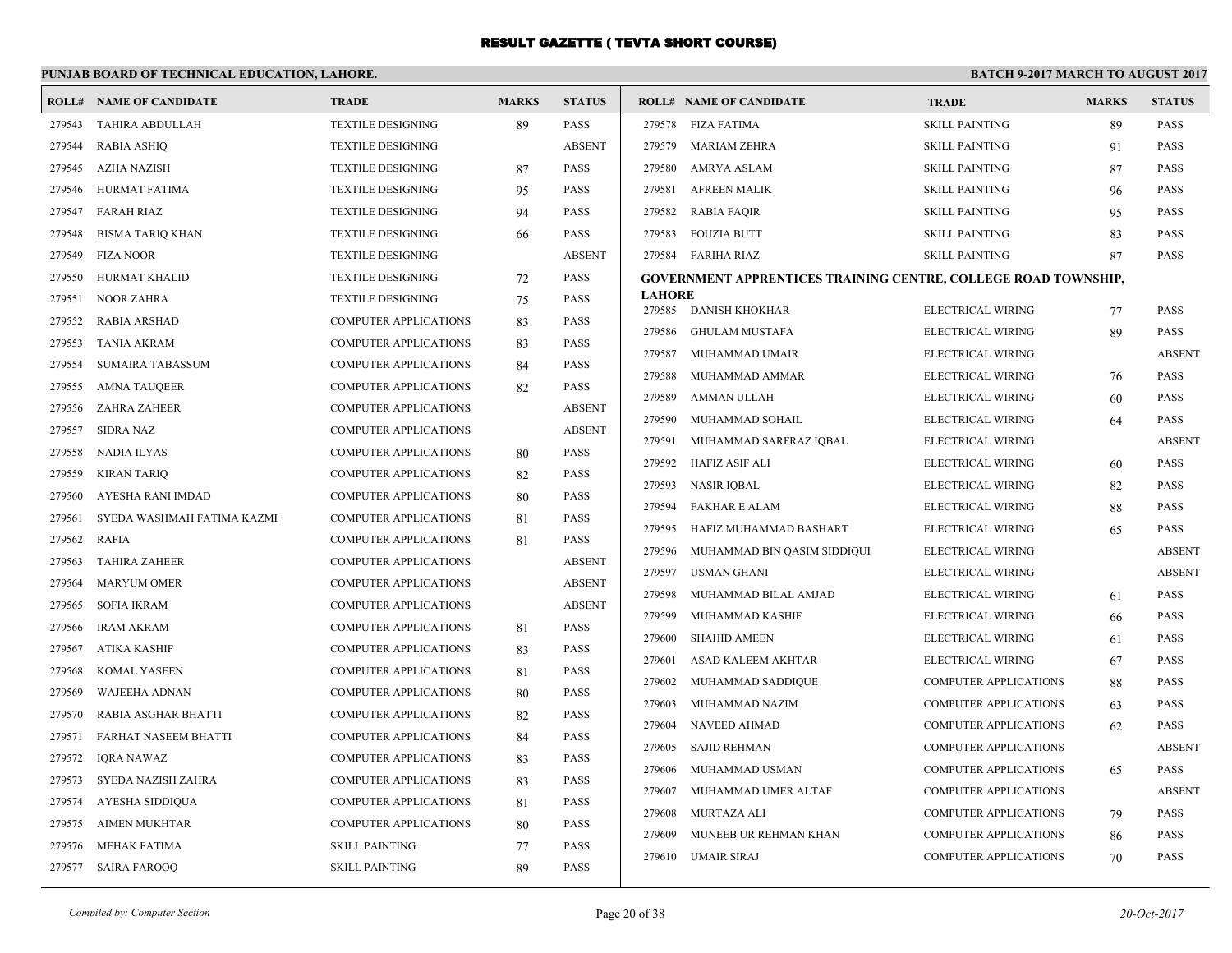# RESULT GAZETTE ( TEVTA SHORT COURSE)

## PUNJAB BOARD OF TECHNICAL EDUCATION, LAHORE.

**BATCH 9-2017 MARCH TO AUGUST 2017**

| ROLL# | NAME OF CANDIDATE | TRADE | MARKS | STATUS |
|---|---|---|---|---|
| 279543 | TAHIRA ABDULLAH | TEXTILE DESIGNING | 89 | PASS |
| 279544 | RABIA ASHIQ | TEXTILE DESIGNING | | ABSENT |
| 279545 | AZHA NAZISH | TEXTILE DESIGNING | 87 | PASS |
| 279546 | HURMAT FATIMA | TEXTILE DESIGNING | 95 | PASS |
| 279547 | FARAH RIAZ | TEXTILE DESIGNING | 94 | PASS |
| 279548 | BISMA TARIQ KHAN | TEXTILE DESIGNING | 66 | PASS |
| 279549 | FIZA NOOR | TEXTILE DESIGNING | | ABSENT |
| 279550 | HURMAT KHALID | TEXTILE DESIGNING | 72 | PASS |
| 279551 | NOOR ZAHRA | TEXTILE DESIGNING | 75 | PASS |
| 279552 | RABIA ARSHAD | COMPUTER APPLICATIONS | 83 | PASS |
| 279553 | TANIA AKRAM | COMPUTER APPLICATIONS | 83 | PASS |
| 279554 | SUMAIRA TABASSUM | COMPUTER APPLICATIONS | 84 | PASS |
| 279555 | AMNA TAUQEER | COMPUTER APPLICATIONS | 82 | PASS |
| 279556 | ZAHRA ZAHEER | COMPUTER APPLICATIONS | | ABSENT |
| 279557 | SIDRA NAZ | COMPUTER APPLICATIONS | | ABSENT |
| 279558 | NADIA ILYAS | COMPUTER APPLICATIONS | 80 | PASS |
| 279559 | KIRAN TARIQ | COMPUTER APPLICATIONS | 82 | PASS |
| 279560 | AYESHA RANI IMDAD | COMPUTER APPLICATIONS | 80 | PASS |
| 279561 | SYEDA WASHMAH FATIMA KAZMI | COMPUTER APPLICATIONS | 81 | PASS |
| 279562 | RAFIA | COMPUTER APPLICATIONS | 81 | PASS |
| 279563 | TAHIRA ZAHEER | COMPUTER APPLICATIONS | | ABSENT |
| 279564 | MARYUM OMER | COMPUTER APPLICATIONS | | ABSENT |
| 279565 | SOFIA IKRAM | COMPUTER APPLICATIONS | | ABSENT |
| 279566 | IRAM AKRAM | COMPUTER APPLICATIONS | 81 | PASS |
| 279567 | ATIKA KASHIF | COMPUTER APPLICATIONS | 83 | PASS |
| 279568 | KOMAL YASEEN | COMPUTER APPLICATIONS | 81 | PASS |
| 279569 | WAJEEHA ADNAN | COMPUTER APPLICATIONS | 80 | PASS |
| 279570 | RABIA ASGHAR BHATTI | COMPUTER APPLICATIONS | 82 | PASS |
| 279571 | FARHAT NASEEM BHATTI | COMPUTER APPLICATIONS | 84 | PASS |
| 279572 | IQRA NAWAZ | COMPUTER APPLICATIONS | 83 | PASS |
| 279573 | SYEDA NAZISH ZAHRA | COMPUTER APPLICATIONS | 83 | PASS |
| 279574 | AYESHA SIDDIQUA | COMPUTER APPLICATIONS | 81 | PASS |
| 279575 | AIMEN MUKHTAR | COMPUTER APPLICATIONS | 80 | PASS |
| 279576 | MEHAK FATIMA | SKILL PAINTING | 77 | PASS |
| 279577 | SAIRA FAROOQ | SKILL PAINTING | 89 | PASS |
| 279578 | FIZA FATIMA | SKILL PAINTING | 89 | PASS |
| 279579 | MARIAM ZEHRA | SKILL PAINTING | 91 | PASS |
| 279580 | AMRYA ASLAM | SKILL PAINTING | 87 | PASS |
| 279581 | AFREEN MALIK | SKILL PAINTING | 96 | PASS |
| 279582 | RABIA FAQIR | SKILL PAINTING | 95 | PASS |
| 279583 | FOUZIA BUTT | SKILL PAINTING | 83 | PASS |
| 279584 | FARIHA RIAZ | SKILL PAINTING | 87 | PASS |

**GOVERNMENT APPRENTICES TRAINING CENTRE, COLLEGE ROAD TOWNSHIP, LAHORE**

| ROLL# | NAME OF CANDIDATE | TRADE | MARKS | STATUS |
|---|---|---|---|---|
| 279585 | DANISH KHOKHAR | ELECTRICAL WIRING | 77 | PASS |
| 279586 | GHULAM MUSTAFA | ELECTRICAL WIRING | 89 | PASS |
| 279587 | MUHAMMAD UMAIR | ELECTRICAL WIRING | | ABSENT |
| 279588 | MUHAMMAD AMMAR | ELECTRICAL WIRING | 76 | PASS |
| 279589 | AMMAN ULLAH | ELECTRICAL WIRING | 60 | PASS |
| 279590 | MUHAMMAD SOHAIL | ELECTRICAL WIRING | 64 | PASS |
| 279591 | MUHAMMAD SARFRAZ IQBAL | ELECTRICAL WIRING | | ABSENT |
| 279592 | HAFIZ ASIF ALI | ELECTRICAL WIRING | 60 | PASS |
| 279593 | NASIR IQBAL | ELECTRICAL WIRING | 82 | PASS |
| 279594 | FAKHAR E ALAM | ELECTRICAL WIRING | 88 | PASS |
| 279595 | HAFIZ MUHAMMAD BASHART | ELECTRICAL WIRING | 65 | PASS |
| 279596 | MUHAMMAD BIN QASIM SIDDIQUI | ELECTRICAL WIRING | | ABSENT |
| 279597 | USMAN GHANI | ELECTRICAL WIRING | | ABSENT |
| 279598 | MUHAMMAD BILAL AMJAD | ELECTRICAL WIRING | 61 | PASS |
| 279599 | MUHAMMAD KASHIF | ELECTRICAL WIRING | 66 | PASS |
| 279600 | SHAHID AMEEN | ELECTRICAL WIRING | 61 | PASS |
| 279601 | ASAD KALEEM AKHTAR | ELECTRICAL WIRING | 67 | PASS |
| 279602 | MUHAMMAD SADDIQUE | COMPUTER APPLICATIONS | 88 | PASS |
| 279603 | MUHAMMAD NAZIM | COMPUTER APPLICATIONS | 63 | PASS |
| 279604 | NAVEED AHMAD | COMPUTER APPLICATIONS | 62 | PASS |
| 279605 | SAJID REHMAN | COMPUTER APPLICATIONS | | ABSENT |
| 279606 | MUHAMMAD USMAN | COMPUTER APPLICATIONS | 65 | PASS |
| 279607 | MUHAMMAD UMER ALTAF | COMPUTER APPLICATIONS | | ABSENT |
| 279608 | MURTAZA ALI | COMPUTER APPLICATIONS | 79 | PASS |
| 279609 | MUNEEB UR REHMAN KHAN | COMPUTER APPLICATIONS | 86 | PASS |
| 279610 | UMAIR SIRAJ | COMPUTER APPLICATIONS | 70 | PASS |

*Compiled by: Computer Section*

*20-Oct-2017*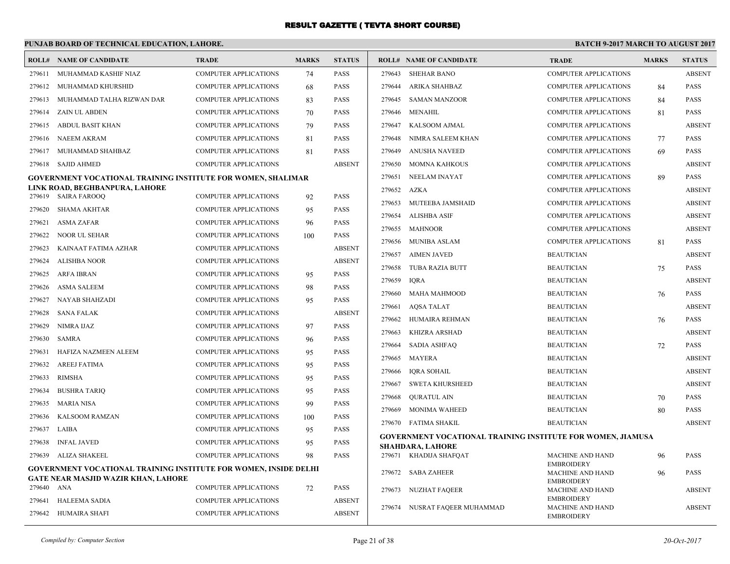# RESULT GAZETTE ( TEVTA SHORT COURSE)

**PUNJAB BOARD OF TECHNICAL EDUCATION, LAHORE.** **BATCH 9-2017 MARCH TO AUGUST 2017**

| ROLL# | NAME OF CANDIDATE | TRADE | MARKS | STATUS |
|---|---|---|---|---|
| 279611 | MUHAMMAD KASHIF NIAZ | COMPUTER APPLICATIONS | 74 | PASS |
| 279612 | MUHAMMAD KHURSHID | COMPUTER APPLICATIONS | 68 | PASS |
| 279613 | MUHAMMAD TALHA RIZWAN DAR | COMPUTER APPLICATIONS | 83 | PASS |
| 279614 | ZAIN UL ABDEN | COMPUTER APPLICATIONS | 70 | PASS |
| 279615 | ABDUL BASIT KHAN | COMPUTER APPLICATIONS | 79 | PASS |
| 279616 | NAEEM AKRAM | COMPUTER APPLICATIONS | 81 | PASS |
| 279617 | MUHAMMAD SHAHBAZ | COMPUTER APPLICATIONS | 81 | PASS |
| 279618 | SAJID AHMED | COMPUTER APPLICATIONS | | ABSENT |

**GOVERNMENT VOCATIONAL TRAINING INSTITUTE FOR WOMEN, SHALIMAR LINK ROAD, BEGHBANPURA, LAHORE**

| ROLL# | NAME OF CANDIDATE | TRADE | MARKS | STATUS |
|---|---|---|---|---|
| 279619 | SAIRA FAROOQ | COMPUTER APPLICATIONS | 92 | PASS |
| 279620 | SHAMA AKHTAR | COMPUTER APPLICATIONS | 95 | PASS |
| 279621 | ASMA ZAFAR | COMPUTER APPLICATIONS | 96 | PASS |
| 279622 | NOOR UL SEHAR | COMPUTER APPLICATIONS | 100 | PASS |
| 279623 | KAINAAT FATIMA AZHAR | COMPUTER APPLICATIONS | | ABSENT |
| 279624 | ALISHBA NOOR | COMPUTER APPLICATIONS | | ABSENT |
| 279625 | ARFA IBRAN | COMPUTER APPLICATIONS | 95 | PASS |
| 279626 | ASMA SALEEM | COMPUTER APPLICATIONS | 98 | PASS |
| 279627 | NAYAB SHAHZADI | COMPUTER APPLICATIONS | 95 | PASS |
| 279628 | SANA FALAK | COMPUTER APPLICATIONS | | ABSENT |
| 279629 | NIMRA IJAZ | COMPUTER APPLICATIONS | 97 | PASS |
| 279630 | SAMRA | COMPUTER APPLICATIONS | 96 | PASS |
| 279631 | HAFIZA NAZMEEN ALEEM | COMPUTER APPLICATIONS | 95 | PASS |
| 279632 | AREEJ FATIMA | COMPUTER APPLICATIONS | 95 | PASS |
| 279633 | RIMSHA | COMPUTER APPLICATIONS | 95 | PASS |
| 279634 | BUSHRA TARIQ | COMPUTER APPLICATIONS | 95 | PASS |
| 279635 | MARIA NISA | COMPUTER APPLICATIONS | 99 | PASS |
| 279636 | KALSOOM RAMZAN | COMPUTER APPLICATIONS | 100 | PASS |
| 279637 | LAIBA | COMPUTER APPLICATIONS | 95 | PASS |
| 279638 | INFAL JAVED | COMPUTER APPLICATIONS | 95 | PASS |
| 279639 | ALIZA SHAKEEL | COMPUTER APPLICATIONS | 98 | PASS |

**GOVERNMENT VOCATIONAL TRAINING INSTITUTE FOR WOMEN, INSIDE DELHI GATE NEAR MASJID WAZIR KHAN, LAHORE**

| ROLL# | NAME OF CANDIDATE | TRADE | MARKS | STATUS |
|---|---|---|---|---|
| 279640 | ANA | COMPUTER APPLICATIONS | 72 | PASS |
| 279641 | HALEEMA SADIA | COMPUTER APPLICATIONS | | ABSENT |
| 279642 | HUMAIRA SHAFI | COMPUTER APPLICATIONS | | ABSENT |
| 279643 | SHEHAR BANO | COMPUTER APPLICATIONS | | ABSENT |
| 279644 | ARIKA SHAHBAZ | COMPUTER APPLICATIONS | 84 | PASS |
| 279645 | SAMAN MANZOOR | COMPUTER APPLICATIONS | 84 | PASS |
| 279646 | MENAHIL | COMPUTER APPLICATIONS | 81 | PASS |
| 279647 | KALSOOM AJMAL | COMPUTER APPLICATIONS | | ABSENT |
| 279648 | NIMRA SALEEM KHAN | COMPUTER APPLICATIONS | 77 | PASS |
| 279649 | ANUSHA NAVEED | COMPUTER APPLICATIONS | 69 | PASS |
| 279650 | MOMNA KAHKOUS | COMPUTER APPLICATIONS | | ABSENT |
| 279651 | NEELAM INAYAT | COMPUTER APPLICATIONS | 89 | PASS |
| 279652 | AZKA | COMPUTER APPLICATIONS | | ABSENT |
| 279653 | MUTEEBA JAMSHAID | COMPUTER APPLICATIONS | | ABSENT |
| 279654 | ALISHBA ASIF | COMPUTER APPLICATIONS | | ABSENT |
| 279655 | MAHNOOR | COMPUTER APPLICATIONS | | ABSENT |
| 279656 | MUNIBA ASLAM | COMPUTER APPLICATIONS | 81 | PASS |
| 279657 | AIMEN JAVED | BEAUTICIAN | | ABSENT |
| 279658 | TUBA RAZIA BUTT | BEAUTICIAN | 75 | PASS |
| 279659 | IQRA | BEAUTICIAN | | ABSENT |
| 279660 | MAHA MAHMOOD | BEAUTICIAN | 76 | PASS |
| 279661 | AQSA TALAT | BEAUTICIAN | | ABSENT |
| 279662 | HUMAIRA REHMAN | BEAUTICIAN | 76 | PASS |
| 279663 | KHIZRA ARSHAD | BEAUTICIAN | | ABSENT |
| 279664 | SADIA ASHFAQ | BEAUTICIAN | 72 | PASS |
| 279665 | MAYERA | BEAUTICIAN | | ABSENT |
| 279666 | IQRA SOHAIL | BEAUTICIAN | | ABSENT |
| 279667 | SWETA KHURSHEED | BEAUTICIAN | | ABSENT |
| 279668 | QURATUL AIN | BEAUTICIAN | 70 | PASS |
| 279669 | MONIMA WAHEED | BEAUTICIAN | 80 | PASS |
| 279670 | FATIMA SHAKIL | BEAUTICIAN | | ABSENT |

**GOVERNMENT VOCATIONAL TRAINING INSTITUTE FOR WOMEN, JIAMUSA SHAHDARA, LAHORE**

| ROLL# | NAME OF CANDIDATE | TRADE | MARKS | STATUS |
|---|---|---|---|---|
| 279671 | KHADIJA SHAFQAT | MACHINE AND HAND EMBROIDERY | 96 | PASS |
| 279672 | SABA ZAHEER | MACHINE AND HAND EMBROIDERY | 96 | PASS |
| 279673 | NUZHAT FAQEER | MACHINE AND HAND EMBROIDERY | | ABSENT |
| 279674 | NUSRAT FAQEER MUHAMMAD | MACHINE AND HAND EMBROIDERY | | ABSENT |

*Compiled by: Computer Section* *20-Oct-2017*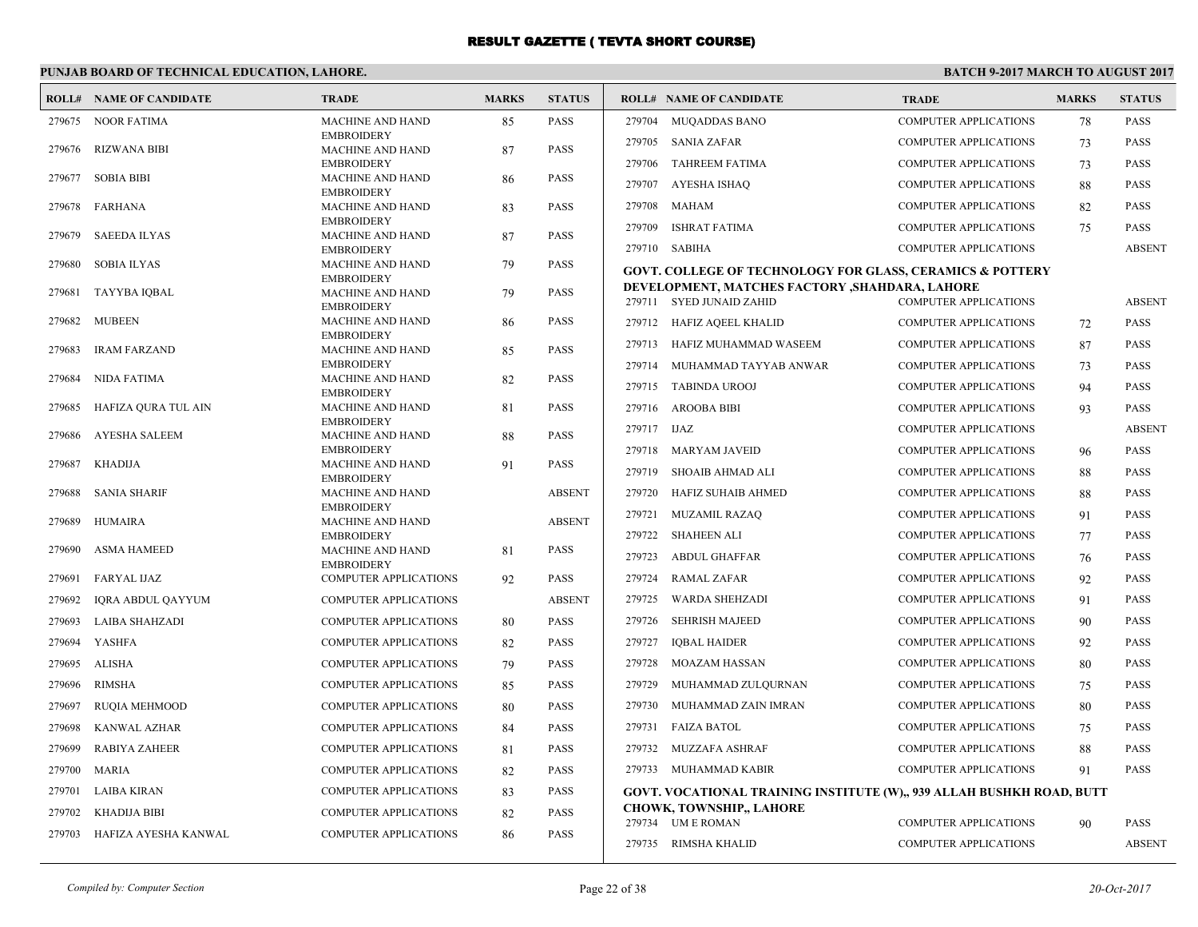# RESULT GAZETTE ( TEVTA SHORT COURSE)

**PUNJAB BOARD OF TECHNICAL EDUCATION, LAHORE.** **BATCH 9-2017 MARCH TO AUGUST 2017**

| ROLL# | NAME OF CANDIDATE | TRADE | MARKS | STATUS |
|---|---|---|---|---|
| 279675 | NOOR FATIMA | MACHINE AND HAND EMBROIDERY | 85 | PASS |
| 279676 | RIZWANA BIBI | MACHINE AND HAND EMBROIDERY | 87 | PASS |
| 279677 | SOBIA BIBI | MACHINE AND HAND EMBROIDERY | 86 | PASS |
| 279678 | FARHANA | MACHINE AND HAND EMBROIDERY | 83 | PASS |
| 279679 | SAEEDA ILYAS | MACHINE AND HAND EMBROIDERY | 87 | PASS |
| 279680 | SOBIA ILYAS | MACHINE AND HAND EMBROIDERY | 79 | PASS |
| 279681 | TAYYBA IQBAL | MACHINE AND HAND EMBROIDERY | 79 | PASS |
| 279682 | MUBEEN | MACHINE AND HAND EMBROIDERY | 86 | PASS |
| 279683 | IRAM FARZAND | MACHINE AND HAND EMBROIDERY | 85 | PASS |
| 279684 | NIDA FATIMA | MACHINE AND HAND EMBROIDERY | 82 | PASS |
| 279685 | HAFIZA QURA TUL AIN | MACHINE AND HAND EMBROIDERY | 81 | PASS |
| 279686 | AYESHA SALEEM | MACHINE AND HAND EMBROIDERY | 88 | PASS |
| 279687 | KHADIJA | MACHINE AND HAND EMBROIDERY | 91 | PASS |
| 279688 | SANIA SHARIF | MACHINE AND HAND EMBROIDERY | | ABSENT |
| 279689 | HUMAIRA | MACHINE AND HAND EMBROIDERY | | ABSENT |
| 279690 | ASMA HAMEED | MACHINE AND HAND EMBROIDERY | 81 | PASS |
| 279691 | FARYAL IJAZ | COMPUTER APPLICATIONS | 92 | PASS |
| 279692 | IQRA ABDUL QAYYUM | COMPUTER APPLICATIONS | | ABSENT |
| 279693 | LAIBA SHAHZADI | COMPUTER APPLICATIONS | 80 | PASS |
| 279694 | YASHFA | COMPUTER APPLICATIONS | 82 | PASS |
| 279695 | ALISHA | COMPUTER APPLICATIONS | 79 | PASS |
| 279696 | RIMSHA | COMPUTER APPLICATIONS | 85 | PASS |
| 279697 | RUQIA MEHMOOD | COMPUTER APPLICATIONS | 80 | PASS |
| 279698 | KANWAL AZHAR | COMPUTER APPLICATIONS | 84 | PASS |
| 279699 | RABIYA ZAHEER | COMPUTER APPLICATIONS | 81 | PASS |
| 279700 | MARIA | COMPUTER APPLICATIONS | 82 | PASS |
| 279701 | LAIBA KIRAN | COMPUTER APPLICATIONS | 83 | PASS |
| 279702 | KHADIJA BIBI | COMPUTER APPLICATIONS | 82 | PASS |
| 279703 | HAFIZA AYESHA KANWAL | COMPUTER APPLICATIONS | 86 | PASS |
| 279704 | MUQADDAS BANO | COMPUTER APPLICATIONS | 78 | PASS |
| 279705 | SANIA ZAFAR | COMPUTER APPLICATIONS | 73 | PASS |
| 279706 | TAHREEM FATIMA | COMPUTER APPLICATIONS | 73 | PASS |
| 279707 | AYESHA ISHAQ | COMPUTER APPLICATIONS | 88 | PASS |
| 279708 | MAHAM | COMPUTER APPLICATIONS | 82 | PASS |
| 279709 | ISHRAT FATIMA | COMPUTER APPLICATIONS | 75 | PASS |
| 279710 | SABIHA | COMPUTER APPLICATIONS | | ABSENT |

**GOVT. COLLEGE OF TECHNOLOGY FOR GLASS, CERAMICS & POTTERY DEVELOPMENT, MATCHES FACTORY ,SHAHDARA, LAHORE**

| ROLL# | NAME OF CANDIDATE | TRADE | MARKS | STATUS |
|---|---|---|---|---|
| 279711 | SYED JUNAID ZAHID | COMPUTER APPLICATIONS | | ABSENT |
| 279712 | HAFIZ AQEEL KHALID | COMPUTER APPLICATIONS | 72 | PASS |
| 279713 | HAFIZ MUHAMMAD WASEEM | COMPUTER APPLICATIONS | 87 | PASS |
| 279714 | MUHAMMAD TAYYAB ANWAR | COMPUTER APPLICATIONS | 73 | PASS |
| 279715 | TABINDA UROOJ | COMPUTER APPLICATIONS | 94 | PASS |
| 279716 | AROOBA BIBI | COMPUTER APPLICATIONS | 93 | PASS |
| 279717 | IJAZ | COMPUTER APPLICATIONS | | ABSENT |
| 279718 | MARYAM JAVEID | COMPUTER APPLICATIONS | 96 | PASS |
| 279719 | SHOAIB AHMAD ALI | COMPUTER APPLICATIONS | 88 | PASS |
| 279720 | HAFIZ SUHAIB AHMED | COMPUTER APPLICATIONS | 88 | PASS |
| 279721 | MUZAMIL RAZAQ | COMPUTER APPLICATIONS | 91 | PASS |
| 279722 | SHAHEEN ALI | COMPUTER APPLICATIONS | 77 | PASS |
| 279723 | ABDUL GHAFFAR | COMPUTER APPLICATIONS | 76 | PASS |
| 279724 | RAMAL ZAFAR | COMPUTER APPLICATIONS | 92 | PASS |
| 279725 | WARDA SHEHZADI | COMPUTER APPLICATIONS | 91 | PASS |
| 279726 | SEHRISH MAJEED | COMPUTER APPLICATIONS | 90 | PASS |
| 279727 | IQBAL HAIDER | COMPUTER APPLICATIONS | 92 | PASS |
| 279728 | MOAZAM HASSAN | COMPUTER APPLICATIONS | 80 | PASS |
| 279729 | MUHAMMAD ZULQURNAN | COMPUTER APPLICATIONS | 75 | PASS |
| 279730 | MUHAMMAD ZAIN IMRAN | COMPUTER APPLICATIONS | 80 | PASS |
| 279731 | FAIZA BATOL | COMPUTER APPLICATIONS | 75 | PASS |
| 279732 | MUZZAFA ASHRAF | COMPUTER APPLICATIONS | 88 | PASS |
| 279733 | MUHAMMAD KABIR | COMPUTER APPLICATIONS | 91 | PASS |

**GOVT. VOCATIONAL TRAINING INSTITUTE (W),, 939 ALLAH BUSHKH ROAD, BUTT CHOWK, TOWNSHIP,, LAHORE**

| ROLL# | NAME OF CANDIDATE | TRADE | MARKS | STATUS |
|---|---|---|---|---|
| 279734 | UM E ROMAN | COMPUTER APPLICATIONS | 90 | PASS |
| 279735 | RIMSHA KHALID | COMPUTER APPLICATIONS | | ABSENT |

*Compiled by: Computer Section* *20-Oct-2017*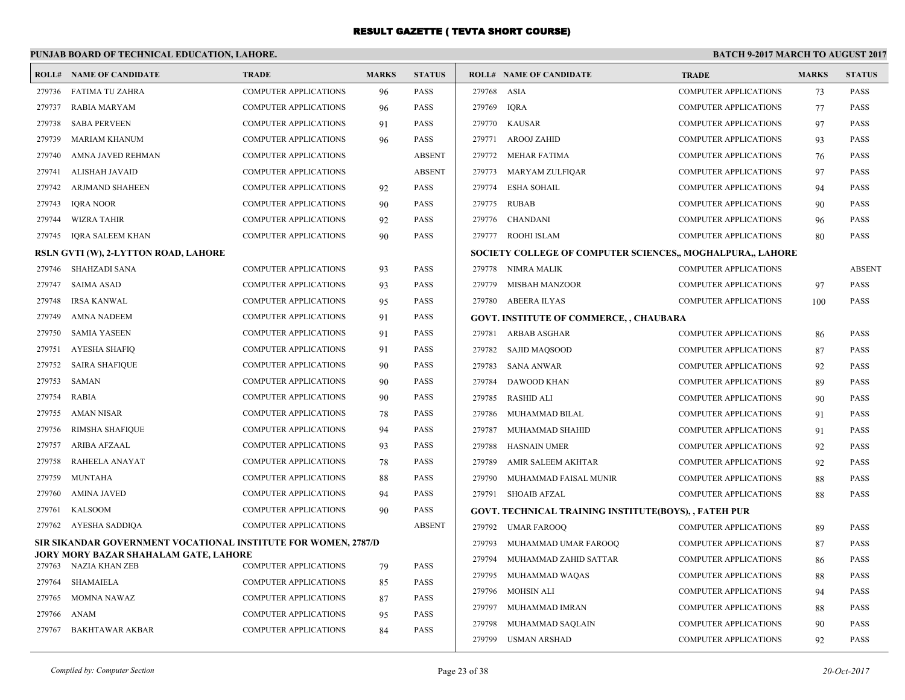# RESULT GAZETTE ( TEVTA SHORT COURSE)

**PUNJAB BOARD OF TECHNICAL EDUCATION, LAHORE.**

**BATCH 9-2017 MARCH TO AUGUST 2017**

| ROLL# | NAME OF CANDIDATE | TRADE | MARKS | STATUS |
|---|---|---|---|---|
| 279736 | FATIMA TU ZAHRA | COMPUTER APPLICATIONS | 96 | PASS |
| 279737 | RABIA MARYAM | COMPUTER APPLICATIONS | 96 | PASS |
| 279738 | SABA PERVEEN | COMPUTER APPLICATIONS | 91 | PASS |
| 279739 | MARIAM KHANUM | COMPUTER APPLICATIONS | 96 | PASS |
| 279740 | AMNA JAVED REHMAN | COMPUTER APPLICATIONS | | ABSENT |
| 279741 | ALISHAH JAVAID | COMPUTER APPLICATIONS | | ABSENT |
| 279742 | ARJMAND SHAHEEN | COMPUTER APPLICATIONS | 92 | PASS |
| 279743 | IQRA NOOR | COMPUTER APPLICATIONS | 90 | PASS |
| 279744 | WIZRA TAHIR | COMPUTER APPLICATIONS | 92 | PASS |
| 279745 | IQRA SALEEM KHAN | COMPUTER APPLICATIONS | 90 | PASS |

**RSLN GVTI (W), 2-LYTTON ROAD, LAHORE**

| ROLL# | NAME OF CANDIDATE | TRADE | MARKS | STATUS |
|---|---|---|---|---|
| 279746 | SHAHZADI SANA | COMPUTER APPLICATIONS | 93 | PASS |
| 279747 | SAIMA ASAD | COMPUTER APPLICATIONS | 93 | PASS |
| 279748 | IRSA KANWAL | COMPUTER APPLICATIONS | 95 | PASS |
| 279749 | AMNA NADEEM | COMPUTER APPLICATIONS | 91 | PASS |
| 279750 | SAMIA YASEEN | COMPUTER APPLICATIONS | 91 | PASS |
| 279751 | AYESHA SHAFIQ | COMPUTER APPLICATIONS | 91 | PASS |
| 279752 | SAIRA SHAFIQUE | COMPUTER APPLICATIONS | 90 | PASS |
| 279753 | SAMAN | COMPUTER APPLICATIONS | 90 | PASS |
| 279754 | RABIA | COMPUTER APPLICATIONS | 90 | PASS |
| 279755 | AMAN NISAR | COMPUTER APPLICATIONS | 78 | PASS |
| 279756 | RIMSHA SHAFIQUE | COMPUTER APPLICATIONS | 94 | PASS |
| 279757 | ARIBA AFZAAL | COMPUTER APPLICATIONS | 93 | PASS |
| 279758 | RAHEELA ANAYAT | COMPUTER APPLICATIONS | 78 | PASS |
| 279759 | MUNTAHA | COMPUTER APPLICATIONS | 88 | PASS |
| 279760 | AMINA JAVED | COMPUTER APPLICATIONS | 94 | PASS |
| 279761 | KALSOOM | COMPUTER APPLICATIONS | 90 | PASS |
| 279762 | AYESHA SADDIQA | COMPUTER APPLICATIONS | | ABSENT |

**SIR SIKANDAR GOVERNMENT VOCATIONAL INSTITUTE FOR WOMEN, 2787/D JORY MORY BAZAR SHAHALAM GATE, LAHORE**

| ROLL# | NAME OF CANDIDATE | TRADE | MARKS | STATUS |
|---|---|---|---|---|
| 279763 | NAZIA KHAN ZEB | COMPUTER APPLICATIONS | 79 | PASS |
| 279764 | SHAMAIELA | COMPUTER APPLICATIONS | 85 | PASS |
| 279765 | MOMNA NAWAZ | COMPUTER APPLICATIONS | 87 | PASS |
| 279766 | ANAM | COMPUTER APPLICATIONS | 95 | PASS |
| 279767 | BAKHTAWAR AKBAR | COMPUTER APPLICATIONS | 84 | PASS |
| 279768 | ASIA | COMPUTER APPLICATIONS | 73 | PASS |
| 279769 | IQRA | COMPUTER APPLICATIONS | 77 | PASS |
| 279770 | KAUSAR | COMPUTER APPLICATIONS | 97 | PASS |
| 279771 | AROOJ ZAHID | COMPUTER APPLICATIONS | 93 | PASS |
| 279772 | MEHAR FATIMA | COMPUTER APPLICATIONS | 76 | PASS |
| 279773 | MARYAM ZULFIQAR | COMPUTER APPLICATIONS | 97 | PASS |
| 279774 | ESHA SOHAIL | COMPUTER APPLICATIONS | 94 | PASS |
| 279775 | RUBAB | COMPUTER APPLICATIONS | 90 | PASS |
| 279776 | CHANDANI | COMPUTER APPLICATIONS | 96 | PASS |
| 279777 | ROOHI ISLAM | COMPUTER APPLICATIONS | 80 | PASS |

**SOCIETY COLLEGE OF COMPUTER SCIENCES,, MOGHALPURA,, LAHORE**

| ROLL# | NAME OF CANDIDATE | TRADE | MARKS | STATUS |
|---|---|---|---|---|
| 279778 | NIMRA MALIK | COMPUTER APPLICATIONS | | ABSENT |
| 279779 | MISBAH MANZOOR | COMPUTER APPLICATIONS | 97 | PASS |
| 279780 | ABEERA ILYAS | COMPUTER APPLICATIONS | 100 | PASS |

**GOVT. INSTITUTE OF COMMERCE, , CHAUBARA**

| ROLL# | NAME OF CANDIDATE | TRADE | MARKS | STATUS |
|---|---|---|---|---|
| 279781 | ARBAB ASGHAR | COMPUTER APPLICATIONS | 86 | PASS |
| 279782 | SAJID MAQSOOD | COMPUTER APPLICATIONS | 87 | PASS |
| 279783 | SANA ANWAR | COMPUTER APPLICATIONS | 92 | PASS |
| 279784 | DAWOOD KHAN | COMPUTER APPLICATIONS | 89 | PASS |
| 279785 | RASHID ALI | COMPUTER APPLICATIONS | 90 | PASS |
| 279786 | MUHAMMAD BILAL | COMPUTER APPLICATIONS | 91 | PASS |
| 279787 | MUHAMMAD SHAHID | COMPUTER APPLICATIONS | 91 | PASS |
| 279788 | HASNAIN UMER | COMPUTER APPLICATIONS | 92 | PASS |
| 279789 | AMIR SALEEM AKHTAR | COMPUTER APPLICATIONS | 92 | PASS |
| 279790 | MUHAMMAD FAISAL MUNIR | COMPUTER APPLICATIONS | 88 | PASS |
| 279791 | SHOAIB AFZAL | COMPUTER APPLICATIONS | 88 | PASS |

**GOVT. TECHNICAL TRAINING INSTITUTE(BOYS), , FATEH PUR**

| ROLL# | NAME OF CANDIDATE | TRADE | MARKS | STATUS |
|---|---|---|---|---|
| 279792 | UMAR FAROOQ | COMPUTER APPLICATIONS | 89 | PASS |
| 279793 | MUHAMMAD UMAR FAROOQ | COMPUTER APPLICATIONS | 87 | PASS |
| 279794 | MUHAMMAD ZAHID SATTAR | COMPUTER APPLICATIONS | 86 | PASS |
| 279795 | MUHAMMAD WAQAS | COMPUTER APPLICATIONS | 88 | PASS |
| 279796 | MOHSIN ALI | COMPUTER APPLICATIONS | 94 | PASS |
| 279797 | MUHAMMAD IMRAN | COMPUTER APPLICATIONS | 88 | PASS |
| 279798 | MUHAMMAD SAQLAIN | COMPUTER APPLICATIONS | 90 | PASS |
| 279799 | USMAN ARSHAD | COMPUTER APPLICATIONS | 92 | PASS |

*Compiled by: Computer Section*

*20-Oct-2017*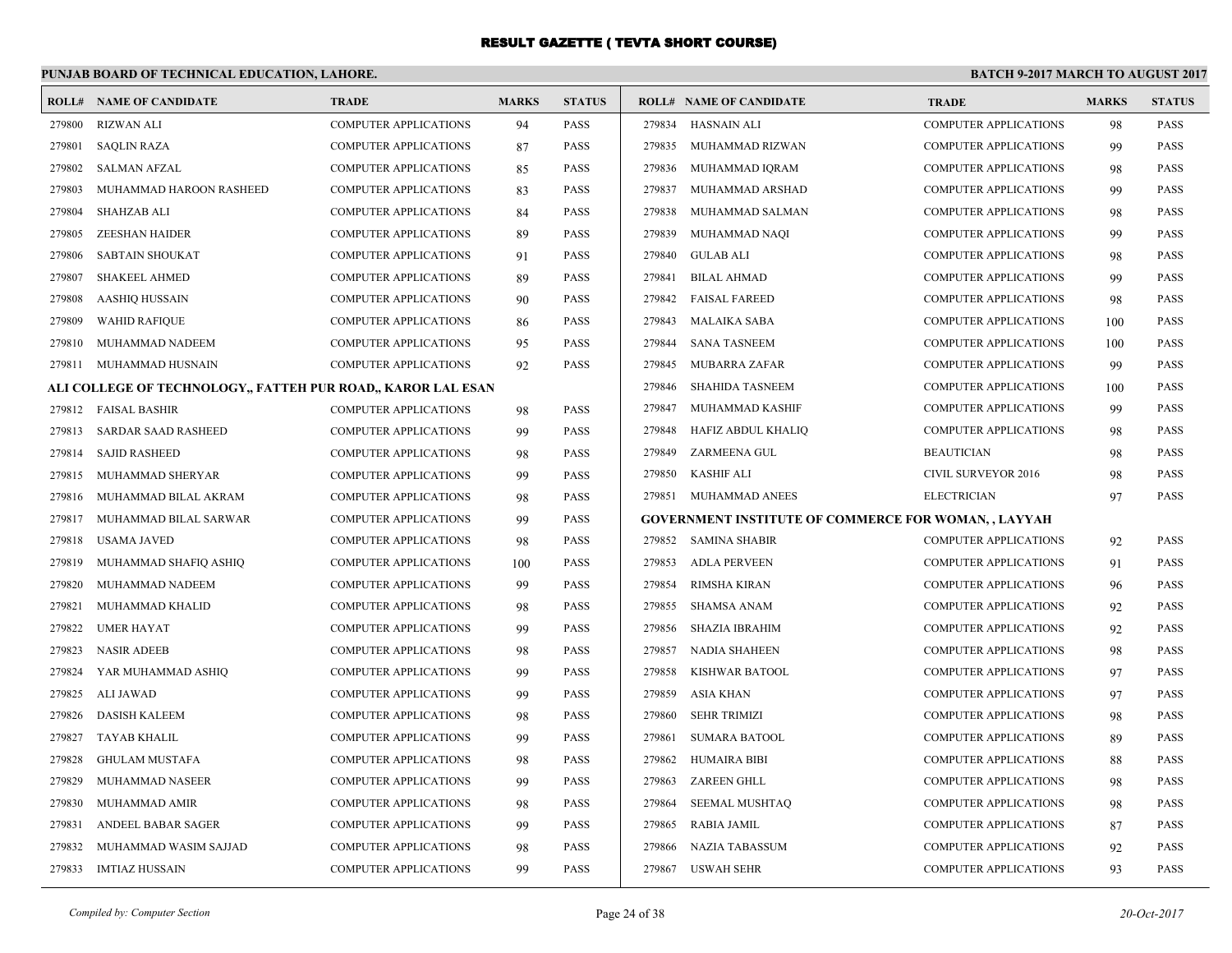# RESULT GAZETTE ( TEVTA SHORT COURSE)

**PUNJAB BOARD OF TECHNICAL EDUCATION, LAHORE.** **BATCH 9-2017 MARCH TO AUGUST 2017**

| ROLL# | NAME OF CANDIDATE | TRADE | MARKS | STATUS |
|---|---|---|---|---|
| 279800 | RIZWAN ALI | COMPUTER APPLICATIONS | 94 | PASS |
| 279801 | SAQLIN RAZA | COMPUTER APPLICATIONS | 87 | PASS |
| 279802 | SALMAN AFZAL | COMPUTER APPLICATIONS | 85 | PASS |
| 279803 | MUHAMMAD HAROON RASHEED | COMPUTER APPLICATIONS | 83 | PASS |
| 279804 | SHAHZAB ALI | COMPUTER APPLICATIONS | 84 | PASS |
| 279805 | ZEESHAN HAIDER | COMPUTER APPLICATIONS | 89 | PASS |
| 279806 | SABTAIN SHOUKAT | COMPUTER APPLICATIONS | 91 | PASS |
| 279807 | SHAKEEL AHMED | COMPUTER APPLICATIONS | 89 | PASS |
| 279808 | AASHIQ HUSSAIN | COMPUTER APPLICATIONS | 90 | PASS |
| 279809 | WAHID RAFIQUE | COMPUTER APPLICATIONS | 86 | PASS |
| 279810 | MUHAMMAD NADEEM | COMPUTER APPLICATIONS | 95 | PASS |
| 279811 | MUHAMMAD HUSNAIN | COMPUTER APPLICATIONS | 92 | PASS |

**ALI COLLEGE OF TECHNOLOGY,, FATTEH PUR ROAD,, KAROR LAL ESAN**

| ROLL# | NAME OF CANDIDATE | TRADE | MARKS | STATUS |
|---|---|---|---|---|
| 279812 | FAISAL BASHIR | COMPUTER APPLICATIONS | 98 | PASS |
| 279813 | SARDAR SAAD RASHEED | COMPUTER APPLICATIONS | 99 | PASS |
| 279814 | SAJID RASHEED | COMPUTER APPLICATIONS | 98 | PASS |
| 279815 | MUHAMMAD SHERYAR | COMPUTER APPLICATIONS | 99 | PASS |
| 279816 | MUHAMMAD BILAL AKRAM | COMPUTER APPLICATIONS | 98 | PASS |
| 279817 | MUHAMMAD BILAL SARWAR | COMPUTER APPLICATIONS | 99 | PASS |
| 279818 | USAMA JAVED | COMPUTER APPLICATIONS | 98 | PASS |
| 279819 | MUHAMMAD SHAFIQ ASHIQ | COMPUTER APPLICATIONS | 100 | PASS |
| 279820 | MUHAMMAD NADEEM | COMPUTER APPLICATIONS | 99 | PASS |
| 279821 | MUHAMMAD KHALID | COMPUTER APPLICATIONS | 98 | PASS |
| 279822 | UMER HAYAT | COMPUTER APPLICATIONS | 99 | PASS |
| 279823 | NASIR ADEEB | COMPUTER APPLICATIONS | 98 | PASS |
| 279824 | YAR MUHAMMAD ASHIQ | COMPUTER APPLICATIONS | 99 | PASS |
| 279825 | ALI JAWAD | COMPUTER APPLICATIONS | 99 | PASS |
| 279826 | DASISH KALEEM | COMPUTER APPLICATIONS | 98 | PASS |
| 279827 | TAYAB KHALIL | COMPUTER APPLICATIONS | 99 | PASS |
| 279828 | GHULAM MUSTAFA | COMPUTER APPLICATIONS | 98 | PASS |
| 279829 | MUHAMMAD NASEER | COMPUTER APPLICATIONS | 99 | PASS |
| 279830 | MUHAMMAD AMIR | COMPUTER APPLICATIONS | 98 | PASS |
| 279831 | ANDEEL BABAR SAGER | COMPUTER APPLICATIONS | 99 | PASS |
| 279832 | MUHAMMAD WASIM SAJJAD | COMPUTER APPLICATIONS | 98 | PASS |
| 279833 | IMTIAZ HUSSAIN | COMPUTER APPLICATIONS | 99 | PASS |
| 279834 | HASNAIN ALI | COMPUTER APPLICATIONS | 98 | PASS |
| 279835 | MUHAMMAD RIZWAN | COMPUTER APPLICATIONS | 99 | PASS |
| 279836 | MUHAMMAD IQRAM | COMPUTER APPLICATIONS | 98 | PASS |
| 279837 | MUHAMMAD ARSHAD | COMPUTER APPLICATIONS | 99 | PASS |
| 279838 | MUHAMMAD SALMAN | COMPUTER APPLICATIONS | 98 | PASS |
| 279839 | MUHAMMAD NAQI | COMPUTER APPLICATIONS | 99 | PASS |
| 279840 | GULAB ALI | COMPUTER APPLICATIONS | 98 | PASS |
| 279841 | BILAL AHMAD | COMPUTER APPLICATIONS | 99 | PASS |
| 279842 | FAISAL FAREED | COMPUTER APPLICATIONS | 98 | PASS |
| 279843 | MALAIKA SABA | COMPUTER APPLICATIONS | 100 | PASS |
| 279844 | SANA TASNEEM | COMPUTER APPLICATIONS | 100 | PASS |
| 279845 | MUBARRA ZAFAR | COMPUTER APPLICATIONS | 99 | PASS |
| 279846 | SHAHIDA TASNEEM | COMPUTER APPLICATIONS | 100 | PASS |
| 279847 | MUHAMMAD KASHIF | COMPUTER APPLICATIONS | 99 | PASS |
| 279848 | HAFIZ ABDUL KHALIQ | COMPUTER APPLICATIONS | 98 | PASS |
| 279849 | ZARMEENA GUL | BEAUTICIAN | 98 | PASS |
| 279850 | KASHIF ALI | CIVIL SURVEYOR 2016 | 98 | PASS |
| 279851 | MUHAMMAD ANEES | ELECTRICIAN | 97 | PASS |

**GOVERNMENT INSTITUTE OF COMMERCE FOR WOMAN, , LAYYAH**

| ROLL# | NAME OF CANDIDATE | TRADE | MARKS | STATUS |
|---|---|---|---|---|
| 279852 | SAMINA SHABIR | COMPUTER APPLICATIONS | 92 | PASS |
| 279853 | ADLA PERVEEN | COMPUTER APPLICATIONS | 91 | PASS |
| 279854 | RIMSHA KIRAN | COMPUTER APPLICATIONS | 96 | PASS |
| 279855 | SHAMSA ANAM | COMPUTER APPLICATIONS | 92 | PASS |
| 279856 | SHAZIA IBRAHIM | COMPUTER APPLICATIONS | 92 | PASS |
| 279857 | NADIA SHAHEEN | COMPUTER APPLICATIONS | 98 | PASS |
| 279858 | KISHWAR BATOOL | COMPUTER APPLICATIONS | 97 | PASS |
| 279859 | ASIA KHAN | COMPUTER APPLICATIONS | 97 | PASS |
| 279860 | SEHR TRIMIZI | COMPUTER APPLICATIONS | 98 | PASS |
| 279861 | SUMARA BATOOL | COMPUTER APPLICATIONS | 89 | PASS |
| 279862 | HUMAIRA BIBI | COMPUTER APPLICATIONS | 88 | PASS |
| 279863 | ZAREEN GHLL | COMPUTER APPLICATIONS | 98 | PASS |
| 279864 | SEEMAL MUSHTAQ | COMPUTER APPLICATIONS | 98 | PASS |
| 279865 | RABIA JAMIL | COMPUTER APPLICATIONS | 87 | PASS |
| 279866 | NAZIA TABASSUM | COMPUTER APPLICATIONS | 92 | PASS |
| 279867 | USWAH SEHR | COMPUTER APPLICATIONS | 93 | PASS |

*Compiled by: Computer Section* *20-Oct-2017*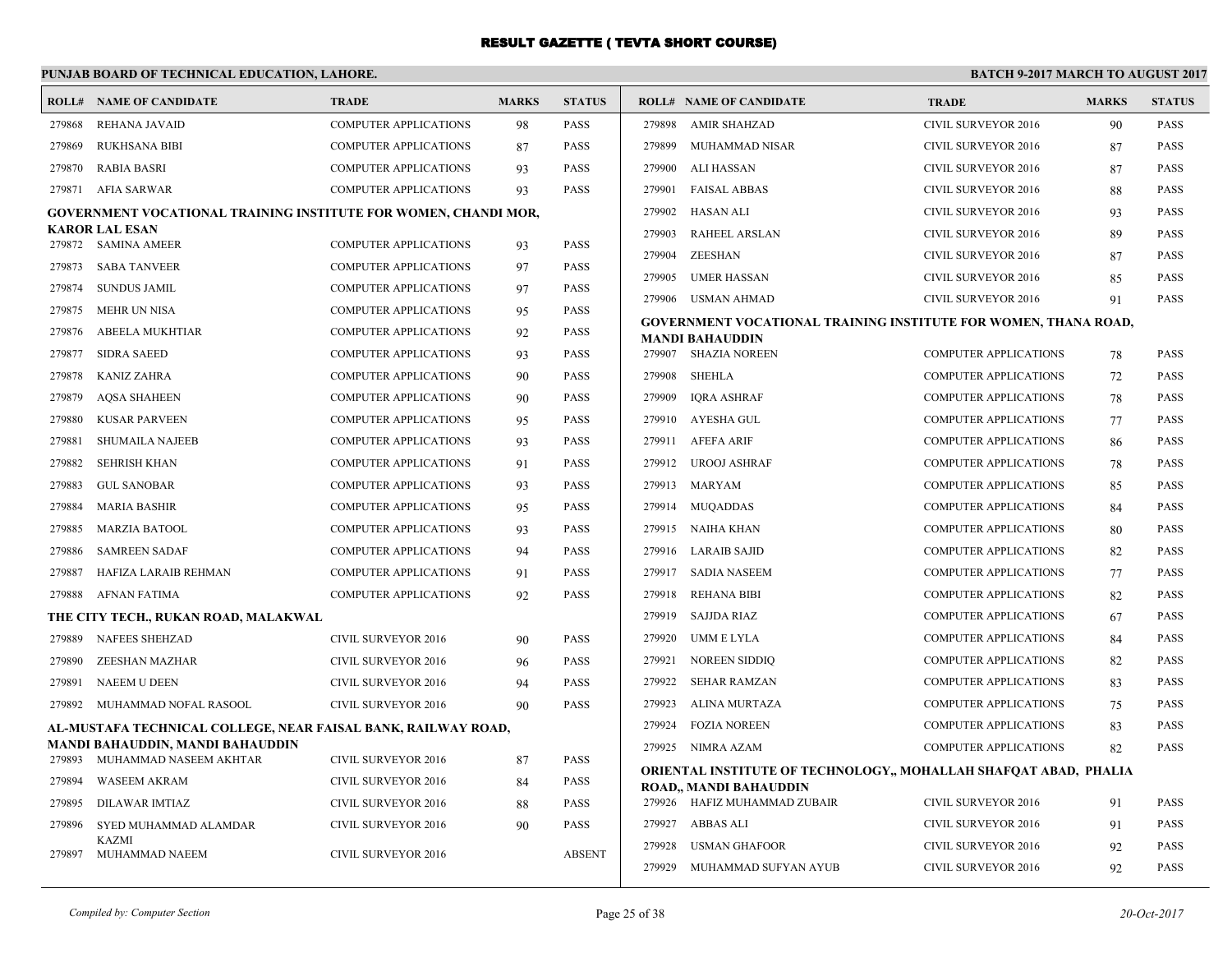# RESULT GAZETTE ( TEVTA SHORT COURSE)

**PUNJAB BOARD OF TECHNICAL EDUCATION, LAHORE.** **BATCH 9-2017 MARCH TO AUGUST 2017**

| ROLL# | NAME OF CANDIDATE | TRADE | MARKS | STATUS |
|---|---|---|---|---|
| 279868 | REHANA JAVAID | COMPUTER APPLICATIONS | 98 | PASS |
| 279869 | RUKHSANA BIBI | COMPUTER APPLICATIONS | 87 | PASS |
| 279870 | RABIA BASRI | COMPUTER APPLICATIONS | 93 | PASS |
| 279871 | AFIA SARWAR | COMPUTER APPLICATIONS | 93 | PASS |

**GOVERNMENT VOCATIONAL TRAINING INSTITUTE FOR WOMEN, CHANDI MOR, KAROR LAL ESAN**

| ROLL# | NAME OF CANDIDATE | TRADE | MARKS | STATUS |
|---|---|---|---|---|
| 279872 | SAMINA AMEER | COMPUTER APPLICATIONS | 93 | PASS |
| 279873 | SABA TANVEER | COMPUTER APPLICATIONS | 97 | PASS |
| 279874 | SUNDUS JAMIL | COMPUTER APPLICATIONS | 97 | PASS |
| 279875 | MEHR UN NISA | COMPUTER APPLICATIONS | 95 | PASS |
| 279876 | ABEELA MUKHTIAR | COMPUTER APPLICATIONS | 92 | PASS |
| 279877 | SIDRA SAEED | COMPUTER APPLICATIONS | 93 | PASS |
| 279878 | KANIZ ZAHRA | COMPUTER APPLICATIONS | 90 | PASS |
| 279879 | AQSA SHAHEEN | COMPUTER APPLICATIONS | 90 | PASS |
| 279880 | KUSAR PARVEEN | COMPUTER APPLICATIONS | 95 | PASS |
| 279881 | SHUMAILA NAJEEB | COMPUTER APPLICATIONS | 93 | PASS |
| 279882 | SEHRISH KHAN | COMPUTER APPLICATIONS | 91 | PASS |
| 279883 | GUL SANOBAR | COMPUTER APPLICATIONS | 93 | PASS |
| 279884 | MARIA BASHIR | COMPUTER APPLICATIONS | 95 | PASS |
| 279885 | MARZIA BATOOL | COMPUTER APPLICATIONS | 93 | PASS |
| 279886 | SAMREEN SADAF | COMPUTER APPLICATIONS | 94 | PASS |
| 279887 | HAFIZA LARAIB REHMAN | COMPUTER APPLICATIONS | 91 | PASS |
| 279888 | AFNAN FATIMA | COMPUTER APPLICATIONS | 92 | PASS |

**THE CITY TECH., RUKAN ROAD, MALAKWAL**

| ROLL# | NAME OF CANDIDATE | TRADE | MARKS | STATUS |
|---|---|---|---|---|
| 279889 | NAFEES SHEHZAD | CIVIL SURVEYOR 2016 | 90 | PASS |
| 279890 | ZEESHAN MAZHAR | CIVIL SURVEYOR 2016 | 96 | PASS |
| 279891 | NAEEM U DEEN | CIVIL SURVEYOR 2016 | 94 | PASS |
| 279892 | MUHAMMAD NOFAL RASOOL | CIVIL SURVEYOR 2016 | 90 | PASS |

**AL-MUSTAFA TECHNICAL COLLEGE, NEAR FAISAL BANK, RAILWAY ROAD, MANDI BAHAUDDIN, MANDI BAHAUDDIN**

| ROLL# | NAME OF CANDIDATE | TRADE | MARKS | STATUS |
|---|---|---|---|---|
| 279893 | MUHAMMAD NASEEM AKHTAR | CIVIL SURVEYOR 2016 | 87 | PASS |
| 279894 | WASEEM AKRAM | CIVIL SURVEYOR 2016 | 84 | PASS |
| 279895 | DILAWAR IMTIAZ | CIVIL SURVEYOR 2016 | 88 | PASS |
| 279896 | SYED MUHAMMAD ALAMDAR KAZMI | CIVIL SURVEYOR 2016 | 90 | PASS |
| 279897 | MUHAMMAD NAEEM | CIVIL SURVEYOR 2016 | | ABSENT |
| 279898 | AMIR SHAHZAD | CIVIL SURVEYOR 2016 | 90 | PASS |
| 279899 | MUHAMMAD NISAR | CIVIL SURVEYOR 2016 | 87 | PASS |
| 279900 | ALI HASSAN | CIVIL SURVEYOR 2016 | 87 | PASS |
| 279901 | FAISAL ABBAS | CIVIL SURVEYOR 2016 | 88 | PASS |
| 279902 | HASAN ALI | CIVIL SURVEYOR 2016 | 93 | PASS |
| 279903 | RAHEEL ARSLAN | CIVIL SURVEYOR 2016 | 89 | PASS |
| 279904 | ZEESHAN | CIVIL SURVEYOR 2016 | 87 | PASS |
| 279905 | UMER HASSAN | CIVIL SURVEYOR 2016 | 85 | PASS |
| 279906 | USMAN AHMAD | CIVIL SURVEYOR 2016 | 91 | PASS |

**GOVERNMENT VOCATIONAL TRAINING INSTITUTE FOR WOMEN, THANA ROAD, MANDI BAHAUDDIN**

| ROLL# | NAME OF CANDIDATE | TRADE | MARKS | STATUS |
|---|---|---|---|---|
| 279907 | SHAZIA NOREEN | COMPUTER APPLICATIONS | 78 | PASS |
| 279908 | SHEHLA | COMPUTER APPLICATIONS | 72 | PASS |
| 279909 | IQRA ASHRAF | COMPUTER APPLICATIONS | 78 | PASS |
| 279910 | AYESHA GUL | COMPUTER APPLICATIONS | 77 | PASS |
| 279911 | AFEFA ARIF | COMPUTER APPLICATIONS | 86 | PASS |
| 279912 | UROOJ ASHRAF | COMPUTER APPLICATIONS | 78 | PASS |
| 279913 | MARYAM | COMPUTER APPLICATIONS | 85 | PASS |
| 279914 | MUQADDAS | COMPUTER APPLICATIONS | 84 | PASS |
| 279915 | NAIHA KHAN | COMPUTER APPLICATIONS | 80 | PASS |
| 279916 | LARAIB SAJID | COMPUTER APPLICATIONS | 82 | PASS |
| 279917 | SADIA NASEEM | COMPUTER APPLICATIONS | 77 | PASS |
| 279918 | REHANA BIBI | COMPUTER APPLICATIONS | 82 | PASS |
| 279919 | SAJJDA RIAZ | COMPUTER APPLICATIONS | 67 | PASS |
| 279920 | UMM E LYLA | COMPUTER APPLICATIONS | 84 | PASS |
| 279921 | NOREEN SIDDIQ | COMPUTER APPLICATIONS | 82 | PASS |
| 279922 | SEHAR RAMZAN | COMPUTER APPLICATIONS | 83 | PASS |
| 279923 | ALINA MURTAZA | COMPUTER APPLICATIONS | 75 | PASS |
| 279924 | FOZIA NOREEN | COMPUTER APPLICATIONS | 83 | PASS |
| 279925 | NIMRA AZAM | COMPUTER APPLICATIONS | 82 | PASS |

**ORIENTAL INSTITUTE OF TECHNOLOGY,, MOHALLAH SHAFQAT ABAD, PHALIA ROAD,, MANDI BAHAUDDIN**

| ROLL# | NAME OF CANDIDATE | TRADE | MARKS | STATUS |
|---|---|---|---|---|
| 279926 | HAFIZ MUHAMMAD ZUBAIR | CIVIL SURVEYOR 2016 | 91 | PASS |
| 279927 | ABBAS ALI | CIVIL SURVEYOR 2016 | 91 | PASS |
| 279928 | USMAN GHAFOOR | CIVIL SURVEYOR 2016 | 92 | PASS |
| 279929 | MUHAMMAD SUFYAN AYUB | CIVIL SURVEYOR 2016 | 92 | PASS |

*Compiled by: Computer Section* *20-Oct-2017*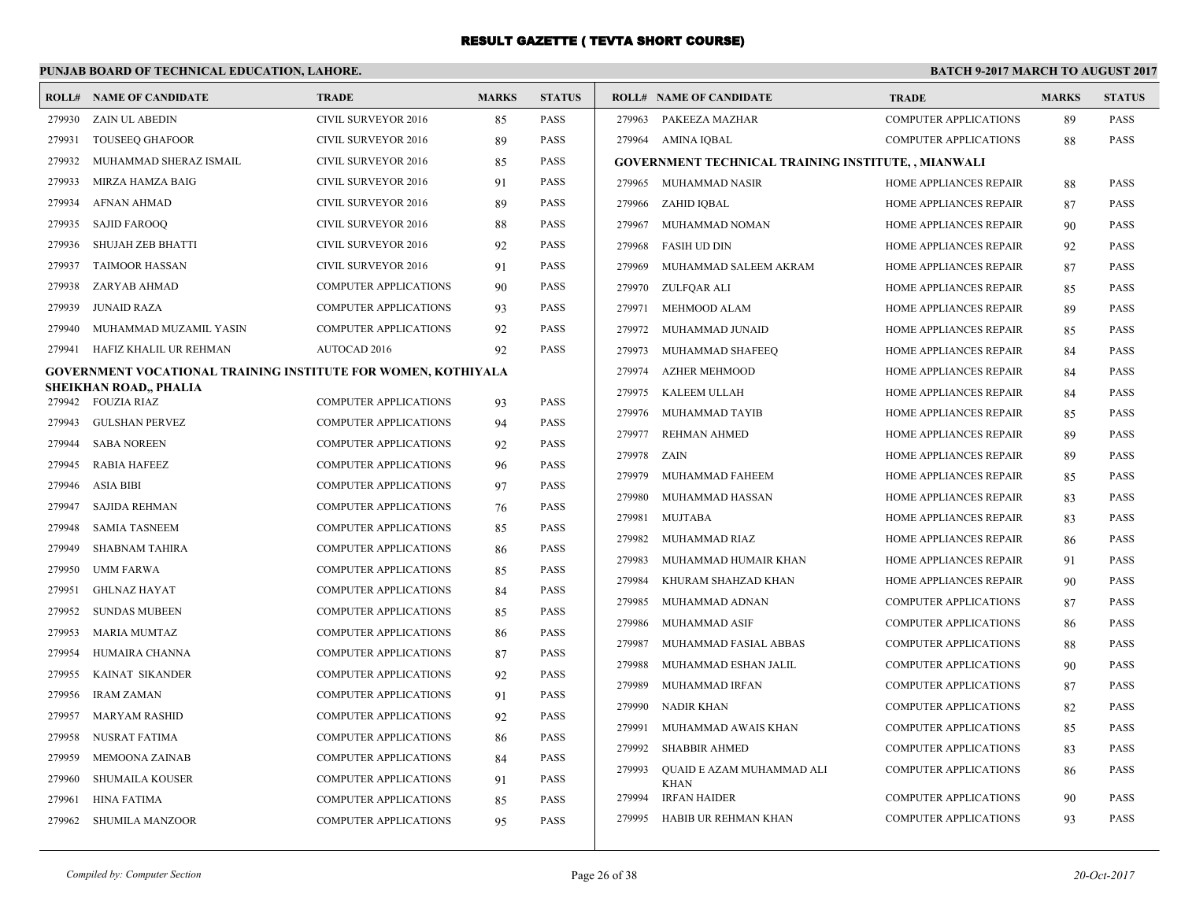# RESULT GAZETTE ( TEVTA SHORT COURSE)

## PUNJAB BOARD OF TECHNICAL EDUCATION, LAHORE.

**BATCH 9-2017 MARCH TO AUGUST 2017**

| ROLL# | NAME OF CANDIDATE | TRADE | MARKS | STATUS |
|---|---|---|---|---|
| 279930 | ZAIN UL ABEDIN | CIVIL SURVEYOR 2016 | 85 | PASS |
| 279931 | TOUSEEQ GHAFOOR | CIVIL SURVEYOR 2016 | 89 | PASS |
| 279932 | MUHAMMAD SHERAZ ISMAIL | CIVIL SURVEYOR 2016 | 85 | PASS |
| 279933 | MIRZA HAMZA BAIG | CIVIL SURVEYOR 2016 | 91 | PASS |
| 279934 | AFNAN AHMAD | CIVIL SURVEYOR 2016 | 89 | PASS |
| 279935 | SAJID FAROOQ | CIVIL SURVEYOR 2016 | 88 | PASS |
| 279936 | SHUJAH ZEB BHATTI | CIVIL SURVEYOR 2016 | 92 | PASS |
| 279937 | TAIMOOR HASSAN | CIVIL SURVEYOR 2016 | 91 | PASS |
| 279938 | ZARYAB AHMAD | COMPUTER APPLICATIONS | 90 | PASS |
| 279939 | JUNAID RAZA | COMPUTER APPLICATIONS | 93 | PASS |
| 279940 | MUHAMMAD MUZAMIL YASIN | COMPUTER APPLICATIONS | 92 | PASS |
| 279941 | HAFIZ KHALIL UR REHMAN | AUTOCAD 2016 | 92 | PASS |

**GOVERNMENT VOCATIONAL TRAINING INSTITUTE FOR WOMEN, KOTHIYALA SHEIKHAN ROAD,, PHALIA**

| ROLL# | NAME OF CANDIDATE | TRADE | MARKS | STATUS |
|---|---|---|---|---|
| 279942 | FOUZIA RIAZ | COMPUTER APPLICATIONS | 93 | PASS |
| 279943 | GULSHAN PERVEZ | COMPUTER APPLICATIONS | 94 | PASS |
| 279944 | SABA NOREEN | COMPUTER APPLICATIONS | 92 | PASS |
| 279945 | RABIA HAFEEZ | COMPUTER APPLICATIONS | 96 | PASS |
| 279946 | ASIA BIBI | COMPUTER APPLICATIONS | 97 | PASS |
| 279947 | SAJIDA REHMAN | COMPUTER APPLICATIONS | 76 | PASS |
| 279948 | SAMIA TASNEEM | COMPUTER APPLICATIONS | 85 | PASS |
| 279949 | SHABNAM TAHIRA | COMPUTER APPLICATIONS | 86 | PASS |
| 279950 | UMM FARWA | COMPUTER APPLICATIONS | 85 | PASS |
| 279951 | GHLNAZ HAYAT | COMPUTER APPLICATIONS | 84 | PASS |
| 279952 | SUNDAS MUBEEN | COMPUTER APPLICATIONS | 85 | PASS |
| 279953 | MARIA MUMTAZ | COMPUTER APPLICATIONS | 86 | PASS |
| 279954 | HUMAIRA CHANNA | COMPUTER APPLICATIONS | 87 | PASS |
| 279955 | KAINAT SIKANDER | COMPUTER APPLICATIONS | 92 | PASS |
| 279956 | IRAM ZAMAN | COMPUTER APPLICATIONS | 91 | PASS |
| 279957 | MARYAM RASHID | COMPUTER APPLICATIONS | 92 | PASS |
| 279958 | NUSRAT FATIMA | COMPUTER APPLICATIONS | 86 | PASS |
| 279959 | MEMOONA ZAINAB | COMPUTER APPLICATIONS | 84 | PASS |
| 279960 | SHUMAILA KOUSER | COMPUTER APPLICATIONS | 91 | PASS |
| 279961 | HINA FATIMA | COMPUTER APPLICATIONS | 85 | PASS |
| 279962 | SHUMILA MANZOOR | COMPUTER APPLICATIONS | 95 | PASS |
| 279963 | PAKEEZA MAZHAR | COMPUTER APPLICATIONS | 89 | PASS |
| 279964 | AMINA IQBAL | COMPUTER APPLICATIONS | 88 | PASS |

**GOVERNMENT TECHNICAL TRAINING INSTITUTE, , MIANWALI**

| ROLL# | NAME OF CANDIDATE | TRADE | MARKS | STATUS |
|---|---|---|---|---|
| 279965 | MUHAMMAD NASIR | HOME APPLIANCES REPAIR | 88 | PASS |
| 279966 | ZAHID IQBAL | HOME APPLIANCES REPAIR | 87 | PASS |
| 279967 | MUHAMMAD NOMAN | HOME APPLIANCES REPAIR | 90 | PASS |
| 279968 | FASIH UD DIN | HOME APPLIANCES REPAIR | 92 | PASS |
| 279969 | MUHAMMAD SALEEM AKRAM | HOME APPLIANCES REPAIR | 87 | PASS |
| 279970 | ZULFQAR ALI | HOME APPLIANCES REPAIR | 85 | PASS |
| 279971 | MEHMOOD ALAM | HOME APPLIANCES REPAIR | 89 | PASS |
| 279972 | MUHAMMAD JUNAID | HOME APPLIANCES REPAIR | 85 | PASS |
| 279973 | MUHAMMAD SHAFEEQ | HOME APPLIANCES REPAIR | 84 | PASS |
| 279974 | AZHER MEHMOOD | HOME APPLIANCES REPAIR | 84 | PASS |
| 279975 | KALEEM ULLAH | HOME APPLIANCES REPAIR | 84 | PASS |
| 279976 | MUHAMMAD TAYIB | HOME APPLIANCES REPAIR | 85 | PASS |
| 279977 | REHMAN AHMED | HOME APPLIANCES REPAIR | 89 | PASS |
| 279978 | ZAIN | HOME APPLIANCES REPAIR | 89 | PASS |
| 279979 | MUHAMMAD FAHEEM | HOME APPLIANCES REPAIR | 85 | PASS |
| 279980 | MUHAMMAD HASSAN | HOME APPLIANCES REPAIR | 83 | PASS |
| 279981 | MUJTABA | HOME APPLIANCES REPAIR | 83 | PASS |
| 279982 | MUHAMMAD RIAZ | HOME APPLIANCES REPAIR | 86 | PASS |
| 279983 | MUHAMMAD HUMAIR KHAN | HOME APPLIANCES REPAIR | 91 | PASS |
| 279984 | KHURAM SHAHZAD KHAN | HOME APPLIANCES REPAIR | 90 | PASS |
| 279985 | MUHAMMAD ADNAN | COMPUTER APPLICATIONS | 87 | PASS |
| 279986 | MUHAMMAD ASIF | COMPUTER APPLICATIONS | 86 | PASS |
| 279987 | MUHAMMAD FASIAL ABBAS | COMPUTER APPLICATIONS | 88 | PASS |
| 279988 | MUHAMMAD ESHAN JALIL | COMPUTER APPLICATIONS | 90 | PASS |
| 279989 | MUHAMMAD IRFAN | COMPUTER APPLICATIONS | 87 | PASS |
| 279990 | NADIR KHAN | COMPUTER APPLICATIONS | 82 | PASS |
| 279991 | MUHAMMAD AWAIS KHAN | COMPUTER APPLICATIONS | 85 | PASS |
| 279992 | SHABBIR AHMED | COMPUTER APPLICATIONS | 83 | PASS |
| 279993 | QUAID E AZAM MUHAMMAD ALI KHAN | COMPUTER APPLICATIONS | 86 | PASS |
| 279994 | IRFAN HAIDER | COMPUTER APPLICATIONS | 90 | PASS |
| 279995 | HABIB UR REHMAN KHAN | COMPUTER APPLICATIONS | 93 | PASS |

*Compiled by: Computer Section*

*20-Oct-2017*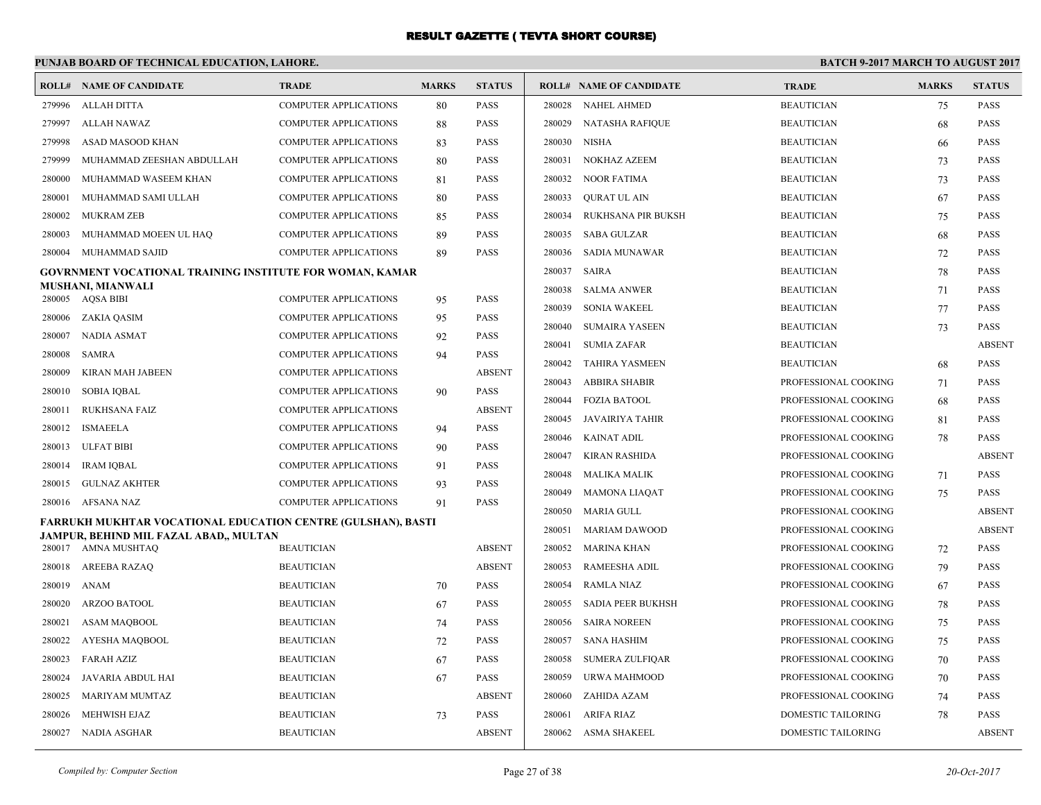# RESULT GAZETTE ( TEVTA SHORT COURSE)

## PUNJAB BOARD OF TECHNICAL EDUCATION, LAHORE.

**BATCH 9-2017 MARCH TO AUGUST 2017**

| ROLL# | NAME OF CANDIDATE | TRADE | MARKS | STATUS |
|---|---|---|---|---|
| 279996 | ALLAH DITTA | COMPUTER APPLICATIONS | 80 | PASS |
| 279997 | ALLAH NAWAZ | COMPUTER APPLICATIONS | 88 | PASS |
| 279998 | ASAD MASOOD KHAN | COMPUTER APPLICATIONS | 83 | PASS |
| 279999 | MUHAMMAD ZEESHAN ABDULLAH | COMPUTER APPLICATIONS | 80 | PASS |
| 280000 | MUHAMMAD WASEEM KHAN | COMPUTER APPLICATIONS | 81 | PASS |
| 280001 | MUHAMMAD SAMI ULLAH | COMPUTER APPLICATIONS | 80 | PASS |
| 280002 | MUKRAM ZEB | COMPUTER APPLICATIONS | 85 | PASS |
| 280003 | MUHAMMAD MOEEN UL HAQ | COMPUTER APPLICATIONS | 89 | PASS |
| 280004 | MUHAMMAD SAJID | COMPUTER APPLICATIONS | 89 | PASS |

**GOVRNMENT VOCATIONAL TRAINING INSTITUTE FOR WOMAN, KAMAR MUSHANI, MIANWALI**

| ROLL# | NAME OF CANDIDATE | TRADE | MARKS | STATUS |
|---|---|---|---|---|
| 280005 | AQSA BIBI | COMPUTER APPLICATIONS | 95 | PASS |
| 280006 | ZAKIA QASIM | COMPUTER APPLICATIONS | 95 | PASS |
| 280007 | NADIA ASMAT | COMPUTER APPLICATIONS | 92 | PASS |
| 280008 | SAMRA | COMPUTER APPLICATIONS | 94 | PASS |
| 280009 | KIRAN MAH JABEEN | COMPUTER APPLICATIONS | | ABSENT |
| 280010 | SOBIA IQBAL | COMPUTER APPLICATIONS | 90 | PASS |
| 280011 | RUKHSANA FAIZ | COMPUTER APPLICATIONS | | ABSENT |
| 280012 | ISMAEELA | COMPUTER APPLICATIONS | 94 | PASS |
| 280013 | ULFAT BIBI | COMPUTER APPLICATIONS | 90 | PASS |
| 280014 | IRAM IQBAL | COMPUTER APPLICATIONS | 91 | PASS |
| 280015 | GULNAZ AKHTER | COMPUTER APPLICATIONS | 93 | PASS |
| 280016 | AFSANA NAZ | COMPUTER APPLICATIONS | 91 | PASS |

**FARRUKH MUKHTAR VOCATIONAL EDUCATION CENTRE (GULSHAN), BASTI JAMPUR, BEHIND MIL FAZAL ABAD,, MULTAN**

| ROLL# | NAME OF CANDIDATE | TRADE | MARKS | STATUS |
|---|---|---|---|---|
| 280017 | AMNA MUSHTAQ | BEAUTICIAN | | ABSENT |
| 280018 | AREEBA RAZAQ | BEAUTICIAN | | ABSENT |
| 280019 | ANAM | BEAUTICIAN | 70 | PASS |
| 280020 | ARZOO BATOOL | BEAUTICIAN | 67 | PASS |
| 280021 | ASAM MAQBOOL | BEAUTICIAN | 74 | PASS |
| 280022 | AYESHA MAQBOOL | BEAUTICIAN | 72 | PASS |
| 280023 | FARAH AZIZ | BEAUTICIAN | 67 | PASS |
| 280024 | JAVARIA ABDUL HAI | BEAUTICIAN | 67 | PASS |
| 280025 | MARIYAM MUMTAZ | BEAUTICIAN | | ABSENT |
| 280026 | MEHWISH EJAZ | BEAUTICIAN | 73 | PASS |
| 280027 | NADIA ASGHAR | BEAUTICIAN | | ABSENT |
| 280028 | NAHEL AHMED | BEAUTICIAN | 75 | PASS |
| 280029 | NATASHA RAFIQUE | BEAUTICIAN | 68 | PASS |
| 280030 | NISHA | BEAUTICIAN | 66 | PASS |
| 280031 | NOKHAZ AZEEM | BEAUTICIAN | 73 | PASS |
| 280032 | NOOR FATIMA | BEAUTICIAN | 73 | PASS |
| 280033 | QURAT UL AIN | BEAUTICIAN | 67 | PASS |
| 280034 | RUKHSANA PIR BUKSH | BEAUTICIAN | 75 | PASS |
| 280035 | SABA GULZAR | BEAUTICIAN | 68 | PASS |
| 280036 | SADIA MUNAWAR | BEAUTICIAN | 72 | PASS |
| 280037 | SAIRA | BEAUTICIAN | 78 | PASS |
| 280038 | SALMA ANWER | BEAUTICIAN | 71 | PASS |
| 280039 | SONIA WAKEEL | BEAUTICIAN | 77 | PASS |
| 280040 | SUMAIRA YASEEN | BEAUTICIAN | 73 | PASS |
| 280041 | SUMIA ZAFAR | BEAUTICIAN | | ABSENT |
| 280042 | TAHIRA YASMEEN | BEAUTICIAN | 68 | PASS |
| 280043 | ABBIRA SHABIR | PROFESSIONAL COOKING | 71 | PASS |
| 280044 | FOZIA BATOOL | PROFESSIONAL COOKING | 68 | PASS |
| 280045 | JAVAIRIYA TAHIR | PROFESSIONAL COOKING | 81 | PASS |
| 280046 | KAINAT ADIL | PROFESSIONAL COOKING | 78 | PASS |
| 280047 | KIRAN RASHIDA | PROFESSIONAL COOKING | | ABSENT |
| 280048 | MALIKA MALIK | PROFESSIONAL COOKING | 71 | PASS |
| 280049 | MAMONA LIAQAT | PROFESSIONAL COOKING | 75 | PASS |
| 280050 | MARIA GULL | PROFESSIONAL COOKING | | ABSENT |
| 280051 | MARIAM DAWOOD | PROFESSIONAL COOKING | | ABSENT |
| 280052 | MARINA KHAN | PROFESSIONAL COOKING | 72 | PASS |
| 280053 | RAMEESHA ADIL | PROFESSIONAL COOKING | 79 | PASS |
| 280054 | RAMLA NIAZ | PROFESSIONAL COOKING | 67 | PASS |
| 280055 | SADIA PEER BUKHSH | PROFESSIONAL COOKING | 78 | PASS |
| 280056 | SAIRA NOREEN | PROFESSIONAL COOKING | 75 | PASS |
| 280057 | SANA HASHIM | PROFESSIONAL COOKING | 75 | PASS |
| 280058 | SUMERA ZULFIQAR | PROFESSIONAL COOKING | 70 | PASS |
| 280059 | URWA MAHMOOD | PROFESSIONAL COOKING | 70 | PASS |
| 280060 | ZAHIDA AZAM | PROFESSIONAL COOKING | 74 | PASS |
| 280061 | ARIFA RIAZ | DOMESTIC TAILORING | 78 | PASS |
| 280062 | ASMA SHAKEEL | DOMESTIC TAILORING | | ABSENT |

*Compiled by: Computer Section*

*20-Oct-2017*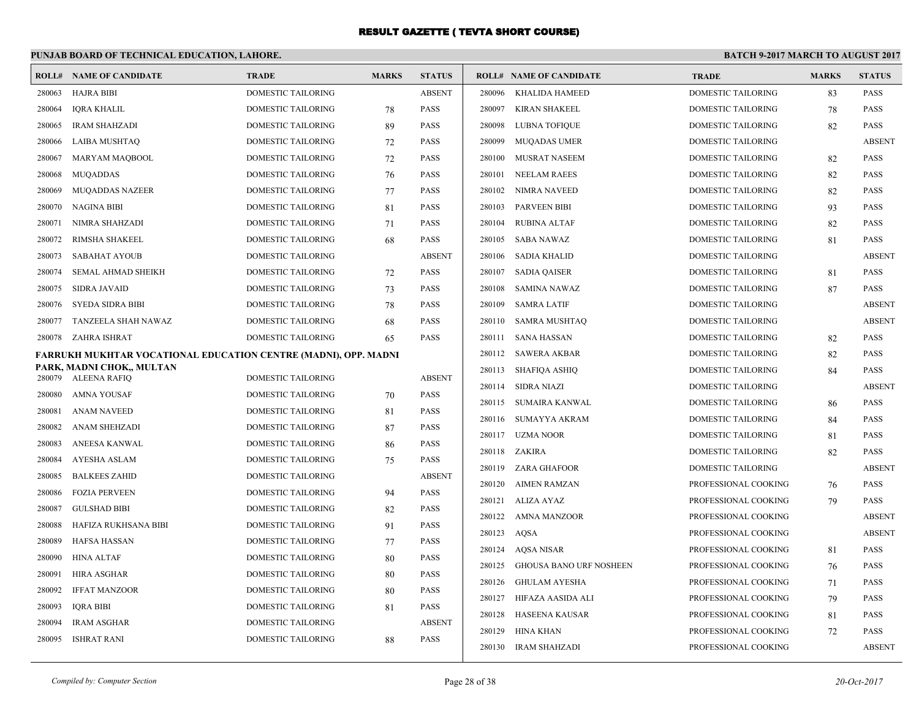# RESULT GAZETTE ( TEVTA SHORT COURSE)

## PUNJAB BOARD OF TECHNICAL EDUCATION, LAHORE.

**BATCH 9-2017 MARCH TO AUGUST 2017**

| ROLL# | NAME OF CANDIDATE | TRADE | MARKS | STATUS |
|---|---|---|---|---|
| 280063 | HAJRA BIBI | DOMESTIC TAILORING | | ABSENT |
| 280064 | IQRA KHALIL | DOMESTIC TAILORING | 78 | PASS |
| 280065 | IRAM SHAHZADI | DOMESTIC TAILORING | 89 | PASS |
| 280066 | LAIBA MUSHTAQ | DOMESTIC TAILORING | 72 | PASS |
| 280067 | MARYAM MAQBOOL | DOMESTIC TAILORING | 72 | PASS |
| 280068 | MUQADDAS | DOMESTIC TAILORING | 76 | PASS |
| 280069 | MUQADDAS NAZEER | DOMESTIC TAILORING | 77 | PASS |
| 280070 | NAGINA BIBI | DOMESTIC TAILORING | 81 | PASS |
| 280071 | NIMRA SHAHZADI | DOMESTIC TAILORING | 71 | PASS |
| 280072 | RIMSHA SHAKEEL | DOMESTIC TAILORING | 68 | PASS |
| 280073 | SABAHAT AYOUB | DOMESTIC TAILORING | | ABSENT |
| 280074 | SEMAL AHMAD SHEIKH | DOMESTIC TAILORING | 72 | PASS |
| 280075 | SIDRA JAVAID | DOMESTIC TAILORING | 73 | PASS |
| 280076 | SYEDA SIDRA BIBI | DOMESTIC TAILORING | 78 | PASS |
| 280077 | TANZEELA SHAH NAWAZ | DOMESTIC TAILORING | 68 | PASS |
| 280078 | ZAHRA ISHRAT | DOMESTIC TAILORING | 65 | PASS |

**FARRUKH MUKHTAR VOCATIONAL EDUCATION CENTRE (MADNI), OPP. MADNI PARK, MADNI CHOK,, MULTAN**

| ROLL# | NAME OF CANDIDATE | TRADE | MARKS | STATUS |
|---|---|---|---|---|
| 280079 | ALEENA RAFIQ | DOMESTIC TAILORING | | ABSENT |
| 280080 | AMNA YOUSAF | DOMESTIC TAILORING | 70 | PASS |
| 280081 | ANAM NAVEED | DOMESTIC TAILORING | 81 | PASS |
| 280082 | ANAM SHEHZADI | DOMESTIC TAILORING | 87 | PASS |
| 280083 | ANEESA KANWAL | DOMESTIC TAILORING | 86 | PASS |
| 280084 | AYESHA ASLAM | DOMESTIC TAILORING | 75 | PASS |
| 280085 | BALKEES ZAHID | DOMESTIC TAILORING | | ABSENT |
| 280086 | FOZIA PERVEEN | DOMESTIC TAILORING | 94 | PASS |
| 280087 | GULSHAD BIBI | DOMESTIC TAILORING | 82 | PASS |
| 280088 | HAFIZA RUKHSANA BIBI | DOMESTIC TAILORING | 91 | PASS |
| 280089 | HAFSA HASSAN | DOMESTIC TAILORING | 77 | PASS |
| 280090 | HINA ALTAF | DOMESTIC TAILORING | 80 | PASS |
| 280091 | HIRA ASGHAR | DOMESTIC TAILORING | 80 | PASS |
| 280092 | IFFAT MANZOOR | DOMESTIC TAILORING | 80 | PASS |
| 280093 | IQRA BIBI | DOMESTIC TAILORING | 81 | PASS |
| 280094 | IRAM ASGHAR | DOMESTIC TAILORING | | ABSENT |
| 280095 | ISHRAT RANI | DOMESTIC TAILORING | 88 | PASS |
| 280096 | KHALIDA HAMEED | DOMESTIC TAILORING | 83 | PASS |
| 280097 | KIRAN SHAKEEL | DOMESTIC TAILORING | 78 | PASS |
| 280098 | LUBNA TOFIQUE | DOMESTIC TAILORING | 82 | PASS |
| 280099 | MUQADAS UMER | DOMESTIC TAILORING | | ABSENT |
| 280100 | MUSRAT NASEEM | DOMESTIC TAILORING | 82 | PASS |
| 280101 | NEELAM RAEES | DOMESTIC TAILORING | 82 | PASS |
| 280102 | NIMRA NAVEED | DOMESTIC TAILORING | 82 | PASS |
| 280103 | PARVEEN BIBI | DOMESTIC TAILORING | 93 | PASS |
| 280104 | RUBINA ALTAF | DOMESTIC TAILORING | 82 | PASS |
| 280105 | SABA NAWAZ | DOMESTIC TAILORING | 81 | PASS |
| 280106 | SADIA KHALID | DOMESTIC TAILORING | | ABSENT |
| 280107 | SADIA QAISER | DOMESTIC TAILORING | 81 | PASS |
| 280108 | SAMINA NAWAZ | DOMESTIC TAILORING | 87 | PASS |
| 280109 | SAMRA LATIF | DOMESTIC TAILORING | | ABSENT |
| 280110 | SAMRA MUSHTAQ | DOMESTIC TAILORING | | ABSENT |
| 280111 | SANA HASSAN | DOMESTIC TAILORING | 82 | PASS |
| 280112 | SAWERA AKBAR | DOMESTIC TAILORING | 82 | PASS |
| 280113 | SHAFIQA ASHIQ | DOMESTIC TAILORING | 84 | PASS |
| 280114 | SIDRA NIAZI | DOMESTIC TAILORING | | ABSENT |
| 280115 | SUMAIRA KANWAL | DOMESTIC TAILORING | 86 | PASS |
| 280116 | SUMAYYA AKRAM | DOMESTIC TAILORING | 84 | PASS |
| 280117 | UZMA NOOR | DOMESTIC TAILORING | 81 | PASS |
| 280118 | ZAKIRA | DOMESTIC TAILORING | 82 | PASS |
| 280119 | ZARA GHAFOOR | DOMESTIC TAILORING | | ABSENT |
| 280120 | AIMEN RAMZAN | PROFESSIONAL COOKING | 76 | PASS |
| 280121 | ALIZA AYAZ | PROFESSIONAL COOKING | 79 | PASS |
| 280122 | AMNA MANZOOR | PROFESSIONAL COOKING | | ABSENT |
| 280123 | AQSA | PROFESSIONAL COOKING | | ABSENT |
| 280124 | AQSA NISAR | PROFESSIONAL COOKING | 81 | PASS |
| 280125 | GHOUSA BANO URF NOSHEEN | PROFESSIONAL COOKING | 76 | PASS |
| 280126 | GHULAM AYESHA | PROFESSIONAL COOKING | 71 | PASS |
| 280127 | HIFAZA AASIDA ALI | PROFESSIONAL COOKING | 79 | PASS |
| 280128 | HASEENA KAUSAR | PROFESSIONAL COOKING | 81 | PASS |
| 280129 | HINA KHAN | PROFESSIONAL COOKING | 72 | PASS |
| 280130 | IRAM SHAHZADI | PROFESSIONAL COOKING | | ABSENT |

*Compiled by: Computer Section* *20-Oct-2017*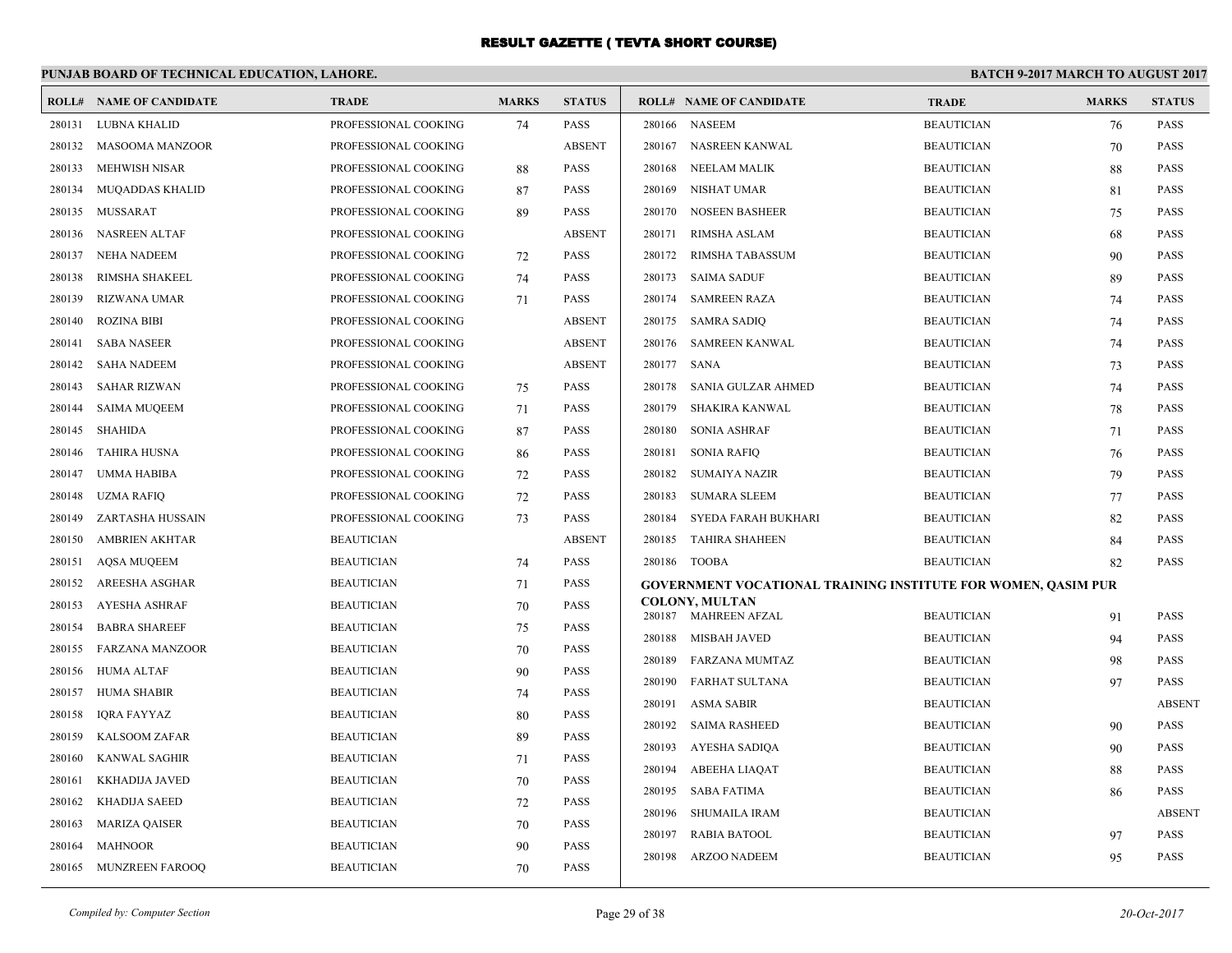# RESULT GAZETTE ( TEVTA SHORT COURSE)

**PUNJAB BOARD OF TECHNICAL EDUCATION, LAHORE.** **BATCH 9-2017 MARCH TO AUGUST 2017**

| ROLL# | NAME OF CANDIDATE | TRADE | MARKS | STATUS |
|---|---|---|---|---|
| 280131 | LUBNA KHALID | PROFESSIONAL COOKING | 74 | PASS |
| 280132 | MASOOMA MANZOOR | PROFESSIONAL COOKING | | ABSENT |
| 280133 | MEHWISH NISAR | PROFESSIONAL COOKING | 88 | PASS |
| 280134 | MUQADDAS KHALID | PROFESSIONAL COOKING | 87 | PASS |
| 280135 | MUSSARAT | PROFESSIONAL COOKING | 89 | PASS |
| 280136 | NASREEN ALTAF | PROFESSIONAL COOKING | | ABSENT |
| 280137 | NEHA NADEEM | PROFESSIONAL COOKING | 72 | PASS |
| 280138 | RIMSHA SHAKEEL | PROFESSIONAL COOKING | 74 | PASS |
| 280139 | RIZWANA UMAR | PROFESSIONAL COOKING | 71 | PASS |
| 280140 | ROZINA BIBI | PROFESSIONAL COOKING | | ABSENT |
| 280141 | SABA NASEER | PROFESSIONAL COOKING | | ABSENT |
| 280142 | SAHA NADEEM | PROFESSIONAL COOKING | | ABSENT |
| 280143 | SAHAR RIZWAN | PROFESSIONAL COOKING | 75 | PASS |
| 280144 | SAIMA MUQEEM | PROFESSIONAL COOKING | 71 | PASS |
| 280145 | SHAHIDA | PROFESSIONAL COOKING | 87 | PASS |
| 280146 | TAHIRA HUSNA | PROFESSIONAL COOKING | 86 | PASS |
| 280147 | UMMA HABIBA | PROFESSIONAL COOKING | 72 | PASS |
| 280148 | UZMA RAFIQ | PROFESSIONAL COOKING | 72 | PASS |
| 280149 | ZARTASHA HUSSAIN | PROFESSIONAL COOKING | 73 | PASS |
| 280150 | AMBRIEN AKHTAR | BEAUTICIAN | | ABSENT |
| 280151 | AQSA MUQEEM | BEAUTICIAN | 74 | PASS |
| 280152 | AREESHA ASGHAR | BEAUTICIAN | 71 | PASS |
| 280153 | AYESHA ASHRAF | BEAUTICIAN | 70 | PASS |
| 280154 | BABRA SHAREEF | BEAUTICIAN | 75 | PASS |
| 280155 | FARZANA MANZOOR | BEAUTICIAN | 70 | PASS |
| 280156 | HUMA ALTAF | BEAUTICIAN | 90 | PASS |
| 280157 | HUMA SHABIR | BEAUTICIAN | 74 | PASS |
| 280158 | IQRA FAYYAZ | BEAUTICIAN | 80 | PASS |
| 280159 | KALSOOM ZAFAR | BEAUTICIAN | 89 | PASS |
| 280160 | KANWAL SAGHIR | BEAUTICIAN | 71 | PASS |
| 280161 | KKHADIJA JAVED | BEAUTICIAN | 70 | PASS |
| 280162 | KHADIJA SAEED | BEAUTICIAN | 72 | PASS |
| 280163 | MARIZA QAISER | BEAUTICIAN | 70 | PASS |
| 280164 | MAHNOOR | BEAUTICIAN | 90 | PASS |
| 280165 | MUNZREEN FAROOQ | BEAUTICIAN | 70 | PASS |
| 280166 | NASEEM | BEAUTICIAN | 76 | PASS |
| 280167 | NASREEN KANWAL | BEAUTICIAN | 70 | PASS |
| 280168 | NEELAM MALIK | BEAUTICIAN | 88 | PASS |
| 280169 | NISHAT UMAR | BEAUTICIAN | 81 | PASS |
| 280170 | NOSEEN BASHEER | BEAUTICIAN | 75 | PASS |
| 280171 | RIMSHA ASLAM | BEAUTICIAN | 68 | PASS |
| 280172 | RIMSHA TABASSUM | BEAUTICIAN | 90 | PASS |
| 280173 | SAIMA SADUF | BEAUTICIAN | 89 | PASS |
| 280174 | SAMREEN RAZA | BEAUTICIAN | 74 | PASS |
| 280175 | SAMRA SADIQ | BEAUTICIAN | 74 | PASS |
| 280176 | SAMREEN KANWAL | BEAUTICIAN | 74 | PASS |
| 280177 | SANA | BEAUTICIAN | 73 | PASS |
| 280178 | SANIA GULZAR AHMED | BEAUTICIAN | 74 | PASS |
| 280179 | SHAKIRA KANWAL | BEAUTICIAN | 78 | PASS |
| 280180 | SONIA ASHRAF | BEAUTICIAN | 71 | PASS |
| 280181 | SONIA RAFIQ | BEAUTICIAN | 76 | PASS |
| 280182 | SUMAIYA NAZIR | BEAUTICIAN | 79 | PASS |
| 280183 | SUMARA SLEEM | BEAUTICIAN | 77 | PASS |
| 280184 | SYEDA FARAH BUKHARI | BEAUTICIAN | 82 | PASS |
| 280185 | TAHIRA SHAHEEN | BEAUTICIAN | 84 | PASS |
| 280186 | TOOBA | BEAUTICIAN | 82 | PASS |

**GOVERNMENT VOCATIONAL TRAINING INSTITUTE FOR WOMEN, QASIM PUR COLONY, MULTAN**

| ROLL# | NAME OF CANDIDATE | TRADE | MARKS | STATUS |
|---|---|---|---|---|
| 280187 | MAHREEN AFZAL | BEAUTICIAN | 91 | PASS |
| 280188 | MISBAH JAVED | BEAUTICIAN | 94 | PASS |
| 280189 | FARZANA MUMTAZ | BEAUTICIAN | 98 | PASS |
| 280190 | FARHAT SULTANA | BEAUTICIAN | 97 | PASS |
| 280191 | ASMA SABIR | BEAUTICIAN | | ABSENT |
| 280192 | SAIMA RASHEED | BEAUTICIAN | 90 | PASS |
| 280193 | AYESHA SADIQA | BEAUTICIAN | 90 | PASS |
| 280194 | ABEEHA LIAQAT | BEAUTICIAN | 88 | PASS |
| 280195 | SABA FATIMA | BEAUTICIAN | 86 | PASS |
| 280196 | SHUMAILA IRAM | BEAUTICIAN | | ABSENT |
| 280197 | RABIA BATOOL | BEAUTICIAN | 97 | PASS |
| 280198 | ARZOO NADEEM | BEAUTICIAN | 95 | PASS |

*Compiled by: Computer Section* *20-Oct-2017*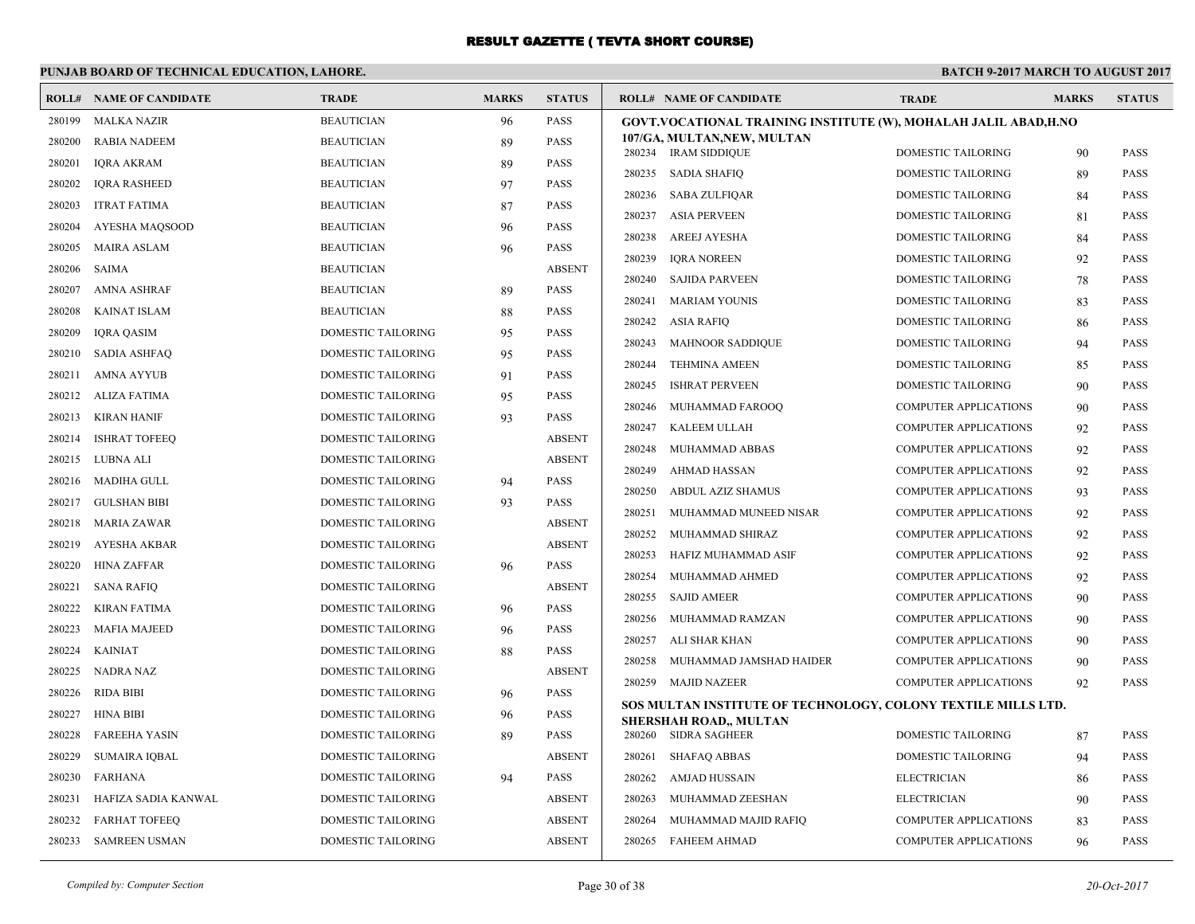# RESULT GAZETTE ( TEVTA SHORT COURSE)

**PUNJAB BOARD OF TECHNICAL EDUCATION, LAHORE.**

**BATCH 9-2017 MARCH TO AUGUST 2017**

| ROLL# | NAME OF CANDIDATE | TRADE | MARKS | STATUS |
|---|---|---|---|---|
| 280199 | MALKA NAZIR | BEAUTICIAN | 96 | PASS |
| 280200 | RABIA NADEEM | BEAUTICIAN | 89 | PASS |
| 280201 | IQRA AKRAM | BEAUTICIAN | 89 | PASS |
| 280202 | IQRA RASHEED | BEAUTICIAN | 97 | PASS |
| 280203 | ITRAT FATIMA | BEAUTICIAN | 87 | PASS |
| 280204 | AYESHA MAQSOOD | BEAUTICIAN | 96 | PASS |
| 280205 | MAIRA ASLAM | BEAUTICIAN | 96 | PASS |
| 280206 | SAIMA | BEAUTICIAN | | ABSENT |
| 280207 | AMNA ASHRAF | BEAUTICIAN | 89 | PASS |
| 280208 | KAINAT ISLAM | BEAUTICIAN | 88 | PASS |
| 280209 | IQRA QASIM | DOMESTIC TAILORING | 95 | PASS |
| 280210 | SADIA ASHFAQ | DOMESTIC TAILORING | 95 | PASS |
| 280211 | AMNA AYYUB | DOMESTIC TAILORING | 91 | PASS |
| 280212 | ALIZA FATIMA | DOMESTIC TAILORING | 95 | PASS |
| 280213 | KIRAN HANIF | DOMESTIC TAILORING | 93 | PASS |
| 280214 | ISHRAT TOFEEQ | DOMESTIC TAILORING | | ABSENT |
| 280215 | LUBNA ALI | DOMESTIC TAILORING | | ABSENT |
| 280216 | MADIHA GULL | DOMESTIC TAILORING | 94 | PASS |
| 280217 | GULSHAN BIBI | DOMESTIC TAILORING | 93 | PASS |
| 280218 | MARIA ZAWAR | DOMESTIC TAILORING | | ABSENT |
| 280219 | AYESHA AKBAR | DOMESTIC TAILORING | | ABSENT |
| 280220 | HINA ZAFFAR | DOMESTIC TAILORING | 96 | PASS |
| 280221 | SANA RAFIQ | DOMESTIC TAILORING | | ABSENT |
| 280222 | KIRAN FATIMA | DOMESTIC TAILORING | 96 | PASS |
| 280223 | MAFIA MAJEED | DOMESTIC TAILORING | 96 | PASS |
| 280224 | KAINIAT | DOMESTIC TAILORING | 88 | PASS |
| 280225 | NADRA NAZ | DOMESTIC TAILORING | | ABSENT |
| 280226 | RIDA BIBI | DOMESTIC TAILORING | 96 | PASS |
| 280227 | HINA BIBI | DOMESTIC TAILORING | 96 | PASS |
| 280228 | FAREEHA YASIN | DOMESTIC TAILORING | 89 | PASS |
| 280229 | SUMAIRA IQBAL | DOMESTIC TAILORING | | ABSENT |
| 280230 | FARHANA | DOMESTIC TAILORING | 94 | PASS |
| 280231 | HAFIZA SADIA KANWAL | DOMESTIC TAILORING | | ABSENT |
| 280232 | FARHAT TOFEEQ | DOMESTIC TAILORING | | ABSENT |
| 280233 | SAMREEN USMAN | DOMESTIC TAILORING | | ABSENT |

**GOVT.VOCATIONAL TRAINING INSTITUTE (W), MOHALAH JALIL ABAD,H.NO 107/GA, MULTAN,NEW, MULTAN**

| ROLL# | NAME OF CANDIDATE | TRADE | MARKS | STATUS |
|---|---|---|---|---|
| 280234 | IRAM SIDDIQUE | DOMESTIC TAILORING | 90 | PASS |
| 280235 | SADIA SHAFIQ | DOMESTIC TAILORING | 89 | PASS |
| 280236 | SABA ZULFIQAR | DOMESTIC TAILORING | 84 | PASS |
| 280237 | ASIA PERVEEN | DOMESTIC TAILORING | 81 | PASS |
| 280238 | AREEJ AYESHA | DOMESTIC TAILORING | 84 | PASS |
| 280239 | IQRA NOREEN | DOMESTIC TAILORING | 92 | PASS |
| 280240 | SAJIDA PARVEEN | DOMESTIC TAILORING | 78 | PASS |
| 280241 | MARIAM YOUNIS | DOMESTIC TAILORING | 83 | PASS |
| 280242 | ASIA RAFIQ | DOMESTIC TAILORING | 86 | PASS |
| 280243 | MAHNOOR SADDIQUE | DOMESTIC TAILORING | 94 | PASS |
| 280244 | TEHMINA AMEEN | DOMESTIC TAILORING | 85 | PASS |
| 280245 | ISHRAT PERVEEN | DOMESTIC TAILORING | 90 | PASS |
| 280246 | MUHAMMAD FAROOQ | COMPUTER APPLICATIONS | 90 | PASS |
| 280247 | KALEEM ULLAH | COMPUTER APPLICATIONS | 92 | PASS |
| 280248 | MUHAMMAD ABBAS | COMPUTER APPLICATIONS | 92 | PASS |
| 280249 | AHMAD HASSAN | COMPUTER APPLICATIONS | 92 | PASS |
| 280250 | ABDUL AZIZ SHAMUS | COMPUTER APPLICATIONS | 93 | PASS |
| 280251 | MUHAMMAD MUNEED NISAR | COMPUTER APPLICATIONS | 92 | PASS |
| 280252 | MUHAMMAD SHIRAZ | COMPUTER APPLICATIONS | 92 | PASS |
| 280253 | HAFIZ MUHAMMAD ASIF | COMPUTER APPLICATIONS | 92 | PASS |
| 280254 | MUHAMMAD AHMED | COMPUTER APPLICATIONS | 92 | PASS |
| 280255 | SAJID AMEER | COMPUTER APPLICATIONS | 90 | PASS |
| 280256 | MUHAMMAD RAMZAN | COMPUTER APPLICATIONS | 90 | PASS |
| 280257 | ALI SHAR KHAN | COMPUTER APPLICATIONS | 90 | PASS |
| 280258 | MUHAMMAD JAMSHAD HAIDER | COMPUTER APPLICATIONS | 90 | PASS |
| 280259 | MAJID NAZEER | COMPUTER APPLICATIONS | 92 | PASS |

**SOS MULTAN INSTITUTE OF TECHNOLOGY, COLONY TEXTILE MILLS LTD. SHERSHAH ROAD,, MULTAN**

| ROLL# | NAME OF CANDIDATE | TRADE | MARKS | STATUS |
|---|---|---|---|---|
| 280260 | SIDRA SAGHEER | DOMESTIC TAILORING | 87 | PASS |
| 280261 | SHAFAQ ABBAS | DOMESTIC TAILORING | 94 | PASS |
| 280262 | AMJAD HUSSAIN | ELECTRICIAN | 86 | PASS |
| 280263 | MUHAMMAD ZEESHAN | ELECTRICIAN | 90 | PASS |
| 280264 | MUHAMMAD MAJID RAFIQ | COMPUTER APPLICATIONS | 83 | PASS |
| 280265 | FAHEEM AHMAD | COMPUTER APPLICATIONS | 96 | PASS |

*Compiled by: Computer Section*

*20-Oct-2017*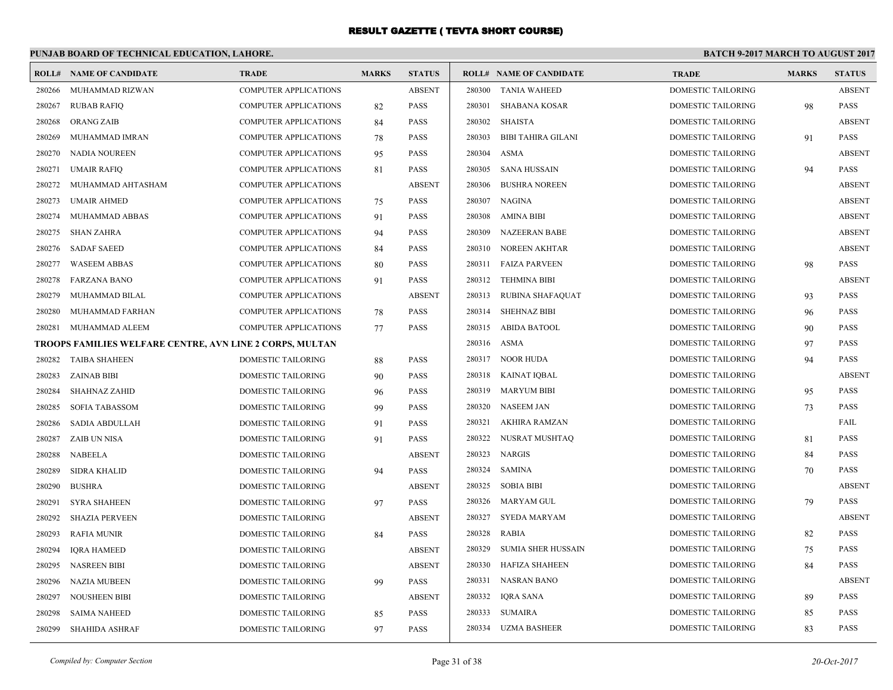# RESULT GAZETTE ( TEVTA SHORT COURSE)

**PUNJAB BOARD OF TECHNICAL EDUCATION, LAHORE.**

**BATCH 9-2017 MARCH TO AUGUST 2017**

| ROLL# | NAME OF CANDIDATE | TRADE | MARKS | STATUS |
|---|---|---|---|---|
| 280266 | MUHAMMAD RIZWAN | COMPUTER APPLICATIONS | | ABSENT |
| 280267 | RUBAB RAFIQ | COMPUTER APPLICATIONS | 82 | PASS |
| 280268 | ORANG ZAIB | COMPUTER APPLICATIONS | 84 | PASS |
| 280269 | MUHAMMAD IMRAN | COMPUTER APPLICATIONS | 78 | PASS |
| 280270 | NADIA NOUREEN | COMPUTER APPLICATIONS | 95 | PASS |
| 280271 | UMAIR RAFIQ | COMPUTER APPLICATIONS | 81 | PASS |
| 280272 | MUHAMMAD AHTASHAM | COMPUTER APPLICATIONS | | ABSENT |
| 280273 | UMAIR AHMED | COMPUTER APPLICATIONS | 75 | PASS |
| 280274 | MUHAMMAD ABBAS | COMPUTER APPLICATIONS | 91 | PASS |
| 280275 | SHAN ZAHRA | COMPUTER APPLICATIONS | 94 | PASS |
| 280276 | SADAF SAEED | COMPUTER APPLICATIONS | 84 | PASS |
| 280277 | WASEEM ABBAS | COMPUTER APPLICATIONS | 80 | PASS |
| 280278 | FARZANA BANO | COMPUTER APPLICATIONS | 91 | PASS |
| 280279 | MUHAMMAD BILAL | COMPUTER APPLICATIONS | | ABSENT |
| 280280 | MUHAMMAD FARHAN | COMPUTER APPLICATIONS | 78 | PASS |
| 280281 | MUHAMMAD ALEEM | COMPUTER APPLICATIONS | 77 | PASS |

**TROOPS FAMILIES WELFARE CENTRE, AVN LINE 2 CORPS, MULTAN**

| ROLL# | NAME OF CANDIDATE | TRADE | MARKS | STATUS |
|---|---|---|---|---|
| 280282 | TAIBA SHAHEEN | DOMESTIC TAILORING | 88 | PASS |
| 280283 | ZAINAB BIBI | DOMESTIC TAILORING | 90 | PASS |
| 280284 | SHAHNAZ ZAHID | DOMESTIC TAILORING | 96 | PASS |
| 280285 | SOFIA TABASSOM | DOMESTIC TAILORING | 99 | PASS |
| 280286 | SADIA ABDULLAH | DOMESTIC TAILORING | 91 | PASS |
| 280287 | ZAIB UN NISA | DOMESTIC TAILORING | 91 | PASS |
| 280288 | NABEELA | DOMESTIC TAILORING | | ABSENT |
| 280289 | SIDRA KHALID | DOMESTIC TAILORING | 94 | PASS |
| 280290 | BUSHRA | DOMESTIC TAILORING | | ABSENT |
| 280291 | SYRA SHAHEEN | DOMESTIC TAILORING | 97 | PASS |
| 280292 | SHAZIA PERVEEN | DOMESTIC TAILORING | | ABSENT |
| 280293 | RAFIA MUNIR | DOMESTIC TAILORING | 84 | PASS |
| 280294 | IQRA HAMEED | DOMESTIC TAILORING | | ABSENT |
| 280295 | NASREEN BIBI | DOMESTIC TAILORING | | ABSENT |
| 280296 | NAZIA MUBEEN | DOMESTIC TAILORING | 99 | PASS |
| 280297 | NOUSHEEN BIBI | DOMESTIC TAILORING | | ABSENT |
| 280298 | SAIMA NAHEED | DOMESTIC TAILORING | 85 | PASS |
| 280299 | SHAHIDA ASHRAF | DOMESTIC TAILORING | 97 | PASS |
| 280300 | TANIA WAHEED | DOMESTIC TAILORING | | ABSENT |
| 280301 | SHABANA KOSAR | DOMESTIC TAILORING | 98 | PASS |
| 280302 | SHAISTA | DOMESTIC TAILORING | | ABSENT |
| 280303 | BIBI TAHIRA GILANI | DOMESTIC TAILORING | 91 | PASS |
| 280304 | ASMA | DOMESTIC TAILORING | | ABSENT |
| 280305 | SANA HUSSAIN | DOMESTIC TAILORING | 94 | PASS |
| 280306 | BUSHRA NOREEN | DOMESTIC TAILORING | | ABSENT |
| 280307 | NAGINA | DOMESTIC TAILORING | | ABSENT |
| 280308 | AMINA BIBI | DOMESTIC TAILORING | | ABSENT |
| 280309 | NAZEERAN BABE | DOMESTIC TAILORING | | ABSENT |
| 280310 | NOREEN AKHTAR | DOMESTIC TAILORING | | ABSENT |
| 280311 | FAIZA PARVEEN | DOMESTIC TAILORING | 98 | PASS |
| 280312 | TEHMINA BIBI | DOMESTIC TAILORING | | ABSENT |
| 280313 | RUBINA SHAFAQUAT | DOMESTIC TAILORING | 93 | PASS |
| 280314 | SHEHNAZ BIBI | DOMESTIC TAILORING | 96 | PASS |
| 280315 | ABIDA BATOOL | DOMESTIC TAILORING | 90 | PASS |
| 280316 | ASMA | DOMESTIC TAILORING | 97 | PASS |
| 280317 | NOOR HUDA | DOMESTIC TAILORING | 94 | PASS |
| 280318 | KAINAT IQBAL | DOMESTIC TAILORING | | ABSENT |
| 280319 | MARYUM BIBI | DOMESTIC TAILORING | 95 | PASS |
| 280320 | NASEEM JAN | DOMESTIC TAILORING | 73 | PASS |
| 280321 | AKHIRA RAMZAN | DOMESTIC TAILORING | | FAIL |
| 280322 | NUSRAT MUSHTAQ | DOMESTIC TAILORING | 81 | PASS |
| 280323 | NARGIS | DOMESTIC TAILORING | 84 | PASS |
| 280324 | SAMINA | DOMESTIC TAILORING | 70 | PASS |
| 280325 | SOBIA BIBI | DOMESTIC TAILORING | | ABSENT |
| 280326 | MARYAM GUL | DOMESTIC TAILORING | 79 | PASS |
| 280327 | SYEDA MARYAM | DOMESTIC TAILORING | | ABSENT |
| 280328 | RABIA | DOMESTIC TAILORING | 82 | PASS |
| 280329 | SUMIA SHER HUSSAIN | DOMESTIC TAILORING | 75 | PASS |
| 280330 | HAFIZA SHAHEEN | DOMESTIC TAILORING | 84 | PASS |
| 280331 | NASRAN BANO | DOMESTIC TAILORING | | ABSENT |
| 280332 | IQRA SANA | DOMESTIC TAILORING | 89 | PASS |
| 280333 | SUMAIRA | DOMESTIC TAILORING | 85 | PASS |
| 280334 | UZMA BASHEER | DOMESTIC TAILORING | 83 | PASS |

*Compiled by: Computer Section*

*20-Oct-2017*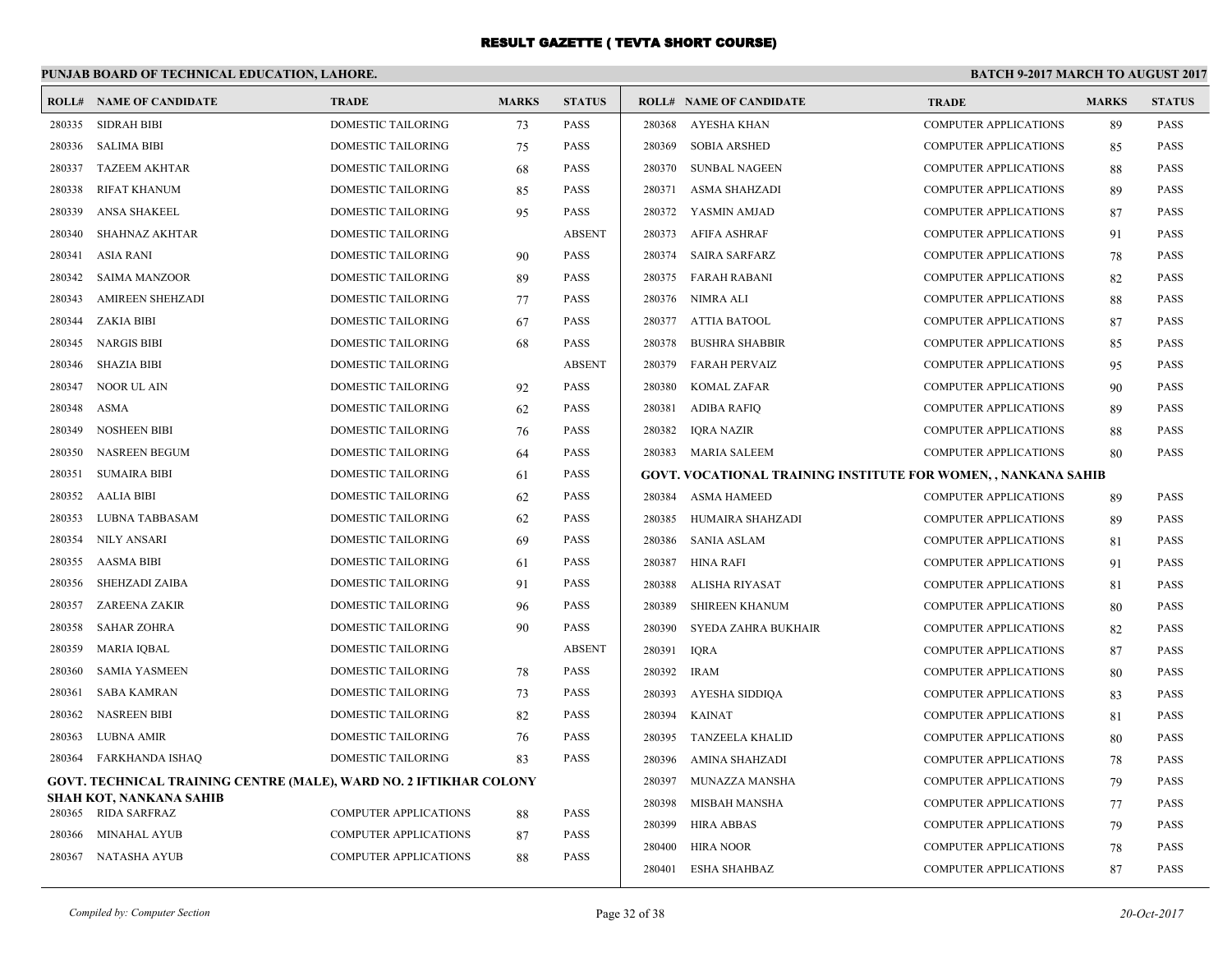# RESULT GAZETTE ( TEVTA SHORT COURSE)

**PUNJAB BOARD OF TECHNICAL EDUCATION, LAHORE.** **BATCH 9-2017 MARCH TO AUGUST 2017**

| ROLL# | NAME OF CANDIDATE | TRADE | MARKS | STATUS |
|---|---|---|---|---|
| 280335 | SIDRAH BIBI | DOMESTIC TAILORING | 73 | PASS |
| 280336 | SALIMA BIBI | DOMESTIC TAILORING | 75 | PASS |
| 280337 | TAZEEM AKHTAR | DOMESTIC TAILORING | 68 | PASS |
| 280338 | RIFAT KHANUM | DOMESTIC TAILORING | 85 | PASS |
| 280339 | ANSA SHAKEEL | DOMESTIC TAILORING | 95 | PASS |
| 280340 | SHAHNAZ AKHTAR | DOMESTIC TAILORING | | ABSENT |
| 280341 | ASIA RANI | DOMESTIC TAILORING | 90 | PASS |
| 280342 | SAIMA MANZOOR | DOMESTIC TAILORING | 89 | PASS |
| 280343 | AMIREEN SHEHZADI | DOMESTIC TAILORING | 77 | PASS |
| 280344 | ZAKIA BIBI | DOMESTIC TAILORING | 67 | PASS |
| 280345 | NARGIS BIBI | DOMESTIC TAILORING | 68 | PASS |
| 280346 | SHAZIA BIBI | DOMESTIC TAILORING | | ABSENT |
| 280347 | NOOR UL AIN | DOMESTIC TAILORING | 92 | PASS |
| 280348 | ASMA | DOMESTIC TAILORING | 62 | PASS |
| 280349 | NOSHEEN BIBI | DOMESTIC TAILORING | 76 | PASS |
| 280350 | NASREEN BEGUM | DOMESTIC TAILORING | 64 | PASS |
| 280351 | SUMAIRA BIBI | DOMESTIC TAILORING | 61 | PASS |
| 280352 | AALIA BIBI | DOMESTIC TAILORING | 62 | PASS |
| 280353 | LUBNA TABBASAM | DOMESTIC TAILORING | 62 | PASS |
| 280354 | NILY ANSARI | DOMESTIC TAILORING | 69 | PASS |
| 280355 | AASMA BIBI | DOMESTIC TAILORING | 61 | PASS |
| 280356 | SHEHZADI ZAIBA | DOMESTIC TAILORING | 91 | PASS |
| 280357 | ZAREENA ZAKIR | DOMESTIC TAILORING | 96 | PASS |
| 280358 | SAHAR ZOHRA | DOMESTIC TAILORING | 90 | PASS |
| 280359 | MARIA IQBAL | DOMESTIC TAILORING | | ABSENT |
| 280360 | SAMIA YASMEEN | DOMESTIC TAILORING | 78 | PASS |
| 280361 | SABA KAMRAN | DOMESTIC TAILORING | 73 | PASS |
| 280362 | NASREEN BIBI | DOMESTIC TAILORING | 82 | PASS |
| 280363 | LUBNA AMIR | DOMESTIC TAILORING | 76 | PASS |
| 280364 | FARKHANDA ISHAQ | DOMESTIC TAILORING | 83 | PASS |

**GOVT. TECHNICAL TRAINING CENTRE (MALE), WARD NO. 2 IFTIKHAR COLONY SHAH KOT, NANKANA SAHIB**

| ROLL# | NAME OF CANDIDATE | TRADE | MARKS | STATUS |
|---|---|---|---|---|
| 280365 | RIDA SARFRAZ | COMPUTER APPLICATIONS | 88 | PASS |
| 280366 | MINAHAL AYUB | COMPUTER APPLICATIONS | 87 | PASS |
| 280367 | NATASHA AYUB | COMPUTER APPLICATIONS | 88 | PASS |
| 280368 | AYESHA KHAN | COMPUTER APPLICATIONS | 89 | PASS |
| 280369 | SOBIA ARSHED | COMPUTER APPLICATIONS | 85 | PASS |
| 280370 | SUNBAL NAGEEN | COMPUTER APPLICATIONS | 88 | PASS |
| 280371 | ASMA SHAHZADI | COMPUTER APPLICATIONS | 89 | PASS |
| 280372 | YASMIN AMJAD | COMPUTER APPLICATIONS | 87 | PASS |
| 280373 | AFIFA ASHRAF | COMPUTER APPLICATIONS | 91 | PASS |
| 280374 | SAIRA SARFARZ | COMPUTER APPLICATIONS | 78 | PASS |
| 280375 | FARAH RABANI | COMPUTER APPLICATIONS | 82 | PASS |
| 280376 | NIMRA ALI | COMPUTER APPLICATIONS | 88 | PASS |
| 280377 | ATTIA BATOOL | COMPUTER APPLICATIONS | 87 | PASS |
| 280378 | BUSHRA SHABBIR | COMPUTER APPLICATIONS | 85 | PASS |
| 280379 | FARAH PERVAIZ | COMPUTER APPLICATIONS | 95 | PASS |
| 280380 | KOMAL ZAFAR | COMPUTER APPLICATIONS | 90 | PASS |
| 280381 | ADIBA RAFIQ | COMPUTER APPLICATIONS | 89 | PASS |
| 280382 | IQRA NAZIR | COMPUTER APPLICATIONS | 88 | PASS |
| 280383 | MARIA SALEEM | COMPUTER APPLICATIONS | 80 | PASS |

**GOVT. VOCATIONAL TRAINING INSTITUTE FOR WOMEN, , NANKANA SAHIB**

| ROLL# | NAME OF CANDIDATE | TRADE | MARKS | STATUS |
|---|---|---|---|---|
| 280384 | ASMA HAMEED | COMPUTER APPLICATIONS | 89 | PASS |
| 280385 | HUMAIRA SHAHZADI | COMPUTER APPLICATIONS | 89 | PASS |
| 280386 | SANIA ASLAM | COMPUTER APPLICATIONS | 81 | PASS |
| 280387 | HINA RAFI | COMPUTER APPLICATIONS | 91 | PASS |
| 280388 | ALISHA RIYASAT | COMPUTER APPLICATIONS | 81 | PASS |
| 280389 | SHIREEN KHANUM | COMPUTER APPLICATIONS | 80 | PASS |
| 280390 | SYEDA ZAHRA BUKHAIR | COMPUTER APPLICATIONS | 82 | PASS |
| 280391 | IQRA | COMPUTER APPLICATIONS | 87 | PASS |
| 280392 | IRAM | COMPUTER APPLICATIONS | 80 | PASS |
| 280393 | AYESHA SIDDIQA | COMPUTER APPLICATIONS | 83 | PASS |
| 280394 | KAINAT | COMPUTER APPLICATIONS | 81 | PASS |
| 280395 | TANZEELA KHALID | COMPUTER APPLICATIONS | 80 | PASS |
| 280396 | AMINA SHAHZADI | COMPUTER APPLICATIONS | 78 | PASS |
| 280397 | MUNAZZA MANSHA | COMPUTER APPLICATIONS | 79 | PASS |
| 280398 | MISBAH MANSHA | COMPUTER APPLICATIONS | 77 | PASS |
| 280399 | HIRA ABBAS | COMPUTER APPLICATIONS | 79 | PASS |
| 280400 | HIRA NOOR | COMPUTER APPLICATIONS | 78 | PASS |
| 280401 | ESHA SHAHBAZ | COMPUTER APPLICATIONS | 87 | PASS |

*Compiled by: Computer Section* *20-Oct-2017*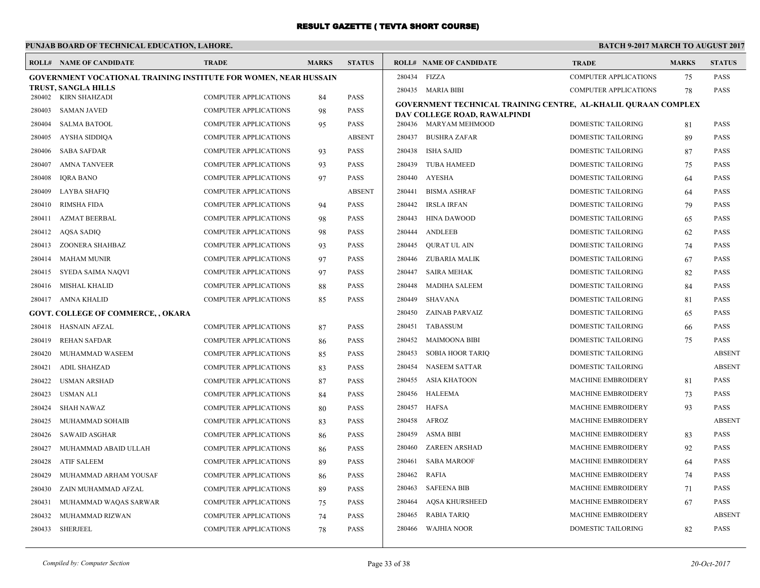# RESULT GAZETTE ( TEVTA SHORT COURSE)

**PUNJAB BOARD OF TECHNICAL EDUCATION, LAHORE.** **BATCH 9-2017 MARCH TO AUGUST 2017**

| ROLL# | NAME OF CANDIDATE | TRADE | MARKS | STATUS |
|---|---|---|---|---|
| **GOVERNMENT VOCATIONAL TRAINING INSTITUTE FOR WOMEN, NEAR HUSSAIN TRUST, SANGLA HILLS** | | | | |
| 280402 | KIRN SHAHZADI | COMPUTER APPLICATIONS | 84 | PASS |
| 280403 | SAMAN JAVED | COMPUTER APPLICATIONS | 98 | PASS |
| 280404 | SALMA BATOOL | COMPUTER APPLICATIONS | 95 | PASS |
| 280405 | AYSHA SIDDIQA | COMPUTER APPLICATIONS | | ABSENT |
| 280406 | SABA SAFDAR | COMPUTER APPLICATIONS | 93 | PASS |
| 280407 | AMNA TANVEER | COMPUTER APPLICATIONS | 93 | PASS |
| 280408 | IQRA BANO | COMPUTER APPLICATIONS | 97 | PASS |
| 280409 | LAYBA SHAFIQ | COMPUTER APPLICATIONS | | ABSENT |
| 280410 | RIMSHA FIDA | COMPUTER APPLICATIONS | 94 | PASS |
| 280411 | AZMAT BEERBAL | COMPUTER APPLICATIONS | 98 | PASS |
| 280412 | AQSA SADIQ | COMPUTER APPLICATIONS | 98 | PASS |
| 280413 | ZOONERA SHAHBAZ | COMPUTER APPLICATIONS | 93 | PASS |
| 280414 | MAHAM MUNIR | COMPUTER APPLICATIONS | 97 | PASS |
| 280415 | SYEDA SAIMA NAQVI | COMPUTER APPLICATIONS | 97 | PASS |
| 280416 | MISHAL KHALID | COMPUTER APPLICATIONS | 88 | PASS |
| 280417 | AMNA KHALID | COMPUTER APPLICATIONS | 85 | PASS |
| **GOVT. COLLEGE OF COMMERCE, , OKARA** | | | | |
| 280418 | HASNAIN AFZAL | COMPUTER APPLICATIONS | 87 | PASS |
| 280419 | REHAN SAFDAR | COMPUTER APPLICATIONS | 86 | PASS |
| 280420 | MUHAMMAD WASEEM | COMPUTER APPLICATIONS | 85 | PASS |
| 280421 | ADIL SHAHZAD | COMPUTER APPLICATIONS | 83 | PASS |
| 280422 | USMAN ARSHAD | COMPUTER APPLICATIONS | 87 | PASS |
| 280423 | USMAN ALI | COMPUTER APPLICATIONS | 84 | PASS |
| 280424 | SHAH NAWAZ | COMPUTER APPLICATIONS | 80 | PASS |
| 280425 | MUHAMMAD SOHAIB | COMPUTER APPLICATIONS | 83 | PASS |
| 280426 | SAWAID ASGHAR | COMPUTER APPLICATIONS | 86 | PASS |
| 280427 | MUHAMMAD ABAID ULLAH | COMPUTER APPLICATIONS | 86 | PASS |
| 280428 | ATIF SALEEM | COMPUTER APPLICATIONS | 89 | PASS |
| 280429 | MUHAMMAD ARHAM YOUSAF | COMPUTER APPLICATIONS | 86 | PASS |
| 280430 | ZAIN MUHAMMAD AFZAL | COMPUTER APPLICATIONS | 89 | PASS |
| 280431 | MUHAMMAD WAQAS SARWAR | COMPUTER APPLICATIONS | 75 | PASS |
| 280432 | MUHAMMAD RIZWAN | COMPUTER APPLICATIONS | 74 | PASS |
| 280433 | SHERJEEL | COMPUTER APPLICATIONS | 78 | PASS |
| 280434 | FIZZA | COMPUTER APPLICATIONS | 75 | PASS |
| 280435 | MARIA BIBI | COMPUTER APPLICATIONS | 78 | PASS |
| **GOVERNMENT TECHNICAL TRAINING CENTRE, AL-KHALIL QURAAN COMPLEX DAV COLLEGE ROAD, RAWALPINDI** | | | | |
| 280436 | MARYAM MEHMOOD | DOMESTIC TAILORING | 81 | PASS |
| 280437 | BUSHRA ZAFAR | DOMESTIC TAILORING | 89 | PASS |
| 280438 | ISHA SAJID | DOMESTIC TAILORING | 87 | PASS |
| 280439 | TUBA HAMEED | DOMESTIC TAILORING | 75 | PASS |
| 280440 | AYESHA | DOMESTIC TAILORING | 64 | PASS |
| 280441 | BISMA ASHRAF | DOMESTIC TAILORING | 64 | PASS |
| 280442 | IRSLA IRFAN | DOMESTIC TAILORING | 79 | PASS |
| 280443 | HINA DAWOOD | DOMESTIC TAILORING | 65 | PASS |
| 280444 | ANDLEEB | DOMESTIC TAILORING | 62 | PASS |
| 280445 | QURAT UL AIN | DOMESTIC TAILORING | 74 | PASS |
| 280446 | ZUBARIA MALIK | DOMESTIC TAILORING | 67 | PASS |
| 280447 | SAIRA MEHAK | DOMESTIC TAILORING | 82 | PASS |
| 280448 | MADIHA SALEEM | DOMESTIC TAILORING | 84 | PASS |
| 280449 | SHAVANA | DOMESTIC TAILORING | 81 | PASS |
| 280450 | ZAINAB PARVAIZ | DOMESTIC TAILORING | 65 | PASS |
| 280451 | TABASSUM | DOMESTIC TAILORING | 66 | PASS |
| 280452 | MAIMOONA BIBI | DOMESTIC TAILORING | 75 | PASS |
| 280453 | SOBIA HOOR TARIQ | DOMESTIC TAILORING | | ABSENT |
| 280454 | NASEEM SATTAR | DOMESTIC TAILORING | | ABSENT |
| 280455 | ASIA KHATOON | MACHINE EMBROIDERY | 81 | PASS |
| 280456 | HALEEMA | MACHINE EMBROIDERY | 73 | PASS |
| 280457 | HAFSA | MACHINE EMBROIDERY | 93 | PASS |
| 280458 | AFROZ | MACHINE EMBROIDERY | | ABSENT |
| 280459 | ASMA BIBI | MACHINE EMBROIDERY | 83 | PASS |
| 280460 | ZAREEN ARSHAD | MACHINE EMBROIDERY | 92 | PASS |
| 280461 | SABA MAROOF | MACHINE EMBROIDERY | 64 | PASS |
| 280462 | RAFIA | MACHINE EMBROIDERY | 74 | PASS |
| 280463 | SAFEENA BIB | MACHINE EMBROIDERY | 71 | PASS |
| 280464 | AQSA KHURSHEED | MACHINE EMBROIDERY | 67 | PASS |
| 280465 | RABIA TARIQ | MACHINE EMBROIDERY | | ABSENT |
| 280466 | WAJHIA NOOR | DOMESTIC TAILORING | 82 | PASS |

*Compiled by: Computer Section* *20-Oct-2017*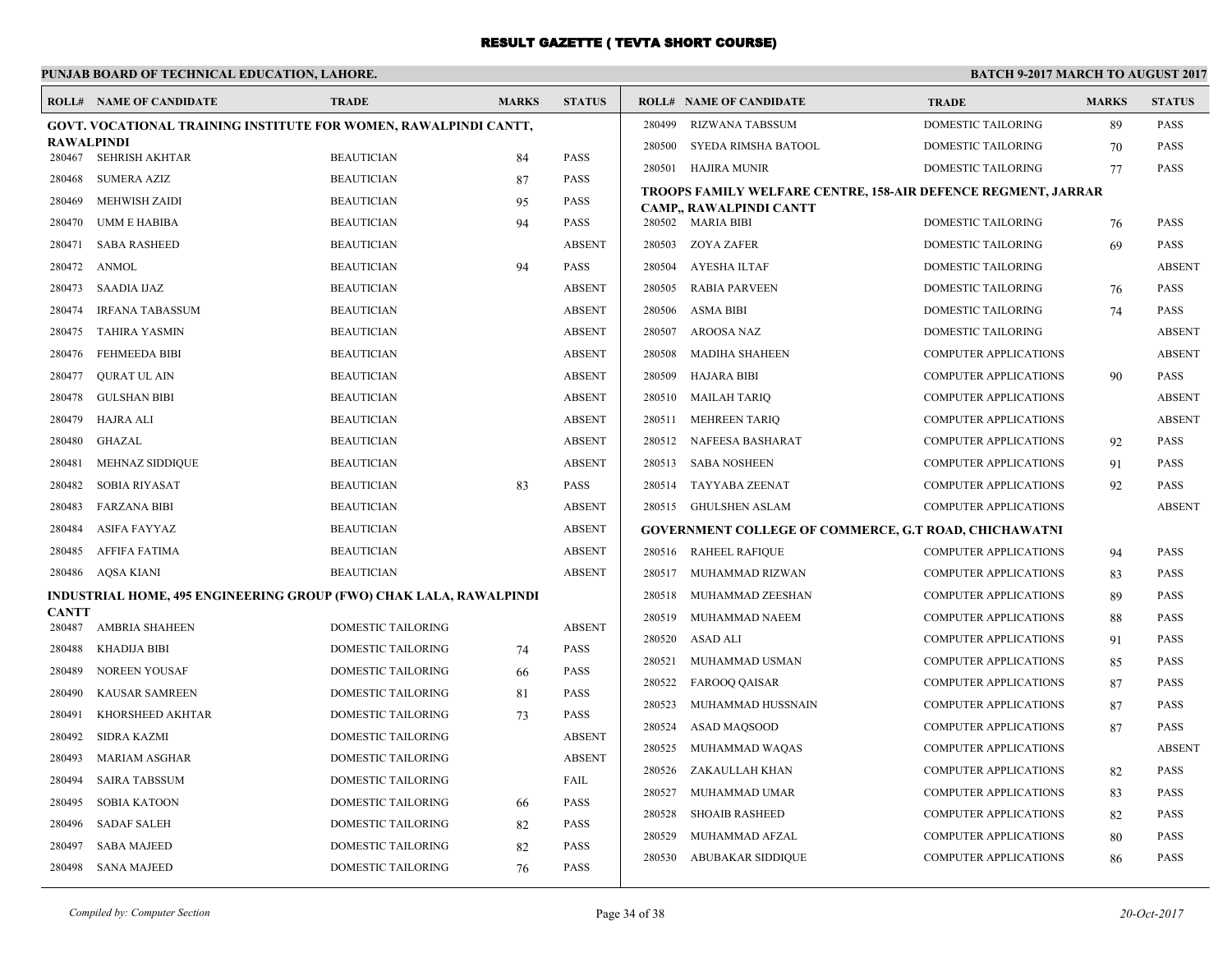# RESULT GAZETTE ( TEVTA SHORT COURSE)

**PUNJAB BOARD OF TECHNICAL EDUCATION, LAHORE.** **BATCH 9-2017 MARCH TO AUGUST 2017**

| ROLL# | NAME OF CANDIDATE | TRADE | MARKS | STATUS |
|---|---|---|---|---|
| **GOVT. VOCATIONAL TRAINING INSTITUTE FOR WOMEN, RAWALPINDI CANTT, RAWALPINDI** | | | | |
| 280467 | SEHRISH AKHTAR | BEAUTICIAN | 84 | PASS |
| 280468 | SUMERA AZIZ | BEAUTICIAN | 87 | PASS |
| 280469 | MEHWISH ZAIDI | BEAUTICIAN | 95 | PASS |
| 280470 | UMM E HABIBA | BEAUTICIAN | 94 | PASS |
| 280471 | SABA RASHEED | BEAUTICIAN | | ABSENT |
| 280472 | ANMOL | BEAUTICIAN | 94 | PASS |
| 280473 | SAADIA IJAZ | BEAUTICIAN | | ABSENT |
| 280474 | IRFANA TABASSUM | BEAUTICIAN | | ABSENT |
| 280475 | TAHIRA YASMIN | BEAUTICIAN | | ABSENT |
| 280476 | FEHMEEDA BIBI | BEAUTICIAN | | ABSENT |
| 280477 | QURAT UL AIN | BEAUTICIAN | | ABSENT |
| 280478 | GULSHAN BIBI | BEAUTICIAN | | ABSENT |
| 280479 | HAJRA ALI | BEAUTICIAN | | ABSENT |
| 280480 | GHAZAL | BEAUTICIAN | | ABSENT |
| 280481 | MEHNAZ SIDDIQUE | BEAUTICIAN | | ABSENT |
| 280482 | SOBIA RIYASAT | BEAUTICIAN | 83 | PASS |
| 280483 | FARZANA BIBI | BEAUTICIAN | | ABSENT |
| 280484 | ASIFA FAYYAZ | BEAUTICIAN | | ABSENT |
| 280485 | AFFIFA FATIMA | BEAUTICIAN | | ABSENT |
| 280486 | AQSA KIANI | BEAUTICIAN | | ABSENT |
| **INDUSTRIAL HOME, 495 ENGINEERING GROUP (FWO) CHAK LALA, RAWALPINDI CANTT** | | | | |
| 280487 | AMBRIA SHAHEEN | DOMESTIC TAILORING | | ABSENT |
| 280488 | KHADIJA BIBI | DOMESTIC TAILORING | 74 | PASS |
| 280489 | NOREEN YOUSAF | DOMESTIC TAILORING | 66 | PASS |
| 280490 | KAUSAR SAMREEN | DOMESTIC TAILORING | 81 | PASS |
| 280491 | KHORSHEED AKHTAR | DOMESTIC TAILORING | 73 | PASS |
| 280492 | SIDRA KAZMI | DOMESTIC TAILORING | | ABSENT |
| 280493 | MARIAM ASGHAR | DOMESTIC TAILORING | | ABSENT |
| 280494 | SAIRA TABSSUM | DOMESTIC TAILORING | | FAIL |
| 280495 | SOBIA KATOON | DOMESTIC TAILORING | 66 | PASS |
| 280496 | SADAF SALEH | DOMESTIC TAILORING | 82 | PASS |
| 280497 | SABA MAJEED | DOMESTIC TAILORING | 82 | PASS |
| 280498 | SANA MAJEED | DOMESTIC TAILORING | 76 | PASS |
| 280499 | RIZWANA TABSSUM | DOMESTIC TAILORING | 89 | PASS |
| 280500 | SYEDA RIMSHA BATOOL | DOMESTIC TAILORING | 70 | PASS |
| 280501 | HAJIRA MUNIR | DOMESTIC TAILORING | 77 | PASS |
| **TROOPS FAMILY WELFARE CENTRE, 158-AIR DEFENCE REGMENT, JARRAR CAMP,, RAWALPINDI CANTT** | | | | |
| 280502 | MARIA BIBI | DOMESTIC TAILORING | 76 | PASS |
| 280503 | ZOYA ZAFER | DOMESTIC TAILORING | 69 | PASS |
| 280504 | AYESHA ILTAF | DOMESTIC TAILORING | | ABSENT |
| 280505 | RABIA PARVEEN | DOMESTIC TAILORING | 76 | PASS |
| 280506 | ASMA BIBI | DOMESTIC TAILORING | 74 | PASS |
| 280507 | AROOSA NAZ | DOMESTIC TAILORING | | ABSENT |
| 280508 | MADIHA SHAHEEN | COMPUTER APPLICATIONS | | ABSENT |
| 280509 | HAJARA BIBI | COMPUTER APPLICATIONS | 90 | PASS |
| 280510 | MAILAH TARIQ | COMPUTER APPLICATIONS | | ABSENT |
| 280511 | MEHREEN TARIQ | COMPUTER APPLICATIONS | | ABSENT |
| 280512 | NAFEESA BASHARAT | COMPUTER APPLICATIONS | 92 | PASS |
| 280513 | SABA NOSHEEN | COMPUTER APPLICATIONS | 91 | PASS |
| 280514 | TAYYABA ZEENAT | COMPUTER APPLICATIONS | 92 | PASS |
| 280515 | GHULSHEN ASLAM | COMPUTER APPLICATIONS | | ABSENT |
| **GOVERNMENT COLLEGE OF COMMERCE, G.T ROAD, CHICHAWATNI** | | | | |
| 280516 | RAHEEL RAFIQUE | COMPUTER APPLICATIONS | 94 | PASS |
| 280517 | MUHAMMAD RIZWAN | COMPUTER APPLICATIONS | 83 | PASS |
| 280518 | MUHAMMAD ZEESHAN | COMPUTER APPLICATIONS | 89 | PASS |
| 280519 | MUHAMMAD NAEEM | COMPUTER APPLICATIONS | 88 | PASS |
| 280520 | ASAD ALI | COMPUTER APPLICATIONS | 91 | PASS |
| 280521 | MUHAMMAD USMAN | COMPUTER APPLICATIONS | 85 | PASS |
| 280522 | FAROOQ QAISAR | COMPUTER APPLICATIONS | 87 | PASS |
| 280523 | MUHAMMAD HUSSNAIN | COMPUTER APPLICATIONS | 87 | PASS |
| 280524 | ASAD MAQSOOD | COMPUTER APPLICATIONS | 87 | PASS |
| 280525 | MUHAMMAD WAQAS | COMPUTER APPLICATIONS | | ABSENT |
| 280526 | ZAKAULLAH KHAN | COMPUTER APPLICATIONS | 82 | PASS |
| 280527 | MUHAMMAD UMAR | COMPUTER APPLICATIONS | 83 | PASS |
| 280528 | SHOAIB RASHEED | COMPUTER APPLICATIONS | 82 | PASS |
| 280529 | MUHAMMAD AFZAL | COMPUTER APPLICATIONS | 80 | PASS |
| 280530 | ABUBAKAR SIDDIQUE | COMPUTER APPLICATIONS | 86 | PASS |

*Compiled by: Computer Section* *20-Oct-2017*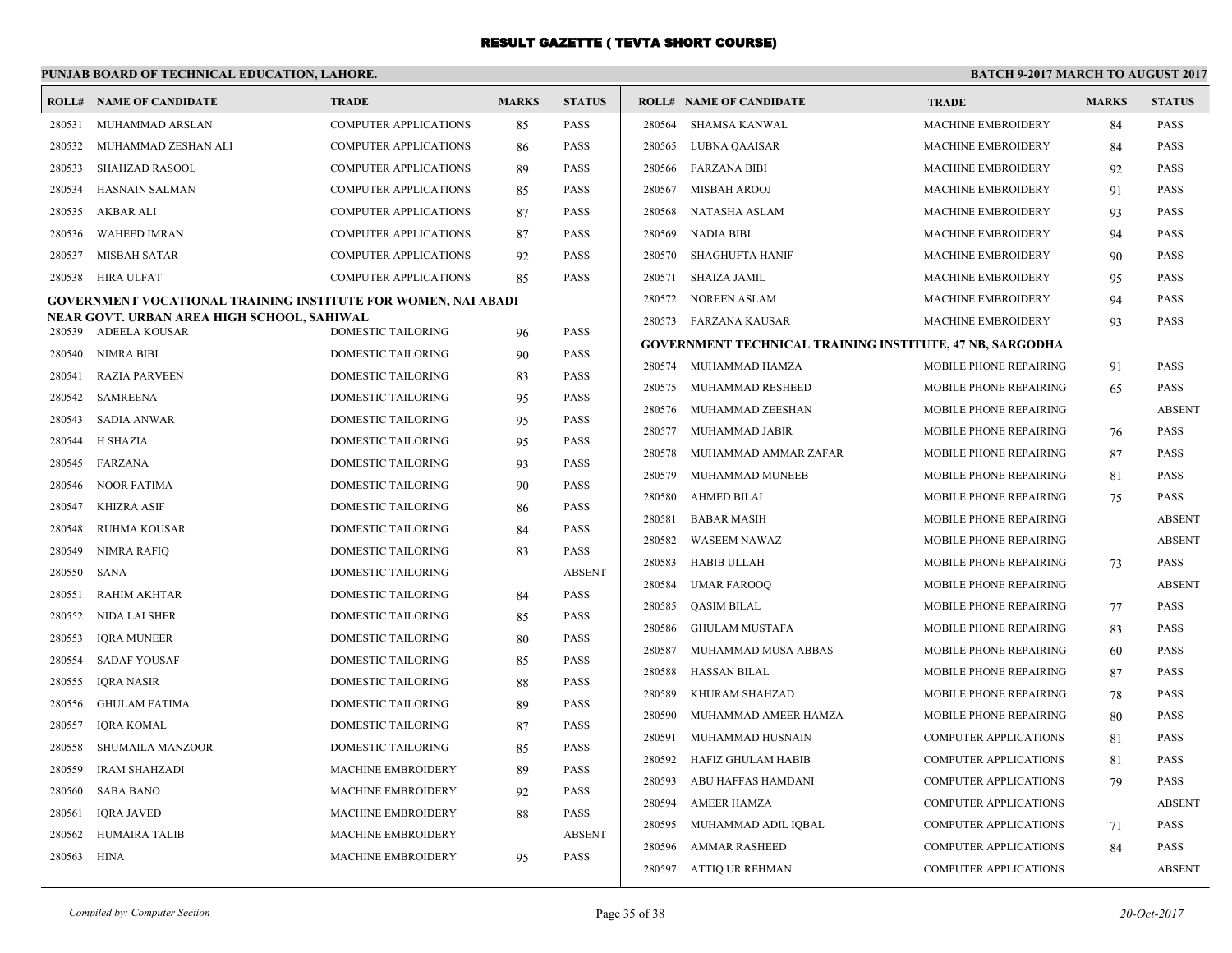# RESULT GAZETTE ( TEVTA SHORT COURSE)

**PUNJAB BOARD OF TECHNICAL EDUCATION, LAHORE.**

**BATCH 9-2017 MARCH TO AUGUST 2017**

| ROLL# | NAME OF CANDIDATE | TRADE | MARKS | STATUS |
|---|---|---|---|---|
| 280531 | MUHAMMAD ARSLAN | COMPUTER APPLICATIONS | 85 | PASS |
| 280532 | MUHAMMAD ZESHAN ALI | COMPUTER APPLICATIONS | 86 | PASS |
| 280533 | SHAHZAD RASOOL | COMPUTER APPLICATIONS | 89 | PASS |
| 280534 | HASNAIN SALMAN | COMPUTER APPLICATIONS | 85 | PASS |
| 280535 | AKBAR ALI | COMPUTER APPLICATIONS | 87 | PASS |
| 280536 | WAHEED IMRAN | COMPUTER APPLICATIONS | 87 | PASS |
| 280537 | MISBAH SATAR | COMPUTER APPLICATIONS | 92 | PASS |
| 280538 | HIRA ULFAT | COMPUTER APPLICATIONS | 85 | PASS |

**GOVERNMENT VOCATIONAL TRAINING INSTITUTE FOR WOMEN, NAI ABADI NEAR GOVT. URBAN AREA HIGH SCHOOL, SAHIWAL**

| ROLL# | NAME OF CANDIDATE | TRADE | MARKS | STATUS |
|---|---|---|---|---|
| 280539 | ADEELA KOUSAR | DOMESTIC TAILORING | 96 | PASS |
| 280540 | NIMRA BIBI | DOMESTIC TAILORING | 90 | PASS |
| 280541 | RAZIA PARVEEN | DOMESTIC TAILORING | 83 | PASS |
| 280542 | SAMREENA | DOMESTIC TAILORING | 95 | PASS |
| 280543 | SADIA ANWAR | DOMESTIC TAILORING | 95 | PASS |
| 280544 | H SHAZIA | DOMESTIC TAILORING | 95 | PASS |
| 280545 | FARZANA | DOMESTIC TAILORING | 93 | PASS |
| 280546 | NOOR FATIMA | DOMESTIC TAILORING | 90 | PASS |
| 280547 | KHIZRA ASIF | DOMESTIC TAILORING | 86 | PASS |
| 280548 | RUHMA KOUSAR | DOMESTIC TAILORING | 84 | PASS |
| 280549 | NIMRA RAFIQ | DOMESTIC TAILORING | 83 | PASS |
| 280550 | SANA | DOMESTIC TAILORING | | ABSENT |
| 280551 | RAHIM AKHTAR | DOMESTIC TAILORING | 84 | PASS |
| 280552 | NIDA LAI SHER | DOMESTIC TAILORING | 85 | PASS |
| 280553 | IQRA MUNEER | DOMESTIC TAILORING | 80 | PASS |
| 280554 | SADAF YOUSAF | DOMESTIC TAILORING | 85 | PASS |
| 280555 | IQRA NASIR | DOMESTIC TAILORING | 88 | PASS |
| 280556 | GHULAM FATIMA | DOMESTIC TAILORING | 89 | PASS |
| 280557 | IQRA KOMAL | DOMESTIC TAILORING | 87 | PASS |
| 280558 | SHUMAILA MANZOOR | DOMESTIC TAILORING | 85 | PASS |
| 280559 | IRAM SHAHZADI | MACHINE EMBROIDERY | 89 | PASS |
| 280560 | SABA BANO | MACHINE EMBROIDERY | 92 | PASS |
| 280561 | IQRA JAVED | MACHINE EMBROIDERY | 88 | PASS |
| 280562 | HUMAIRA TALIB | MACHINE EMBROIDERY | | ABSENT |
| 280563 | HINA | MACHINE EMBROIDERY | 95 | PASS |
| 280564 | SHAMSA KANWAL | MACHINE EMBROIDERY | 84 | PASS |
| 280565 | LUBNA QAAISAR | MACHINE EMBROIDERY | 84 | PASS |
| 280566 | FARZANA BIBI | MACHINE EMBROIDERY | 92 | PASS |
| 280567 | MISBAH AROOJ | MACHINE EMBROIDERY | 91 | PASS |
| 280568 | NATASHA ASLAM | MACHINE EMBROIDERY | 93 | PASS |
| 280569 | NADIA BIBI | MACHINE EMBROIDERY | 94 | PASS |
| 280570 | SHAGHUFTA HANIF | MACHINE EMBROIDERY | 90 | PASS |
| 280571 | SHAIZA JAMIL | MACHINE EMBROIDERY | 95 | PASS |
| 280572 | NOREEN ASLAM | MACHINE EMBROIDERY | 94 | PASS |
| 280573 | FARZANA KAUSAR | MACHINE EMBROIDERY | 93 | PASS |

**GOVERNMENT TECHNICAL TRAINING INSTITUTE, 47 NB, SARGODHA**

| ROLL# | NAME OF CANDIDATE | TRADE | MARKS | STATUS |
|---|---|---|---|---|
| 280574 | MUHAMMAD HAMZA | MOBILE PHONE REPAIRING | 91 | PASS |
| 280575 | MUHAMMAD RESHEED | MOBILE PHONE REPAIRING | 65 | PASS |
| 280576 | MUHAMMAD ZEESHAN | MOBILE PHONE REPAIRING | | ABSENT |
| 280577 | MUHAMMAD JABIR | MOBILE PHONE REPAIRING | 76 | PASS |
| 280578 | MUHAMMAD AMMAR ZAFAR | MOBILE PHONE REPAIRING | 87 | PASS |
| 280579 | MUHAMMAD MUNEEB | MOBILE PHONE REPAIRING | 81 | PASS |
| 280580 | AHMED BILAL | MOBILE PHONE REPAIRING | 75 | PASS |
| 280581 | BABAR MASIH | MOBILE PHONE REPAIRING | | ABSENT |
| 280582 | WASEEM NAWAZ | MOBILE PHONE REPAIRING | | ABSENT |
| 280583 | HABIB ULLAH | MOBILE PHONE REPAIRING | 73 | PASS |
| 280584 | UMAR FAROOQ | MOBILE PHONE REPAIRING | | ABSENT |
| 280585 | QASIM BILAL | MOBILE PHONE REPAIRING | 77 | PASS |
| 280586 | GHULAM MUSTAFA | MOBILE PHONE REPAIRING | 83 | PASS |
| 280587 | MUHAMMAD MUSA ABBAS | MOBILE PHONE REPAIRING | 60 | PASS |
| 280588 | HASSAN BILAL | MOBILE PHONE REPAIRING | 87 | PASS |
| 280589 | KHURAM SHAHZAD | MOBILE PHONE REPAIRING | 78 | PASS |
| 280590 | MUHAMMAD AMEER HAMZA | MOBILE PHONE REPAIRING | 80 | PASS |
| 280591 | MUHAMMAD HUSNAIN | COMPUTER APPLICATIONS | 81 | PASS |
| 280592 | HAFIZ GHULAM HABIB | COMPUTER APPLICATIONS | 81 | PASS |
| 280593 | ABU HAFFAS HAMDANI | COMPUTER APPLICATIONS | 79 | PASS |
| 280594 | AMEER HAMZA | COMPUTER APPLICATIONS | | ABSENT |
| 280595 | MUHAMMAD ADIL IQBAL | COMPUTER APPLICATIONS | 71 | PASS |
| 280596 | AMMAR RASHEED | COMPUTER APPLICATIONS | 84 | PASS |
| 280597 | ATTIQ UR REHMAN | COMPUTER APPLICATIONS | | ABSENT |

*Compiled by: Computer Section*

*20-Oct-2017*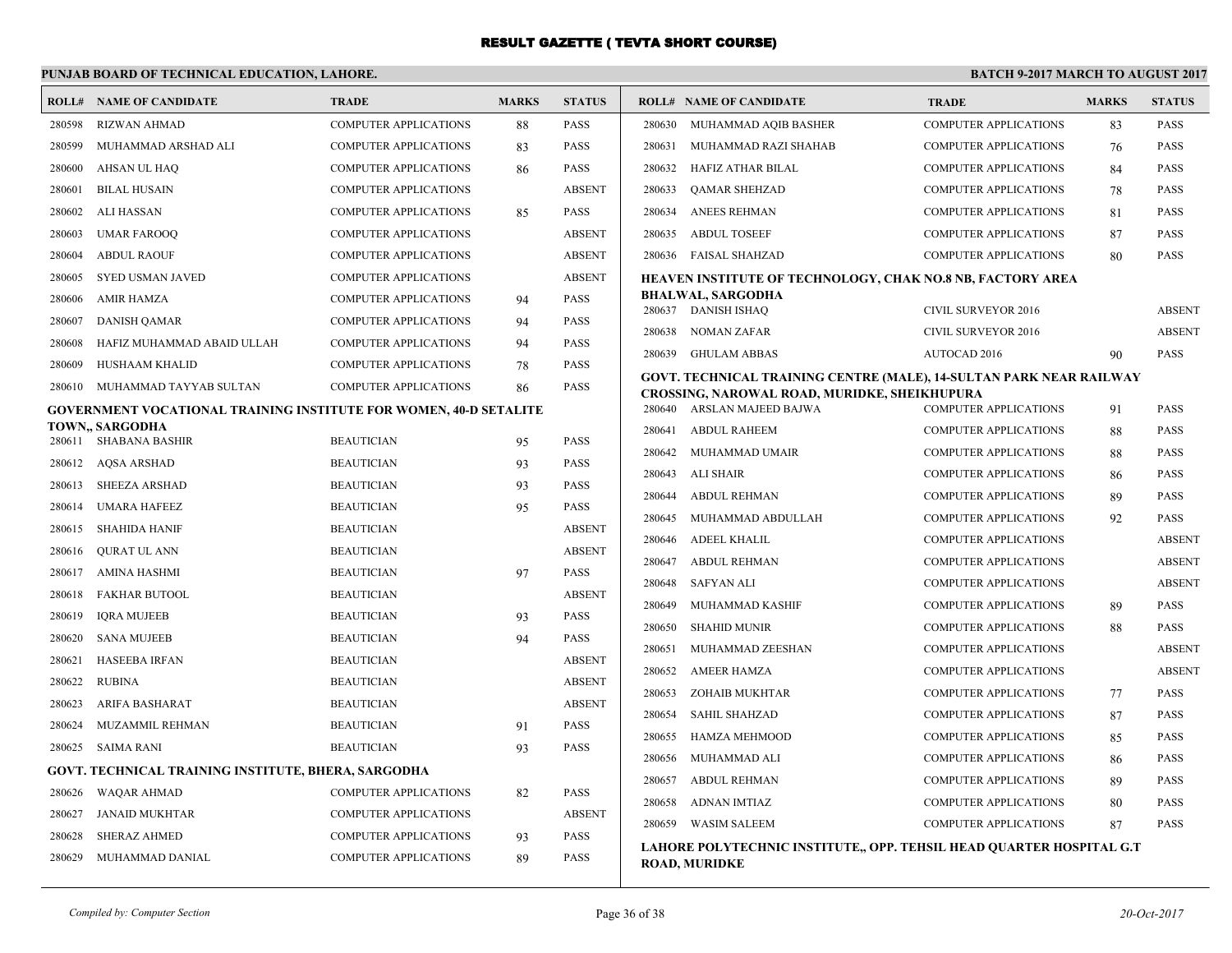# RESULT GAZETTE ( TEVTA SHORT COURSE)

**PUNJAB BOARD OF TECHNICAL EDUCATION, LAHORE.** | **BATCH 9-2017 MARCH TO AUGUST 2017**

| ROLL# | NAME OF CANDIDATE | TRADE | MARKS | STATUS |
|---|---|---|---|---|
| 280598 | RIZWAN AHMAD | COMPUTER APPLICATIONS | 88 | PASS |
| 280599 | MUHAMMAD ARSHAD ALI | COMPUTER APPLICATIONS | 83 | PASS |
| 280600 | AHSAN UL HAQ | COMPUTER APPLICATIONS | 86 | PASS |
| 280601 | BILAL HUSAIN | COMPUTER APPLICATIONS | | ABSENT |
| 280602 | ALI HASSAN | COMPUTER APPLICATIONS | 85 | PASS |
| 280603 | UMAR FAROOQ | COMPUTER APPLICATIONS | | ABSENT |
| 280604 | ABDUL RAOUF | COMPUTER APPLICATIONS | | ABSENT |
| 280605 | SYED USMAN JAVED | COMPUTER APPLICATIONS | | ABSENT |
| 280606 | AMIR HAMZA | COMPUTER APPLICATIONS | 94 | PASS |
| 280607 | DANISH QAMAR | COMPUTER APPLICATIONS | 94 | PASS |
| 280608 | HAFIZ MUHAMMAD ABAID ULLAH | COMPUTER APPLICATIONS | 94 | PASS |
| 280609 | HUSHAAM KHALID | COMPUTER APPLICATIONS | 78 | PASS |
| 280610 | MUHAMMAD TAYYAB SULTAN | COMPUTER APPLICATIONS | 86 | PASS |

**GOVERNMENT VOCATIONAL TRAINING INSTITUTE FOR WOMEN, 40-D SETALITE TOWN,, SARGODHA**

| ROLL# | NAME OF CANDIDATE | TRADE | MARKS | STATUS |
|---|---|---|---|---|
| 280611 | SHABANA BASHIR | BEAUTICIAN | 95 | PASS |
| 280612 | AQSA ARSHAD | BEAUTICIAN | 93 | PASS |
| 280613 | SHEEZA ARSHAD | BEAUTICIAN | 93 | PASS |
| 280614 | UMARA HAFEEZ | BEAUTICIAN | 95 | PASS |
| 280615 | SHAHIDA HANIF | BEAUTICIAN | | ABSENT |
| 280616 | QURAT UL ANN | BEAUTICIAN | | ABSENT |
| 280617 | AMINA HASHMI | BEAUTICIAN | 97 | PASS |
| 280618 | FAKHAR BUTOOL | BEAUTICIAN | | ABSENT |
| 280619 | IQRA MUJEEB | BEAUTICIAN | 93 | PASS |
| 280620 | SANA MUJEEB | BEAUTICIAN | 94 | PASS |
| 280621 | HASEEBA IRFAN | BEAUTICIAN | | ABSENT |
| 280622 | RUBINA | BEAUTICIAN | | ABSENT |
| 280623 | ARIFA BASHARAT | BEAUTICIAN | | ABSENT |
| 280624 | MUZAMMIL REHMAN | BEAUTICIAN | 91 | PASS |
| 280625 | SAIMA RANI | BEAUTICIAN | 93 | PASS |

**GOVT. TECHNICAL TRAINING INSTITUTE, BHERA, SARGODHA**

| ROLL# | NAME OF CANDIDATE | TRADE | MARKS | STATUS |
|---|---|---|---|---|
| 280626 | WAQAR AHMAD | COMPUTER APPLICATIONS | 82 | PASS |
| 280627 | JANAID MUKHTAR | COMPUTER APPLICATIONS | | ABSENT |
| 280628 | SHERAZ AHMED | COMPUTER APPLICATIONS | 93 | PASS |
| 280629 | MUHAMMAD DANIAL | COMPUTER APPLICATIONS | 89 | PASS |
| 280630 | MUHAMMAD AQIB BASHER | COMPUTER APPLICATIONS | 83 | PASS |
| 280631 | MUHAMMAD RAZI SHAHAB | COMPUTER APPLICATIONS | 76 | PASS |
| 280632 | HAFIZ ATHAR BILAL | COMPUTER APPLICATIONS | 84 | PASS |
| 280633 | QAMAR SHEHZAD | COMPUTER APPLICATIONS | 78 | PASS |
| 280634 | ANEES REHMAN | COMPUTER APPLICATIONS | 81 | PASS |
| 280635 | ABDUL TOSEEF | COMPUTER APPLICATIONS | 87 | PASS |
| 280636 | FAISAL SHAHZAD | COMPUTER APPLICATIONS | 80 | PASS |

**HEAVEN INSTITUTE OF TECHNOLOGY, CHAK NO.8 NB, FACTORY AREA BHALWAL, SARGODHA**

| ROLL# | NAME OF CANDIDATE | TRADE | MARKS | STATUS |
|---|---|---|---|---|
| 280637 | DANISH ISHAQ | CIVIL SURVEYOR 2016 | | ABSENT |
| 280638 | NOMAN ZAFAR | CIVIL SURVEYOR 2016 | | ABSENT |
| 280639 | GHULAM ABBAS | AUTOCAD 2016 | 90 | PASS |

**GOVT. TECHNICAL TRAINING CENTRE (MALE), 14-SULTAN PARK NEAR RAILWAY CROSSING, NAROWAL ROAD, MURIDKE, SHEIKHUPURA**

| ROLL# | NAME OF CANDIDATE | TRADE | MARKS | STATUS |
|---|---|---|---|---|
| 280640 | ARSLAN MAJEED BAJWA | COMPUTER APPLICATIONS | 91 | PASS |
| 280641 | ABDUL RAHEEM | COMPUTER APPLICATIONS | 88 | PASS |
| 280642 | MUHAMMAD UMAIR | COMPUTER APPLICATIONS | 88 | PASS |
| 280643 | ALI SHAIR | COMPUTER APPLICATIONS | 86 | PASS |
| 280644 | ABDUL REHMAN | COMPUTER APPLICATIONS | 89 | PASS |
| 280645 | MUHAMMAD ABDULLAH | COMPUTER APPLICATIONS | 92 | PASS |
| 280646 | ADEEL KHALIL | COMPUTER APPLICATIONS | | ABSENT |
| 280647 | ABDUL REHMAN | COMPUTER APPLICATIONS | | ABSENT |
| 280648 | SAFYAN ALI | COMPUTER APPLICATIONS | | ABSENT |
| 280649 | MUHAMMAD KASHIF | COMPUTER APPLICATIONS | 89 | PASS |
| 280650 | SHAHID MUNIR | COMPUTER APPLICATIONS | 88 | PASS |
| 280651 | MUHAMMAD ZEESHAN | COMPUTER APPLICATIONS | | ABSENT |
| 280652 | AMEER HAMZA | COMPUTER APPLICATIONS | | ABSENT |
| 280653 | ZOHAIB MUKHTAR | COMPUTER APPLICATIONS | 77 | PASS |
| 280654 | SAHIL SHAHZAD | COMPUTER APPLICATIONS | 87 | PASS |
| 280655 | HAMZA MEHMOOD | COMPUTER APPLICATIONS | 85 | PASS |
| 280656 | MUHAMMAD ALI | COMPUTER APPLICATIONS | 86 | PASS |
| 280657 | ABDUL REHMAN | COMPUTER APPLICATIONS | 89 | PASS |
| 280658 | ADNAN IMTIAZ | COMPUTER APPLICATIONS | 80 | PASS |
| 280659 | WASIM SALEEM | COMPUTER APPLICATIONS | 87 | PASS |

**LAHORE POLYTECHNIC INSTITUTE,, OPP. TEHSIL HEAD QUARTER HOSPITAL G.T ROAD, MURIDKE**

*Compiled by: Computer Section* | *20-Oct-2017*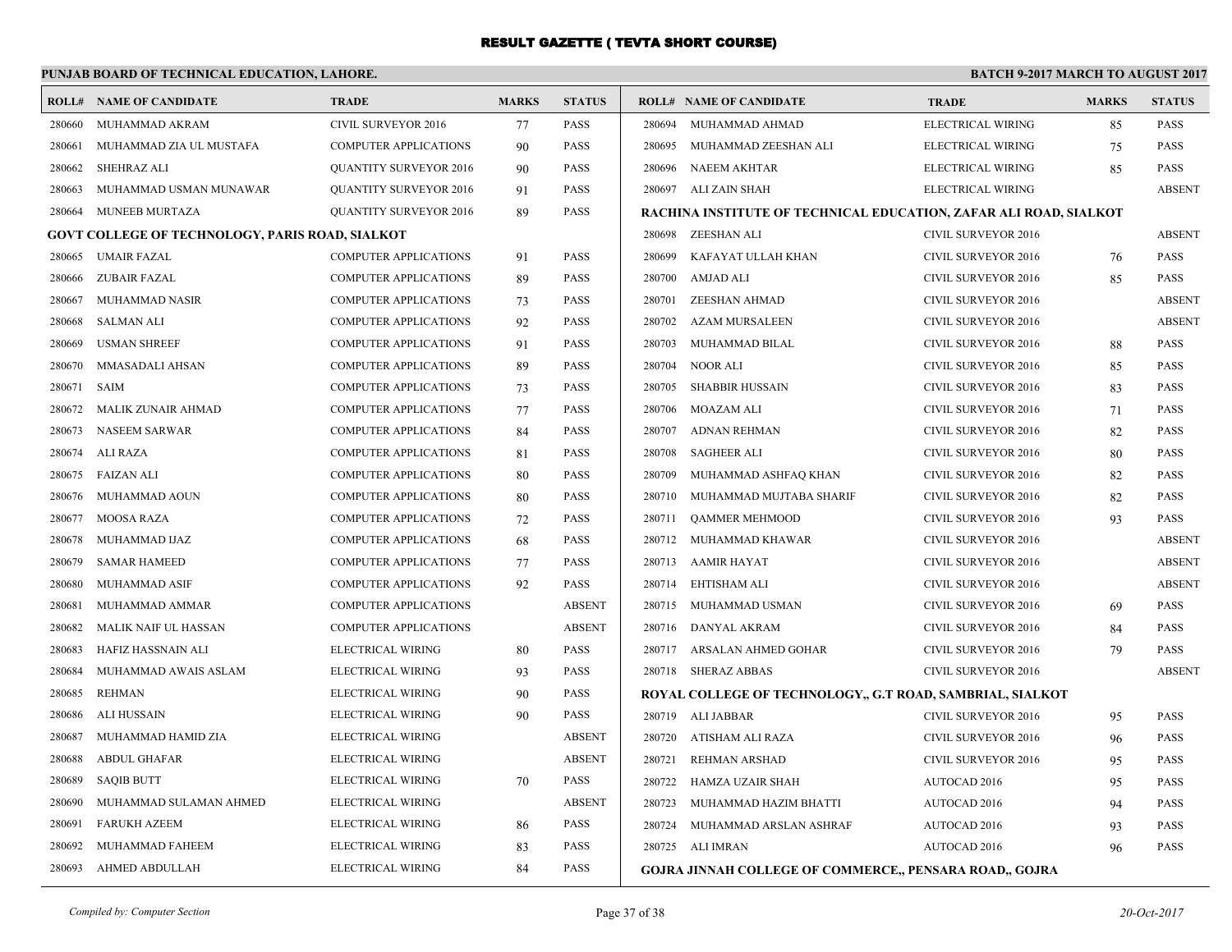# RESULT GAZETTE ( TEVTA SHORT COURSE)

**PUNJAB BOARD OF TECHNICAL EDUCATION, LAHORE.** **BATCH 9-2017 MARCH TO AUGUST 2017**

| ROLL# | NAME OF CANDIDATE | TRADE | MARKS | STATUS |
|---|---|---|---|---|
| 280660 | MUHAMMAD AKRAM | CIVIL SURVEYOR 2016 | 77 | PASS |
| 280661 | MUHAMMAD ZIA UL MUSTAFA | COMPUTER APPLICATIONS | 90 | PASS |
| 280662 | SHEHRAZ ALI | QUANTITY SURVEYOR 2016 | 90 | PASS |
| 280663 | MUHAMMAD USMAN MUNAWAR | QUANTITY SURVEYOR 2016 | 91 | PASS |
| 280664 | MUNEEB MURTAZA | QUANTITY SURVEYOR 2016 | 89 | PASS |
| **GOVT COLLEGE OF TECHNOLOGY, PARIS ROAD, SIALKOT** | | | | |
| 280665 | UMAIR FAZAL | COMPUTER APPLICATIONS | 91 | PASS |
| 280666 | ZUBAIR FAZAL | COMPUTER APPLICATIONS | 89 | PASS |
| 280667 | MUHAMMAD NASIR | COMPUTER APPLICATIONS | 73 | PASS |
| 280668 | SALMAN ALI | COMPUTER APPLICATIONS | 92 | PASS |
| 280669 | USMAN SHREEF | COMPUTER APPLICATIONS | 91 | PASS |
| 280670 | MMASADALI AHSAN | COMPUTER APPLICATIONS | 89 | PASS |
| 280671 | SAIM | COMPUTER APPLICATIONS | 73 | PASS |
| 280672 | MALIK ZUNAIR AHMAD | COMPUTER APPLICATIONS | 77 | PASS |
| 280673 | NASEEM SARWAR | COMPUTER APPLICATIONS | 84 | PASS |
| 280674 | ALI RAZA | COMPUTER APPLICATIONS | 81 | PASS |
| 280675 | FAIZAN ALI | COMPUTER APPLICATIONS | 80 | PASS |
| 280676 | MUHAMMAD AOUN | COMPUTER APPLICATIONS | 80 | PASS |
| 280677 | MOOSA RAZA | COMPUTER APPLICATIONS | 72 | PASS |
| 280678 | MUHAMMAD IJAZ | COMPUTER APPLICATIONS | 68 | PASS |
| 280679 | SAMAR HAMEED | COMPUTER APPLICATIONS | 77 | PASS |
| 280680 | MUHAMMAD ASIF | COMPUTER APPLICATIONS | 92 | PASS |
| 280681 | MUHAMMAD AMMAR | COMPUTER APPLICATIONS | | ABSENT |
| 280682 | MALIK NAIF UL HASSAN | COMPUTER APPLICATIONS | | ABSENT |
| 280683 | HAFIZ HASSNAIN ALI | ELECTRICAL WIRING | 80 | PASS |
| 280684 | MUHAMMAD AWAIS ASLAM | ELECTRICAL WIRING | 93 | PASS |
| 280685 | REHMAN | ELECTRICAL WIRING | 90 | PASS |
| 280686 | ALI HUSSAIN | ELECTRICAL WIRING | 90 | PASS |
| 280687 | MUHAMMAD HAMID ZIA | ELECTRICAL WIRING | | ABSENT |
| 280688 | ABDUL GHAFAR | ELECTRICAL WIRING | | ABSENT |
| 280689 | SAQIB BUTT | ELECTRICAL WIRING | 70 | PASS |
| 280690 | MUHAMMAD SULAMAN AHMED | ELECTRICAL WIRING | | ABSENT |
| 280691 | FARUKH AZEEM | ELECTRICAL WIRING | 86 | PASS |
| 280692 | MUHAMMAD FAHEEM | ELECTRICAL WIRING | 83 | PASS |
| 280693 | AHMED ABDULLAH | ELECTRICAL WIRING | 84 | PASS |
| 280694 | MUHAMMAD AHMAD | ELECTRICAL WIRING | 85 | PASS |
| 280695 | MUHAMMAD ZEESHAN ALI | ELECTRICAL WIRING | 75 | PASS |
| 280696 | NAEEM AKHTAR | ELECTRICAL WIRING | 85 | PASS |
| 280697 | ALI ZAIN SHAH | ELECTRICAL WIRING | | ABSENT |
| **RACHINA INSTITUTE OF TECHNICAL EDUCATION, ZAFAR ALI ROAD, SIALKOT** | | | | |
| 280698 | ZEESHAN ALI | CIVIL SURVEYOR 2016 | | ABSENT |
| 280699 | KAFAYAT ULLAH KHAN | CIVIL SURVEYOR 2016 | 76 | PASS |
| 280700 | AMJAD ALI | CIVIL SURVEYOR 2016 | 85 | PASS |
| 280701 | ZEESHAN AHMAD | CIVIL SURVEYOR 2016 | | ABSENT |
| 280702 | AZAM MURSALEEN | CIVIL SURVEYOR 2016 | | ABSENT |
| 280703 | MUHAMMAD BILAL | CIVIL SURVEYOR 2016 | 88 | PASS |
| 280704 | NOOR ALI | CIVIL SURVEYOR 2016 | 85 | PASS |
| 280705 | SHABBIR HUSSAIN | CIVIL SURVEYOR 2016 | 83 | PASS |
| 280706 | MOAZAM ALI | CIVIL SURVEYOR 2016 | 71 | PASS |
| 280707 | ADNAN REHMAN | CIVIL SURVEYOR 2016 | 82 | PASS |
| 280708 | SAGHEER ALI | CIVIL SURVEYOR 2016 | 80 | PASS |
| 280709 | MUHAMMAD ASHFAQ KHAN | CIVIL SURVEYOR 2016 | 82 | PASS |
| 280710 | MUHAMMAD MUJTABA SHARIF | CIVIL SURVEYOR 2016 | 82 | PASS |
| 280711 | QAMMER MEHMOOD | CIVIL SURVEYOR 2016 | 93 | PASS |
| 280712 | MUHAMMAD KHAWAR | CIVIL SURVEYOR 2016 | | ABSENT |
| 280713 | AAMIR HAYAT | CIVIL SURVEYOR 2016 | | ABSENT |
| 280714 | EHTISHAM ALI | CIVIL SURVEYOR 2016 | | ABSENT |
| 280715 | MUHAMMAD USMAN | CIVIL SURVEYOR 2016 | 69 | PASS |
| 280716 | DANYAL AKRAM | CIVIL SURVEYOR 2016 | 84 | PASS |
| 280717 | ARSALAN AHMED GOHAR | CIVIL SURVEYOR 2016 | 79 | PASS |
| 280718 | SHERAZ ABBAS | CIVIL SURVEYOR 2016 | | ABSENT |
| **ROYAL COLLEGE OF TECHNOLOGY,, G.T ROAD, SAMBRIAL, SIALKOT** | | | | |
| 280719 | ALI JABBAR | CIVIL SURVEYOR 2016 | 95 | PASS |
| 280720 | ATISHAM ALI RAZA | CIVIL SURVEYOR 2016 | 96 | PASS |
| 280721 | REHMAN ARSHAD | CIVIL SURVEYOR 2016 | 95 | PASS |
| 280722 | HAMZA UZAIR SHAH | AUTOCAD 2016 | 95 | PASS |
| 280723 | MUHAMMAD HAZIM BHATTI | AUTOCAD 2016 | 94 | PASS |
| 280724 | MUHAMMAD ARSLAN ASHRAF | AUTOCAD 2016 | 93 | PASS |
| 280725 | ALI IMRAN | AUTOCAD 2016 | 96 | PASS |
| **GOJRA JINNAH COLLEGE OF COMMERCE,, PENSARA ROAD,, GOJRA** | | | | |

*Compiled by: Computer Section* *20-Oct-2017*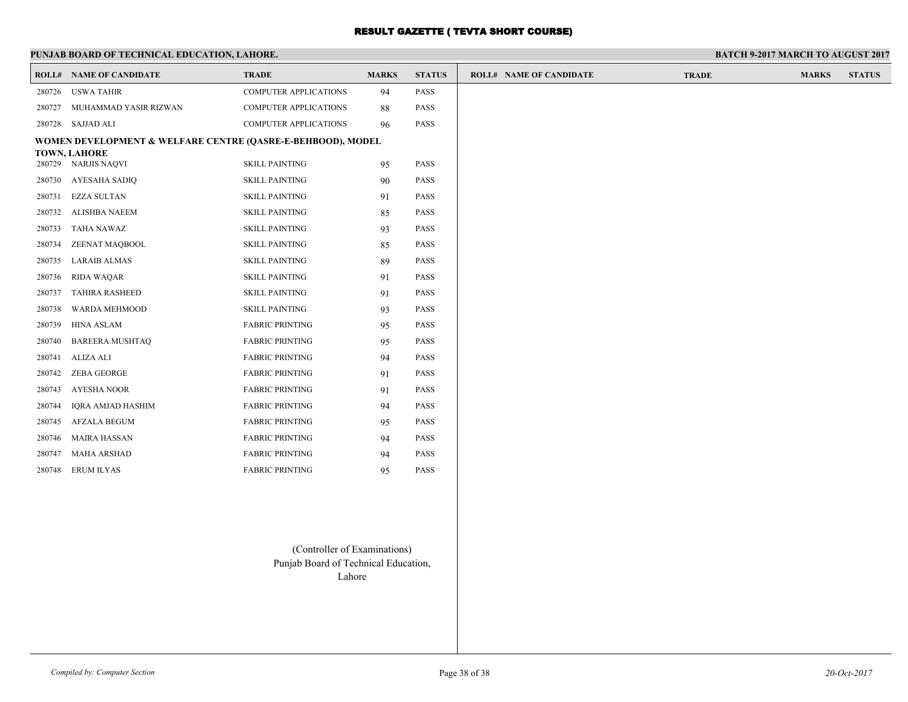# RESULT GAZETTE ( TEVTA SHORT COURSE)

**PUNJAB BOARD OF TECHNICAL EDUCATION, LAHORE.** **BATCH 9-2017 MARCH TO AUGUST 2017**

| ROLL# | NAME OF CANDIDATE | TRADE | MARKS | STATUS |
|---|---|---|---|---|
| 280726 | USWA TAHIR | COMPUTER APPLICATIONS | 94 | PASS |
| 280727 | MUHAMMAD YASIR RIZWAN | COMPUTER APPLICATIONS | 88 | PASS |
| 280728 | SAJJAD ALI | COMPUTER APPLICATIONS | 96 | PASS |

**WOMEN DEVELOPMENT & WELFARE CENTRE (QASRE-E-BEHBOOD), MODEL TOWN, LAHORE**

| ROLL# | NAME OF CANDIDATE | TRADE | MARKS | STATUS |
|---|---|---|---|---|
| 280729 | NARJIS NAQVI | SKILL PAINTING | 95 | PASS |
| 280730 | AYESAHA SADIQ | SKILL PAINTING | 90 | PASS |
| 280731 | EZZA SULTAN | SKILL PAINTING | 91 | PASS |
| 280732 | ALISHBA NAEEM | SKILL PAINTING | 85 | PASS |
| 280733 | TAHA NAWAZ | SKILL PAINTING | 93 | PASS |
| 280734 | ZEENAT MAQBOOL | SKILL PAINTING | 85 | PASS |
| 280735 | LARAIB ALMAS | SKILL PAINTING | 89 | PASS |
| 280736 | RIDA WAQAR | SKILL PAINTING | 91 | PASS |
| 280737 | TAHIRA RASHEED | SKILL PAINTING | 91 | PASS |
| 280738 | WARDA MEHMOOD | SKILL PAINTING | 93 | PASS |
| 280739 | HINA ASLAM | FABRIC PRINTING | 95 | PASS |
| 280740 | BAREERA MUSHTAQ | FABRIC PRINTING | 95 | PASS |
| 280741 | ALIZA ALI | FABRIC PRINTING | 94 | PASS |
| 280742 | ZEBA GEORGE | FABRIC PRINTING | 91 | PASS |
| 280743 | AYESHA NOOR | FABRIC PRINTING | 91 | PASS |
| 280744 | IQRA AMJAD HASHIM | FABRIC PRINTING | 94 | PASS |
| 280745 | AFZALA BEGUM | FABRIC PRINTING | 95 | PASS |
| 280746 | MAIRA HASSAN | FABRIC PRINTING | 94 | PASS |
| 280747 | MAHA ARSHAD | FABRIC PRINTING | 94 | PASS |
| 280748 | ERUM ILYAS | FABRIC PRINTING | 95 | PASS |

(Controller of Examinations)
Punjab Board of Technical Education,
Lahore

*Compiled by: Computer Section* *20-Oct-2017*